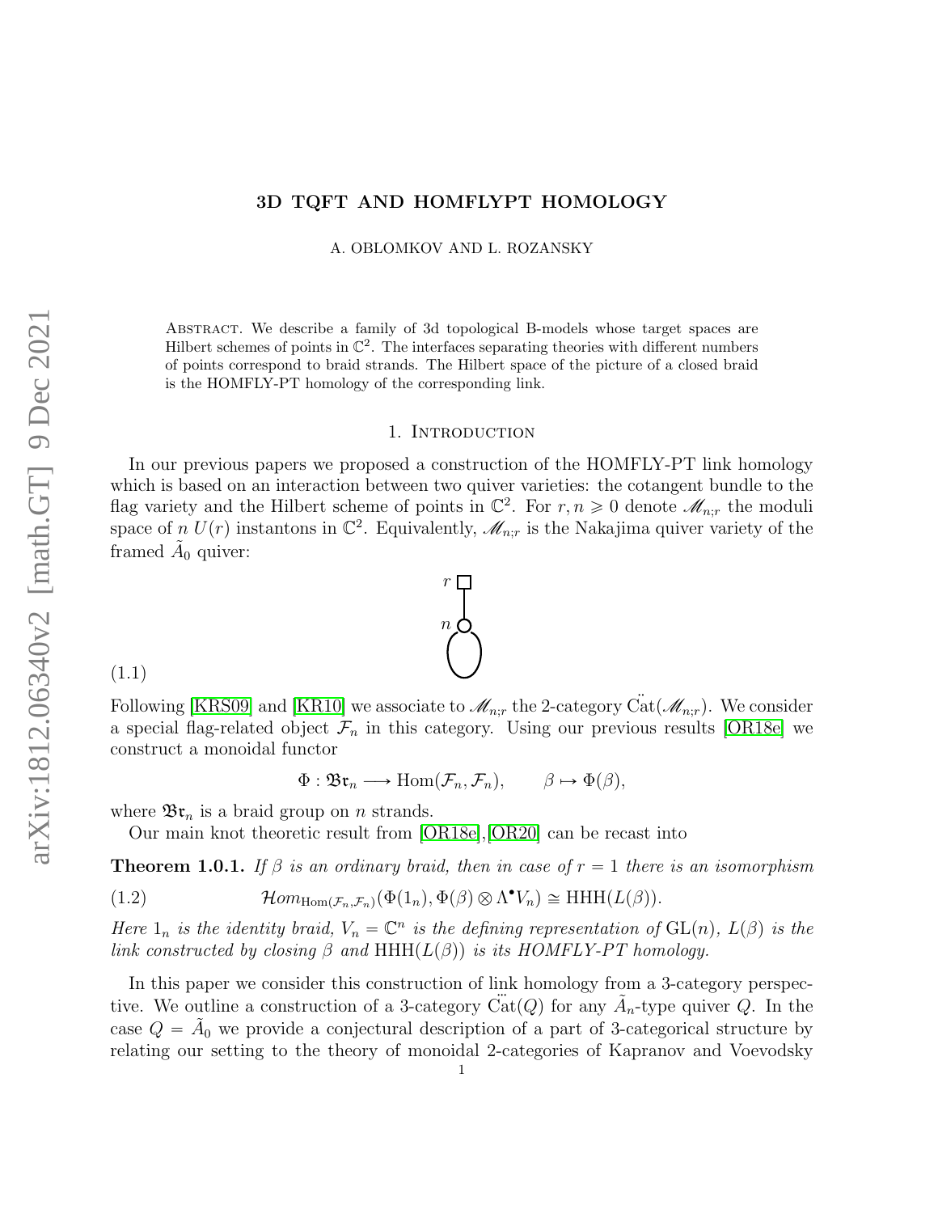# 3D TQFT AND HOMFLYPT HOMOLOGY

A. OBLOMKOV AND L. ROZANSKY

Abstract. We describe a family of 3d topological B-models whose target spaces are Hilbert schemes of points in $\mathbb{C}^2$. The interfaces separating theories with different numbers of points correspond to braid strands. The Hilbert space of the picture of a closed braid is the HOMFLY-PT homology of the corresponding link.

## 1. Introduction

In our previous papers we proposed a construction of the HOMFLY-PT link homology which is based on an interaction between two quiver varieties: the cotangent bundle to the flag variety and the Hilbert scheme of points in $\mathbb{C}^2$. For $r, n \geqslant 0$ denote $\mathscr{M}_{n;r}$ the moduli space of $n$ $U(r)$ instantons in $\mathbb{C}^2$. Equivalently, $\mathscr{M}_{n;r}$ is the Nakajima quiver variety of the framed $\tilde{A}_0$ quiver:

(1.1)

Following [KRS09] and [KR10] we associate to $\mathscr{M}_{n;r}$ the 2-category $\ddot{\mathrm{Cat}}(\mathscr{M}_{n;r})$. We consider a special flag-related object $\mathcal{F}_n$ in this category. Using our previous results [OR18e] we construct a monoidal functor

$$\Phi : \mathfrak{Br}_n \longrightarrow \mathrm{Hom}(\mathcal{F}_n, \mathcal{F}_n), \qquad \beta \mapsto \Phi(\beta),$$

where $\mathfrak{Br}_n$ is a braid group on $n$ strands.

Our main knot theoretic result from [OR18e],[OR20] can be recast into

**Theorem 1.0.1.** *If $\beta$ is an ordinary braid, then in case of $r = 1$ there is an isomorphism*

$$\mathcal{H}om_{\mathrm{Hom}(\mathcal{F}_n,\mathcal{F}_n)}(\Phi(1_n), \Phi(\beta) \otimes \Lambda^\bullet V_n) \cong \mathrm{HHH}(L(\beta)). \tag{1.2}$$

*Here $1_n$ is the identity braid, $V_n = \mathbb{C}^n$ is the defining representation of $\mathrm{GL}(n)$, $L(\beta)$ is the link constructed by closing $\beta$ and $\mathrm{HHH}(L(\beta))$ is its HOMFLY-PT homology.*

In this paper we consider this construction of link homology from a 3-category perspective. We outline a construction of a 3-category $\ddot{\mathrm{Cat}}(Q)$ for any $\tilde{A}_n$-type quiver $Q$. In the case $Q = \tilde{A}_0$ we provide a conjectural description of a part of 3-categorical structure by relating our setting to the theory of monoidal 2-categories of Kapranov and Voevodsky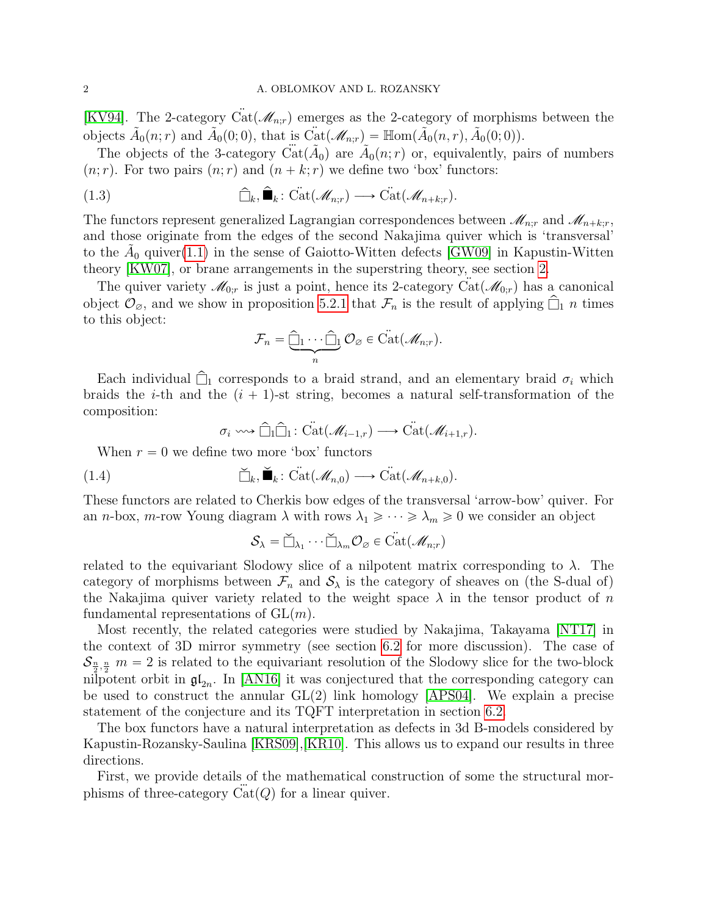[KV94]. The 2-category $\ddot{\mathrm{Cat}}(\mathscr{M}_{n;r})$ emerges as the 2-category of morphisms between the objects $\tilde{A}_0(n;r)$ and $\tilde{A}_0(0;0)$, that is $\ddot{\mathrm{Cat}}(\mathscr{M}_{n;r}) = \mathbb{H}\mathrm{om}(\tilde{A}_0(n,r), \tilde{A}_0(0;0))$.

The objects of the 3-category $\dddot{\mathrm{Cat}}(\tilde{A}_0)$ are $\tilde{A}_0(n;r)$ or, equivalently, pairs of numbers $(n;r)$. For two pairs $(n;r)$ and $(n+k;r)$ we define two 'box' functors:

$$\widehat{\square}_k, \widehat{\blacksquare}_k \colon \ddot{\mathrm{Cat}}(\mathscr{M}_{n;r}) \longrightarrow \ddot{\mathrm{Cat}}(\mathscr{M}_{n+k;r}). \tag{1.3}$$

The functors represent generalized Lagrangian correspondences between $\mathscr{M}_{n;r}$ and $\mathscr{M}_{n+k;r}$, and those originate from the edges of the second Nakajima quiver which is 'transversal' to the $\tilde{A}_0$ quiver(1.1) in the sense of Gaiotto-Witten defects [GW09] in Kapustin-Witten theory [KW07], or brane arrangements in the superstring theory, see section 2.

The quiver variety $\mathscr{M}_{0;r}$ is just a point, hence its 2-category $\ddot{\mathrm{Cat}}(\mathscr{M}_{0;r})$ has a canonical object $\mathcal{O}_\varnothing$, and we show in proposition 5.2.1 that $\mathcal{F}_n$ is the result of applying $\widehat{\square}_1$ $n$ times to this object:

$$\mathcal{F}_n = \underbrace{\widehat{\square}_1 \cdots \widehat{\square}_1}_{n} \mathcal{O}_\varnothing \in \ddot{\mathrm{Cat}}(\mathscr{M}_{n;r}).$$

Each individual $\widehat{\square}_1$ corresponds to a braid strand, and an elementary braid $\sigma_i$ which braids the $i$-th and the $(i+1)$-st string, becomes a natural self-transformation of the composition:

$$\sigma_i \rightsquigarrow \widehat{\square}_1\widehat{\square}_1 \colon \ddot{\mathrm{Cat}}(\mathscr{M}_{i-1,r}) \longrightarrow \ddot{\mathrm{Cat}}(\mathscr{M}_{i+1,r}).$$

When $r=0$ we define two more 'box' functors

$$\check{\square}_k, \check{\blacksquare}_k \colon \ddot{\mathrm{Cat}}(\mathscr{M}_{n,0}) \longrightarrow \ddot{\mathrm{Cat}}(\mathscr{M}_{n+k,0}). \tag{1.4}$$

These functors are related to Cherkis bow edges of the transversal 'arrow-bow' quiver. For an $n$-box, $m$-row Young diagram $\lambda$ with rows $\lambda_1 \geqslant \cdots \geqslant \lambda_m \geqslant 0$ we consider an object

$$\mathcal{S}_\lambda = \check{\square}_{\lambda_1} \cdots \check{\square}_{\lambda_m} \mathcal{O}_\varnothing \in \ddot{\mathrm{Cat}}(\mathscr{M}_{n;r})$$

related to the equivariant Slodowy slice of a nilpotent matrix corresponding to $\lambda$. The category of morphisms between $\mathcal{F}_n$ and $\mathcal{S}_\lambda$ is the category of sheaves on (the S-dual of) the Nakajima quiver variety related to the weight space $\lambda$ in the tensor product of $n$ fundamental representations of $\mathrm{GL}(m)$.

Most recently, the related categories were studied by Nakajima, Takayama [NT17] in the context of 3D mirror symmetry (see section 6.2 for more discussion). The case of $\mathcal{S}_{\frac{n}{2},\frac{n}{2}}$ $m=2$ is related to the equivariant resolution of the Slodowy slice for the two-block nilpotent orbit in $\mathfrak{gl}_{2n}$. In [AN16] it was conjectured that the corresponding category can be used to construct the annular GL(2) link homology [APS04]. We explain a precise statement of the conjecture and its TQFT interpretation in section 6.2.

The box functors have a natural interpretation as defects in 3d B-models considered by Kapustin-Rozansky-Saulina [KRS09],[KR10]. This allows us to expand our results in three directions.

First, we provide details of the mathematical construction of some the structural morphisms of three-category $\dddot{\mathrm{Cat}}(Q)$ for a linear quiver.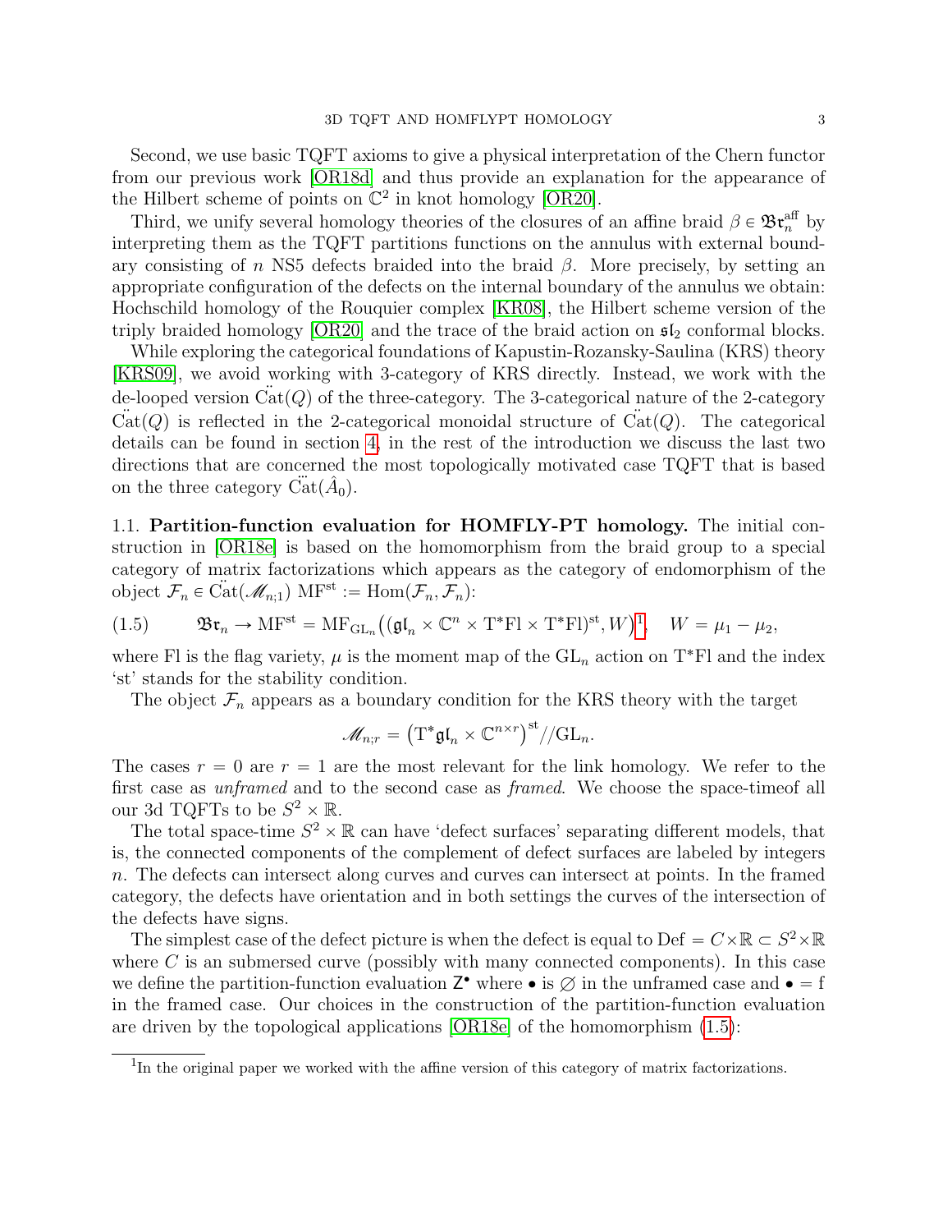Second, we use basic TQFT axioms to give a physical interpretation of the Chern functor from our previous work [OR18d] and thus provide an explanation for the appearance of the Hilbert scheme of points on $\mathbb{C}^2$ in knot homology [OR20].

Third, we unify several homology theories of the closures of an affine braid $\beta \in \mathfrak{Br}_n^{\mathrm{aff}}$ by interpreting them as the TQFT partitions functions on the annulus with external boundary consisting of $n$ NS5 defects braided into the braid $\beta$. More precisely, by setting an appropriate configuration of the defects on the internal boundary of the annulus we obtain: Hochschild homology of the Rouquier complex [KR08], the Hilbert scheme version of the triply braided homology [OR20] and the trace of the braid action on $\mathfrak{sl}_2$ conformal blocks.

While exploring the categorical foundations of Kapustin-Rozansky-Saulina (KRS) theory [KRS09], we avoid working with 3-category of KRS directly. Instead, we work with the de-looped version $\ddot{\mathrm{Cat}}(Q)$ of the three-category. The 3-categorical nature of the 2-category $\ddot{\mathrm{Cat}}(Q)$ is reflected in the 2-categorical monoidal structure of $\ddot{\mathrm{Cat}}(Q)$. The categorical details can be found in section 4, in the rest of the introduction we discuss the last two directions that are concerned the most topologically motivated case TQFT that is based on the three category $\dddot{\mathrm{Cat}}(\hat{A}_0)$.

## 1.1. Partition-function evaluation for HOMFLY-PT homology.

The initial construction in [OR18e] is based on the homomorphism from the braid group to a special category of matrix factorizations which appears as the category of endomorphism of the object $\mathcal{F}_n \in \ddot{\mathrm{Cat}}(\mathscr{M}_{n;1})$ $\mathrm{MF}^{\mathrm{st}} := \mathrm{Hom}(\mathcal{F}_n, \mathcal{F}_n)$:

$$\mathfrak{Br}_n \to \mathrm{MF}^{\mathrm{st}} = \mathrm{MF}_{\mathrm{GL}_n}\big((\mathfrak{gl}_n \times \mathbb{C}^n \times \mathrm{T}^*\mathrm{Fl} \times \mathrm{T}^*\mathrm{Fl})^{\mathrm{st}}, W\big)^{[1]}, \quad W = \mu_1 - \mu_2, \tag{1.5}$$

where Fl is the flag variety, $\mu$ is the moment map of the $\mathrm{GL}_n$ action on $\mathrm{T}^*\mathrm{Fl}$ and the index 'st' stands for the stability condition.

The object $\mathcal{F}_n$ appears as a boundary condition for the KRS theory with the target

$$\mathscr{M}_{n;r} = \big(\mathrm{T}^*\mathfrak{gl}_n \times \mathbb{C}^{n\times r}\big)^{\mathrm{st}} /\!/ \mathrm{GL}_n.$$

The cases $r = 0$ are $r = 1$ are the most relevant for the link homology. We refer to the first case as *unframed* and to the second case as *framed*. We choose the space-timeof all our 3d TQFTs to be $S^2 \times \mathbb{R}$.

The total space-time $S^2 \times \mathbb{R}$ can have 'defect surfaces' separating different models, that is, the connected components of the complement of defect surfaces are labeled by integers $n$. The defects can intersect along curves and curves can intersect at points. In the framed category, the defects have orientation and in both settings the curves of the intersection of the defects have signs.

The simplest case of the defect picture is when the defect is equal to $\mathrm{Def} = C \times \mathbb{R} \subset S^2 \times \mathbb{R}$ where $C$ is an submersed curve (possibly with many connected components). In this case we define the partition-function evaluation $\mathsf{Z}^\bullet$ where $\bullet$ is $\varnothing$ in the unframed case and $\bullet = \mathrm{f}$ in the framed case. Our choices in the construction of the partition-function evaluation are driven by the topological applications [OR18e] of the homomorphism (1.5):

[1] In the original paper we worked with the affine version of this category of matrix factorizations.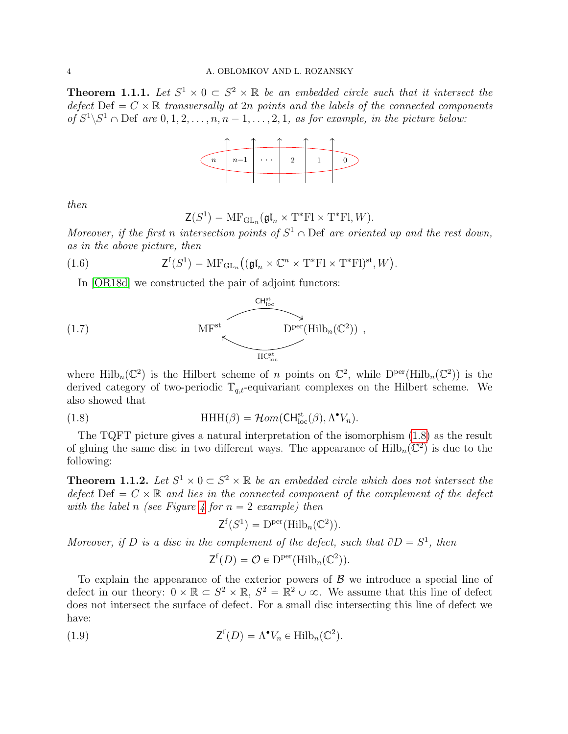**Theorem 1.1.1.** *Let $S^1 \times 0 \subset S^2 \times \mathbb{R}$ be an embedded circle such that it intersect the defect* $\mathrm{Def} = C \times \mathbb{R}$ *transversally at $2n$ points and the labels of the connected components of $S^1 \backslash S^1 \cap \mathrm{Def}$ are $0, 1, 2, \dots, n, n-1, \dots, 2, 1$, as for example, in the picture below:*

*then*

$$\mathsf{Z}(S^1) = \mathrm{MF}_{\mathrm{GL}_n}(\mathfrak{gl}_n \times \mathrm{T}^*\mathrm{Fl} \times \mathrm{T}^*\mathrm{Fl}, W).$$

*Moreover, if the first $n$ intersection points of $S^1 \cap \mathrm{Def}$ are oriented up and the rest down, as in the above picture, then*

$$\mathsf{Z}^{\mathrm{f}}(S^1) = \mathrm{MF}_{\mathrm{GL}_n}\big((\mathfrak{gl}_n \times \mathbb{C}^n \times \mathrm{T}^*\mathrm{Fl} \times \mathrm{T}^*\mathrm{Fl})^{\mathrm{st}}, W\big). \tag{1.6}$$

In [OR18d] we constructed the pair of adjoint functors:

$$\mathrm{MF}^{\mathrm{st}} \underset{\mathsf{HC}^{\mathrm{st}}_{\mathrm{loc}}}{\overset{\mathsf{CH}^{\mathrm{st}}_{\mathrm{loc}}}{\rightleftarrows}} \mathrm{D}^{\mathrm{per}}(\mathrm{Hilb}_n(\mathbb{C}^2)) \ , \tag{1.7}$$

where $\mathrm{Hilb}_n(\mathbb{C}^2)$ is the Hilbert scheme of $n$ points on $\mathbb{C}^2$, while $\mathrm{D}^{\mathrm{per}}(\mathrm{Hilb}_n(\mathbb{C}^2))$ is the derived category of two-periodic $\mathbb{T}_{q,t}$-equivariant complexes on the Hilbert scheme. We also showed that

$$\mathrm{HHH}(\beta) = \mathcal{H}om(\mathsf{CH}^{\mathrm{st}}_{\mathrm{loc}}(\beta), \Lambda^\bullet V_n). \tag{1.8}$$

The TQFT picture gives a natural interpretation of the isomorphism (1.8) as the result of gluing the same disc in two different ways. The appearance of $\mathrm{Hilb}_n(\mathbb{C}^2)$ is due to the following:

**Theorem 1.1.2.** *Let $S^1 \times 0 \subset S^2 \times \mathbb{R}$ be an embedded circle which does not intersect the defect* $\mathrm{Def} = C \times \mathbb{R}$ *and lies in the connected component of the complement of the defect with the label $n$ (see Figure 4 for $n = 2$ example) then*

$$\mathsf{Z}^{\mathrm{f}}(S^1) = \mathrm{D}^{\mathrm{per}}(\mathrm{Hilb}_n(\mathbb{C}^2)).$$

*Moreover, if $D$ is a disc in the complement of the defect, such that $\partial D = S^1$, then*

$$\mathsf{Z}^{\mathrm{f}}(D) = \mathcal{O} \in \mathrm{D}^{\mathrm{per}}(\mathrm{Hilb}_n(\mathbb{C}^2)).$$

To explain the appearance of the exterior powers of $\mathcal{B}$ we introduce a special line of defect in our theory: $0 \times \mathbb{R} \subset S^2 \times \mathbb{R}$, $S^2 = \mathbb{R}^2 \cup \infty$. We assume that this line of defect does not intersect the surface of defect. For a small disc intersecting this line of defect we have:

$$\mathsf{Z}^{\mathrm{f}}(D) = \Lambda^\bullet V_n \in \mathrm{Hilb}_n(\mathbb{C}^2). \tag{1.9}$$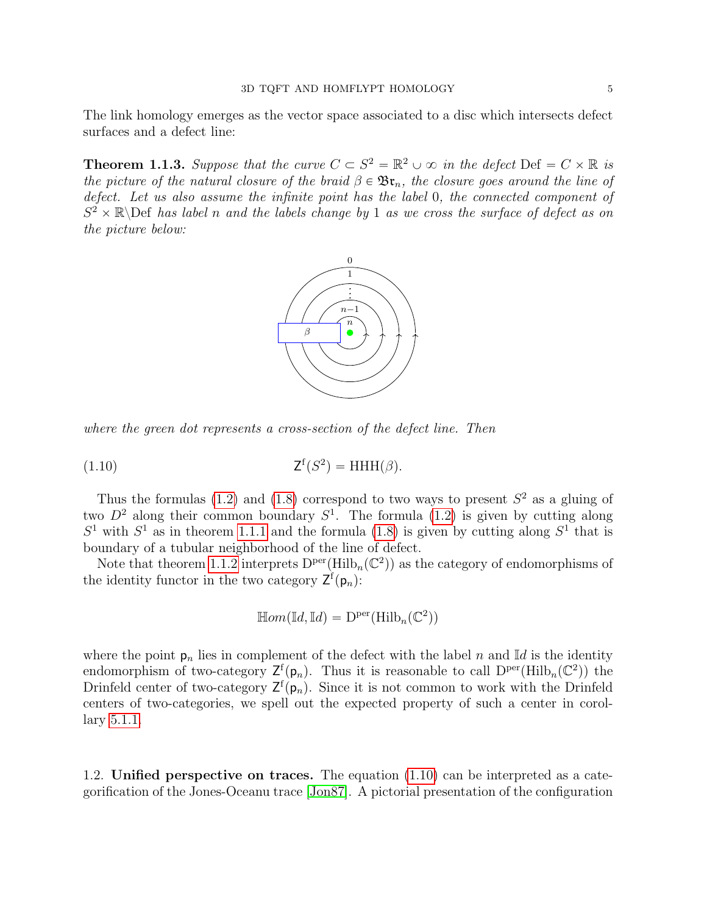The link homology emerges as the vector space associated to a disc which intersects defect surfaces and a defect line:

**Theorem 1.1.3.** *Suppose that the curve $C \subset S^2 = \mathbb{R}^2 \cup \infty$ in the defect $\mathrm{Def} = C \times \mathbb{R}$ is the picture of the natural closure of the braid $\beta \in \mathfrak{Br}_n$, the closure goes around the line of defect. Let us also assume the infinite point has the label 0, the connected component of $S^2 \times \mathbb{R} \backslash \mathrm{Def}$ has label $n$ and the labels change by 1 as we cross the surface of defect as on the picture below:*

*where the green dot represents a cross-section of the defect line. Then*

$$\mathsf{Z}^{\mathrm{f}}(S^2) = \mathrm{HHH}(\beta). \tag{1.10}$$

Thus the formulas (1.2) and (1.8) correspond to two ways to present $S^2$ as a gluing of two $D^2$ along their common boundary $S^1$. The formula (1.2) is given by cutting along $S^1$ with $S^1$ as in theorem 1.1.1 and the formula (1.8) is given by cutting along $S^1$ that is boundary of a tubular neighborhood of the line of defect.

Note that theorem 1.1.2 interprets $\mathrm{D}^{\mathrm{per}}(\mathrm{Hilb}_n(\mathbb{C}^2))$ as the category of endomorphisms of the identity functor in the two category $\mathsf{Z}^{\mathrm{f}}(\mathsf{p}_n)$:

$$\mathbb{H}om(\mathbb{I}d, \mathbb{I}d) = \mathrm{D}^{\mathrm{per}}(\mathrm{Hilb}_n(\mathbb{C}^2))$$

where the point $\mathsf{p}_n$ lies in complement of the defect with the label $n$ and $\mathbb{I}d$ is the identity endomorphism of two-category $\mathsf{Z}^{\mathrm{f}}(\mathsf{p}_n)$. Thus it is reasonable to call $\mathrm{D}^{\mathrm{per}}(\mathrm{Hilb}_n(\mathbb{C}^2))$ the Drinfeld center of two-category $\mathsf{Z}^{\mathrm{f}}(\mathsf{p}_n)$. Since it is not common to work with the Drinfeld centers of two-categories, we spell out the expected property of such a center in corollary 5.1.1.

## 1.2. Unified perspective on traces.

The equation (1.10) can be interpreted as a categorification of the Jones-Oceanu trace [Jon87]. A pictorial presentation of the configuration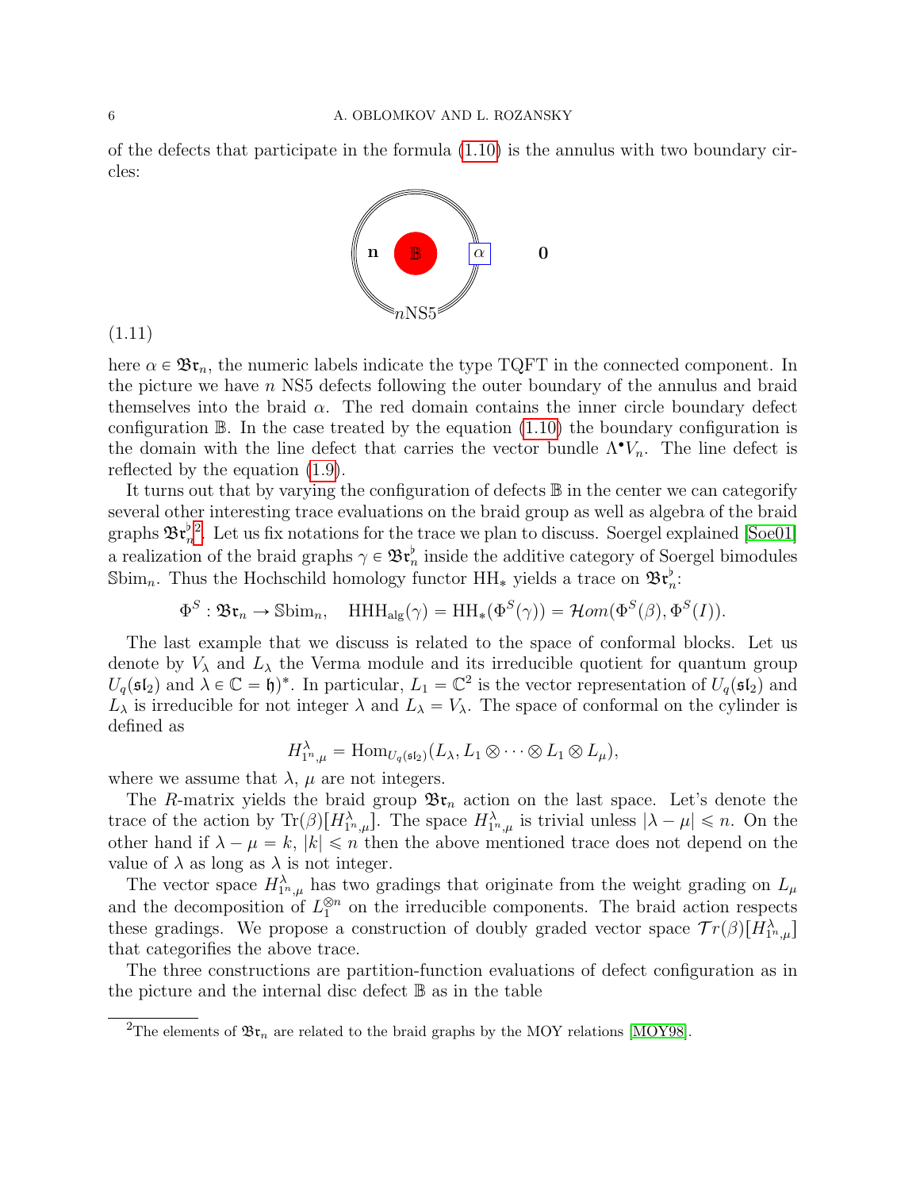of the defects that participate in the formula (1.10) is the annulus with two boundary circles:

(1.11)

here $\alpha \in \mathfrak{Br}_n$, the numeric labels indicate the type TQFT in the connected component. In the picture we have $n$ NS5 defects following the outer boundary of the annulus and braid themselves into the braid $\alpha$. The red domain contains the inner circle boundary defect configuration $\mathbb{B}$. In the case treated by the equation (1.10) the boundary configuration is the domain with the line defect that carries the vector bundle $\Lambda^\bullet V_n$. The line defect is reflected by the equation (1.9).

It turns out that by varying the configuration of defects $\mathbb{B}$ in the center we can categorify several other interesting trace evaluations on the braid group as well as algebra of the braid graphs $\mathfrak{Br}_n^\flat$[2]. Let us fix notations for the trace we plan to discuss. Soergel explained [Soe01] a realization of the braid graphs $\gamma \in \mathfrak{Br}_n^\flat$ inside the additive category of Soergel bimodules $\mathbb{S}\mathrm{bim}_n$. Thus the Hochschild homology functor $\mathrm{HH}_*$ yields a trace on $\mathfrak{Br}_n^\flat$:

$$\Phi^S : \mathfrak{Br}_n \to \mathbb{S}\mathrm{bim}_n, \quad \mathrm{HHH}_{\mathrm{alg}}(\gamma) = \mathrm{HH}_*(\Phi^S(\gamma)) = \mathcal{H}om(\Phi^S(\beta), \Phi^S(I)).$$

The last example that we discuss is related to the space of conformal blocks. Let us denote by $V_\lambda$ and $L_\lambda$ the Verma module and its irreducible quotient for quantum group $U_q(\mathfrak{sl}_2)$ and $\lambda \in \mathbb{C} = \mathfrak{h})^*$. In particular, $L_1 = \mathbb{C}^2$ is the vector representation of $U_q(\mathfrak{sl}_2)$ and $L_\lambda$ is irreducible for not integer $\lambda$ and $L_\lambda = V_\lambda$. The space of conformal on the cylinder is defined as

$$H^\lambda_{1^n,\mu} = \mathrm{Hom}_{U_q(\mathfrak{sl}_2)}(L_\lambda, L_1 \otimes \cdots \otimes L_1 \otimes L_\mu),$$

where we assume that $\lambda$, $\mu$ are not integers.

The $R$-matrix yields the braid group $\mathfrak{Br}_n$ action on the last space. Let's denote the trace of the action by $\mathrm{Tr}(\beta)[H^\lambda_{1^n,\mu}]$. The space $H^\lambda_{1^n,\mu}$ is trivial unless $|\lambda - \mu| \leqslant n$. On the other hand if $\lambda - \mu = k$, $|k| \leqslant n$ then the above mentioned trace does not depend on the value of $\lambda$ as long as $\lambda$ is not integer.

The vector space $H^\lambda_{1^n,\mu}$ has two gradings that originate from the weight grading on $L_\mu$ and the decomposition of $L_1^{\otimes n}$ on the irreducible components. The braid action respects these gradings. We propose a construction of doubly graded vector space $\mathcal{T}r(\beta)[H^\lambda_{1^n,\mu}]$ that categorifies the above trace.

The three constructions are partition-function evaluations of defect configuration as in the picture and the internal disc defect $\mathbb{B}$ as in the table

[2] The elements of $\mathfrak{Br}_n$ are related to the braid graphs by the MOY relations [MOY98].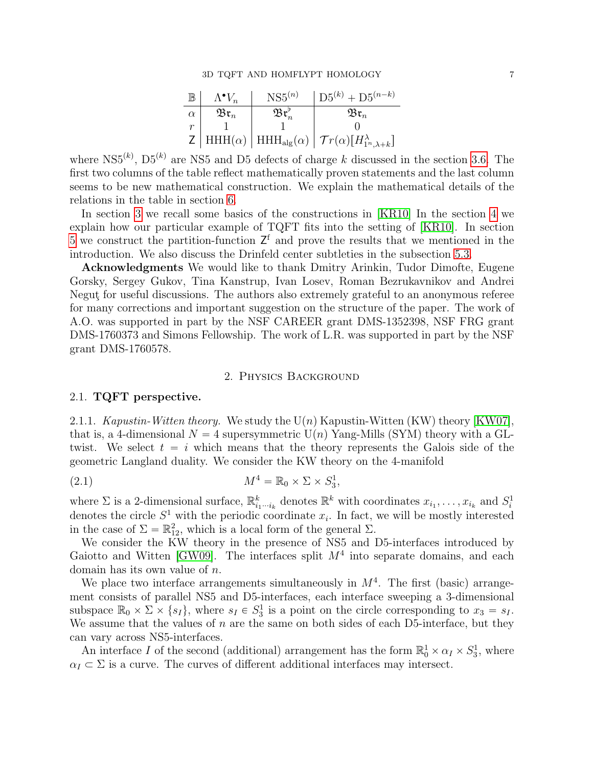| $\mathbb{B}$ | $\Lambda^\bullet V_n$ | $\mathrm{NS5}^{(n)}$ | $\mathrm{D5}^{(k)}+\mathrm{D5}^{(n-k)}$ |
|---|---|---|---|
| $\alpha$ | $\mathfrak{Br}_n$ | $\mathfrak{Br}_n^\flat$ | $\mathfrak{Br}_n$ |
| $r$ | 1 | 1 | 0 |
| $\mathsf{Z}$ | $\mathrm{HHH}(\alpha)$ | $\mathrm{HHH}_{\mathrm{alg}}(\alpha)$ | $\mathcal{T}r(\alpha)[H^{\lambda}_{1^n,\lambda+k}]$ |

where $\mathrm{NS5}^{(k)}$, $\mathrm{D5}^{(k)}$ are NS5 and D5 defects of charge $k$ discussed in the section 3.6. The first two columns of the table reflect mathematically proven statements and the last column seems to be new mathematical construction. We explain the mathematical details of the relations in the table in section 6.

In section 3 we recall some basics of the constructions in [KR10] In the section 4 we explain how our particular example of TQFT fits into the setting of [KR10]. In section 5 we construct the partition-function $\mathsf{Z}^{\mathrm{f}}$ and prove the results that we mentioned in the introduction. We also discuss the Drinfeld center subtleties in the subsection 5.3.

**Acknowledgments** We would like to thank Dmitry Arinkin, Tudor Dimofte, Eugene Gorsky, Sergey Gukov, Tina Kanstrup, Ivan Losev, Roman Bezrukavnikov and Andrei Neguţ for useful discussions. The authors also extremely grateful to an anonymous referee for many corrections and important suggestion on the structure of the paper. The work of A.O. was supported in part by the NSF CAREER grant DMS-1352398, NSF FRG grant DMS-1760373 and Simons Fellowship. The work of L.R. was supported in part by the NSF grant DMS-1760578.

## 2. Physics Background

### 2.1. TQFT perspective.

2.1.1. *Kapustin-Witten theory.* We study the $\mathrm{U}(n)$ Kapustin-Witten (KW) theory [KW07], that is, a 4-dimensional $N=4$ supersymmetric $\mathrm{U}(n)$ Yang-Mills (SYM) theory with a GL-twist. We select $t=i$ which means that the theory represents the Galois side of the geometric Langland duality. We consider the KW theory on the 4-manifold

$$M^4 = \mathbb{R}_0 \times \Sigma \times S^1_3, \tag{2.1}$$

where $\Sigma$ is a 2-dimensional surface, $\mathbb{R}^k_{i_1\cdots i_k}$ denotes $\mathbb{R}^k$ with coordinates $x_{i_1},\ldots,x_{i_k}$ and $S^1_i$ denotes the circle $S^1$ with the periodic coordinate $x_i$. In fact, we will be mostly interested in the case of $\Sigma=\mathbb{R}^2_{12}$, which is a local form of the general $\Sigma$.

We consider the KW theory in the presence of NS5 and D5-interfaces introduced by Gaiotto and Witten [GW09]. The interfaces split $M^4$ into separate domains, and each domain has its own value of $n$.

We place two interface arrangements simultaneously in $M^4$. The first (basic) arrangement consists of parallel NS5 and D5-interfaces, each interface sweeping a 3-dimensional subspace $\mathbb{R}_0\times\Sigma\times\{s_I\}$, where $s_I\in S^1_3$ is a point on the circle corresponding to $x_3=s_I$. We assume that the values of $n$ are the same on both sides of each D5-interface, but they can vary across NS5-interfaces.

An interface $I$ of the second (additional) arrangement has the form $\mathbb{R}^1_0\times\alpha_I\times S^1_3$, where $\alpha_I\subset\Sigma$ is a curve. The curves of different additional interfaces may intersect.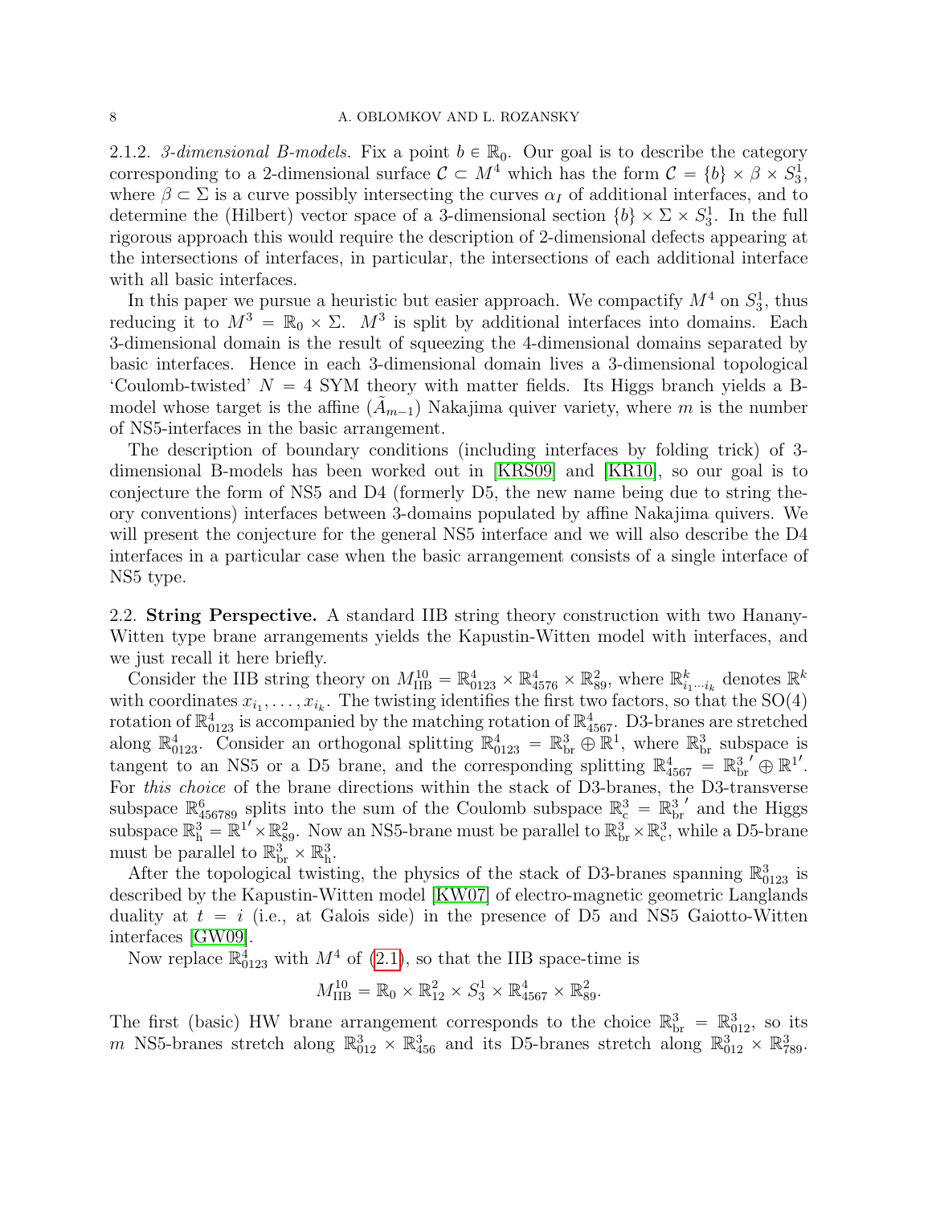2.1.2. *3-dimensional B-models.* Fix a point $b \in \mathbb{R}_0$. Our goal is to describe the category corresponding to a 2-dimensional surface $\mathcal{C} \subset M^4$ which has the form $\mathcal{C} = \{b\} \times \beta \times S^1_3$, where $\beta \subset \Sigma$ is a curve possibly intersecting the curves $\alpha_I$ of additional interfaces, and to determine the (Hilbert) vector space of a 3-dimensional section $\{b\} \times \Sigma \times S^1_3$. In the full rigorous approach this would require the description of 2-dimensional defects appearing at the intersections of interfaces, in particular, the intersections of each additional interface with all basic interfaces.

In this paper we pursue a heuristic but easier approach. We compactify $M^4$ on $S^1_3$, thus reducing it to $M^3 = \mathbb{R}_0 \times \Sigma$. $M^3$ is split by additional interfaces into domains. Each 3-dimensional domain is the result of squeezing the 4-dimensional domains separated by basic interfaces. Hence in each 3-dimensional domain lives a 3-dimensional topological 'Coulomb-twisted' $N = 4$ SYM theory with matter fields. Its Higgs branch yields a B-model whose target is the affine ($\tilde{A}_{m-1}$) Nakajima quiver variety, where $m$ is the number of NS5-interfaces in the basic arrangement.

The description of boundary conditions (including interfaces by folding trick) of 3-dimensional B-models has been worked out in [KRS09] and [KR10], so our goal is to conjecture the form of NS5 and D4 (formerly D5, the new name being due to string theory conventions) interfaces between 3-domains populated by affine Nakajima quivers. We will present the conjecture for the general NS5 interface and we will also describe the D4 interfaces in a particular case when the basic arrangement consists of a single interface of NS5 type.

## 2.2. String Perspective.

**2.2. String Perspective.** A standard IIB string theory construction with two Hanany-Witten type brane arrangements yields the Kapustin-Witten model with interfaces, and we just recall it here briefly.

Consider the IIB string theory on $M^{10}_{\mathrm{IIB}} = \mathbb{R}^4_{0123} \times \mathbb{R}^4_{4576} \times \mathbb{R}^2_{89}$, where $\mathbb{R}^k_{i_1 \cdots i_k}$ denotes $\mathbb{R}^k$ with coordinates $x_{i_1}, \ldots, x_{i_k}$. The twisting identifies the first two factors, so that the SO(4) rotation of $\mathbb{R}^4_{0123}$ is accompanied by the matching rotation of $\mathbb{R}^4_{4567}$. D3-branes are stretched along $\mathbb{R}^4_{0123}$. Consider an orthogonal splitting $\mathbb{R}^4_{0123} = \mathbb{R}^3_{\mathrm{br}} \oplus \mathbb{R}^1$, where $\mathbb{R}^3_{\mathrm{br}}$ subspace is tangent to an NS5 or a D5 brane, and the corresponding splitting $\mathbb{R}^4_{4567} = \mathbb{R}^{3\,\prime}_{\mathrm{br}} \oplus \mathbb{R}^{1\prime}$. For *this choice* of the brane directions within the stack of D3-branes, the D3-transverse subspace $\mathbb{R}^6_{456789}$ splits into the sum of the Coulomb subspace $\mathbb{R}^3_{\mathrm{c}} = \mathbb{R}^{3\,\prime}_{\mathrm{br}}$ and the Higgs subspace $\mathbb{R}^3_{\mathrm{h}} = \mathbb{R}^{1\prime} \times \mathbb{R}^2_{89}$. Now an NS5-brane must be parallel to $\mathbb{R}^3_{\mathrm{br}} \times \mathbb{R}^3_{\mathrm{c}}$, while a D5-brane must be parallel to $\mathbb{R}^3_{\mathrm{br}} \times \mathbb{R}^3_{\mathrm{h}}$.

After the topological twisting, the physics of the stack of D3-branes spanning $\mathbb{R}^4_{0123}$ is described by the Kapustin-Witten model [KW07] of electro-magnetic geometric Langlands duality at $t = i$ (i.e., at Galois side) in the presence of D5 and NS5 Gaiotto-Witten interfaces [GW09].

Now replace $\mathbb{R}^4_{0123}$ with $M^4$ of (2.1), so that the IIB space-time is

$$M^{10}_{\mathrm{IIB}} = \mathbb{R}_0 \times \mathbb{R}^2_{12} \times S^1_3 \times \mathbb{R}^4_{4567} \times \mathbb{R}^2_{89}.$$

The first (basic) HW brane arrangement corresponds to the choice $\mathbb{R}^3_{\mathrm{br}} = \mathbb{R}^3_{012}$, so its $m$ NS5-branes stretch along $\mathbb{R}^3_{012} \times \mathbb{R}^3_{456}$ and its D5-branes stretch along $\mathbb{R}^3_{012} \times \mathbb{R}^3_{789}$.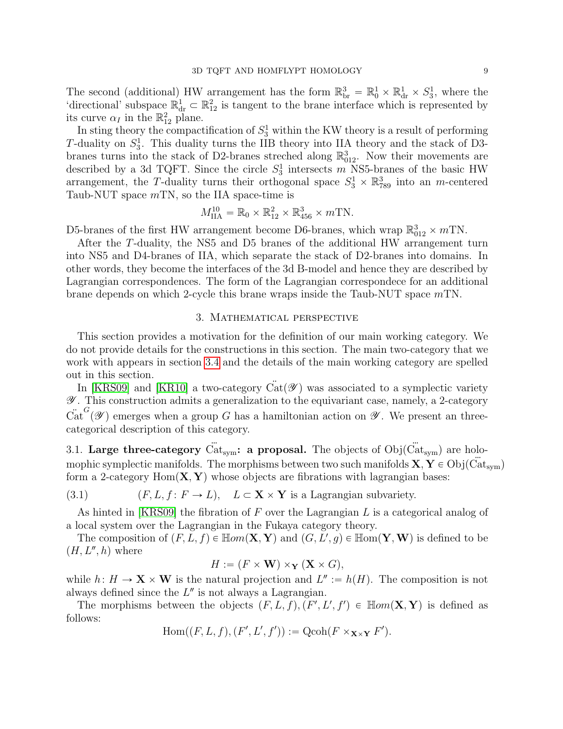The second (additional) HW arrangement has the form $\mathbb{R}^3_{\mathrm{br}} = \mathbb{R}^1_0 \times \mathbb{R}^1_{\mathrm{dr}} \times S^1_3$, where the 'directional' subspace $\mathbb{R}^1_{\mathrm{dr}} \subset \mathbb{R}^2_{12}$ is tangent to the brane interface which is represented by its curve $\alpha_I$ in the $\mathbb{R}^2_{12}$ plane.

In sting theory the compactification of $S^1_3$ within the KW theory is a result of performing $T$-duality on $S^1_3$. This duality turns the IIB theory into IIA theory and the stack of D3-branes turns into the stack of D2-branes streched along $\mathbb{R}^3_{012}$. Now their movements are described by a 3d TQFT. Since the circle $S^1_3$ intersects $m$ NS5-branes of the basic HW arrangement, the $T$-duality turns their orthogonal space $S^1_3 \times \mathbb{R}^3_{789}$ into an $m$-centered Taub-NUT space $m$TN, so the IIA space-time is

$$M^{10}_{\mathrm{IIA}} = \mathbb{R}_0 \times \mathbb{R}^2_{12} \times \mathbb{R}^3_{456} \times m\mathrm{TN}.$$

D5-branes of the first HW arrangement become D6-branes, which wrap $\mathbb{R}^3_{012} \times m\mathrm{TN}$.

After the $T$-duality, the NS5 and D5 branes of the additional HW arrangement turn into NS5 and D4-branes of IIA, which separate the stack of D2-branes into domains. In other words, they become the interfaces of the 3d B-model and hence they are described by Lagrangian correspondences. The form of the Lagrangian correspondece for an additional brane depends on which 2-cycle this brane wraps inside the Taub-NUT space $m$TN.

## 3. Mathematical perspective

This section provides a motivation for the definition of our main working category. We do not provide details for the constructions in this section. The main two-category that we work with appears in section 3.4 and the details of the main working category are spelled out in this section.

In [KRS09] and [KR10] a two-category $\ddot{\mathrm{Cat}}(\mathscr{Y})$ was associated to a symplectic variety $\mathscr{Y}$. This construction admits a generalization to the equivariant case, namely, a 2-category $\ddot{\mathrm{Cat}}^G(\mathscr{Y})$ emerges when a group $G$ has a hamiltonian action on $\mathscr{Y}$. We present an three-categorical description of this category.

3.1. **Large three-category $\dddot{\mathrm{Cat}}_{\mathrm{sym}}$: a proposal.** The objects of $\mathrm{Obj}(\dddot{\mathrm{Cat}}_{\mathrm{sym}})$ are holomophic symplectic manifolds. The morphisms between two such manifolds $\mathbf{X}, \mathbf{Y} \in \mathrm{Obj}(\dddot{\mathrm{Cat}}_{\mathrm{sym}})$ form a 2-category $\mathrm{Hom}(\mathbf{X}, \mathbf{Y})$ whose objects are fibrations with lagrangian bases:

$$(F, L, f\colon F \to L), \quad L \subset \mathbf{X} \times \mathbf{Y} \text{ is a Lagrangian subvariety.} \tag{3.1}$$

As hinted in [KRS09] the fibration of $F$ over the Lagrangian $L$ is a categorical analog of a local system over the Lagrangian in the Fukaya category theory.

The composition of $(F, L, f) \in \mathbb{H}om(\mathbf{X}, \mathbf{Y})$ and $(G, L', g) \in \mathbb{H}\mathrm{om}(\mathbf{Y}, \mathbf{W})$ is defined to be $(H, L'', h)$ where

$$H := (F \times \mathbf{W}) \times_{\mathbf{Y}} (\mathbf{X} \times G),$$

while $h\colon H \to \mathbf{X} \times \mathbf{W}$ is the natural projection and $L'' := h(H)$. The composition is not always defined since the $L''$ is not always a Lagrangian.

The morphisms between the objects $(F, L, f), (F', L', f') \in \mathbb{H}om(\mathbf{X}, \mathbf{Y})$ is defined as follows:

$$\mathrm{Hom}((F, L, f), (F', L', f')) := \mathrm{Qcoh}(F \times_{\mathbf{X} \times \mathbf{Y}} F').$$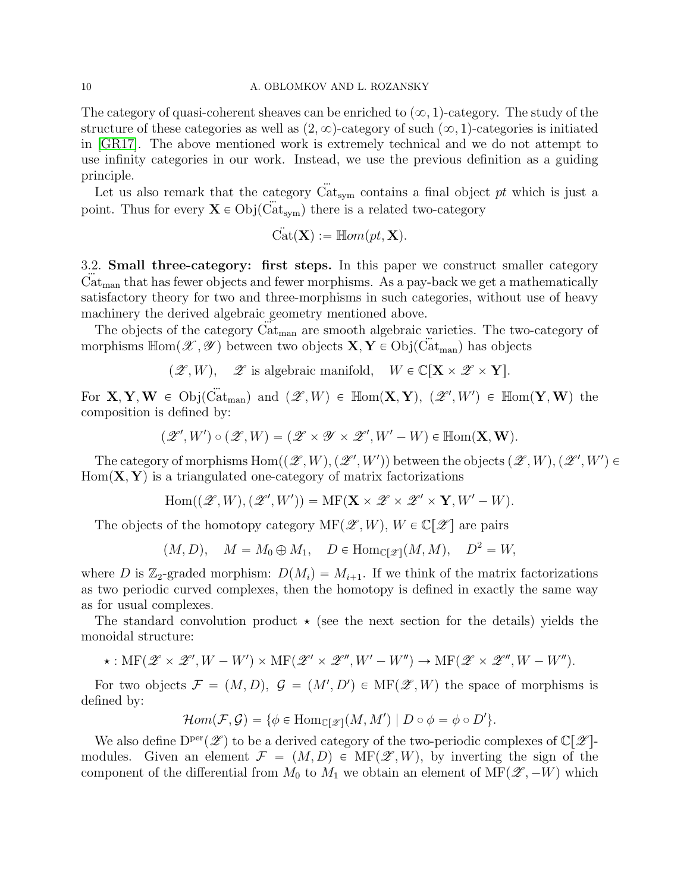The category of quasi-coherent sheaves can be enriched to $(\infty,1)$-category. The study of the structure of these categories as well as $(2,\infty)$-category of such $(\infty,1)$-categories is initiated in [GR17]. The above mentioned work is extremely technical and we do not attempt to use infinity categories in our work. Instead, we use the previous definition as a guiding principle.

Let us also remark that the category $\dddot{\mathrm{C}}\mathrm{at}_{\mathrm{sym}}$ contains a final object $pt$ which is just a point. Thus for every $\mathbf{X} \in \mathrm{Obj}(\dddot{\mathrm{C}}\mathrm{at}_{\mathrm{sym}})$ there is a related two-category

$$\ddot{\mathrm{C}}\mathrm{at}(\mathbf{X}) := \mathbb{H}om(pt, \mathbf{X}).$$

## 3.2. Small three-category: first steps.

In this paper we construct smaller category $\dddot{\mathrm{C}}\mathrm{at}_{\mathrm{man}}$ that has fewer objects and fewer morphisms. As a pay-back we get a mathematically satisfactory theory for two and three-morphisms in such categories, without use of heavy machinery the derived algebraic geometry mentioned above.

The objects of the category $\dddot{\mathrm{C}}\mathrm{at}_{\mathrm{man}}$ are smooth algebraic varieties. The two-category of morphisms $\mathbb{H}\mathrm{om}(\mathscr{X},\mathscr{Y})$ between two objects $\mathbf{X},\mathbf{Y} \in \mathrm{Obj}(\dddot{\mathrm{C}}\mathrm{at}_{\mathrm{man}})$ has objects

$$(\mathscr{Z}, W), \quad \mathscr{Z} \text{ is algebraic manifold}, \quad W \in \mathbb{C}[\mathbf{X}\times\mathscr{Z}\times\mathbf{Y}].$$

For $\mathbf{X},\mathbf{Y},\mathbf{W} \in \mathrm{Obj}(\dddot{\mathrm{C}}\mathrm{at}_{\mathrm{man}})$ and $(\mathscr{Z},W) \in \mathbb{H}\mathrm{om}(\mathbf{X},\mathbf{Y})$, $(\mathscr{Z}',W') \in \mathbb{H}\mathrm{om}(\mathbf{Y},\mathbf{W})$ the composition is defined by:

$$(\mathscr{Z}',W')\circ(\mathscr{Z},W) = (\mathscr{Z}\times\mathscr{Y}\times\mathscr{Z}', W'-W) \in \mathbb{H}\mathrm{om}(\mathbf{X},\mathbf{W}).$$

The category of morphisms $\mathrm{Hom}((\mathscr{Z},W),(\mathscr{Z}',W'))$ between the objects $(\mathscr{Z},W),(\mathscr{Z}',W') \in \mathrm{Hom}(\mathbf{X},\mathbf{Y})$ is a triangulated one-category of matrix factorizations

$$\mathrm{Hom}((\mathscr{Z},W),(\mathscr{Z}',W')) = \mathrm{MF}(\mathbf{X}\times\mathscr{Z}\times\mathscr{Z}'\times\mathbf{Y}, W'-W).$$

The objects of the homotopy category $\mathrm{MF}(\mathscr{Z},W)$, $W\in\mathbb{C}[\mathscr{Z}]$ are pairs

$$(M,D), \quad M = M_0\oplus M_1, \quad D \in \mathrm{Hom}_{\mathbb{C}[\mathscr{Z}]}(M,M), \quad D^2 = W,$$

where $D$ is $\mathbb{Z}_2$-graded morphism: $D(M_i) = M_{i+1}$. If we think of the matrix factorizations as two periodic curved complexes, then the homotopy is defined in exactly the same way as for usual complexes.

The standard convolution product $\star$ (see the next section for the details) yields the monoidal structure:

$$\star : \mathrm{MF}(\mathscr{Z}\times\mathscr{Z}', W-W')\times\mathrm{MF}(\mathscr{Z}'\times\mathscr{Z}'', W'-W'') \to \mathrm{MF}(\mathscr{Z}\times\mathscr{Z}'', W-W'').$$

For two objects $\mathcal{F} = (M,D)$, $\mathcal{G} = (M',D') \in \mathrm{MF}(\mathscr{Z},W)$ the space of morphisms is defined by:

$$\mathcal{H}om(\mathcal{F},\mathcal{G}) = \{\phi \in \mathrm{Hom}_{\mathbb{C}[\mathscr{Z}]}(M,M') \mid D\circ\phi = \phi\circ D'\}.$$

We also define $\mathrm{D}^{\mathrm{per}}(\mathscr{Z})$ to be a derived category of the two-periodic complexes of $\mathbb{C}[\mathscr{Z}]$-modules. Given an element $\mathcal{F} = (M,D) \in \mathrm{MF}(\mathscr{Z},W)$, by inverting the sign of the component of the differential from $M_0$ to $M_1$ we obtain an element of $\mathrm{MF}(\mathscr{Z},-W)$ which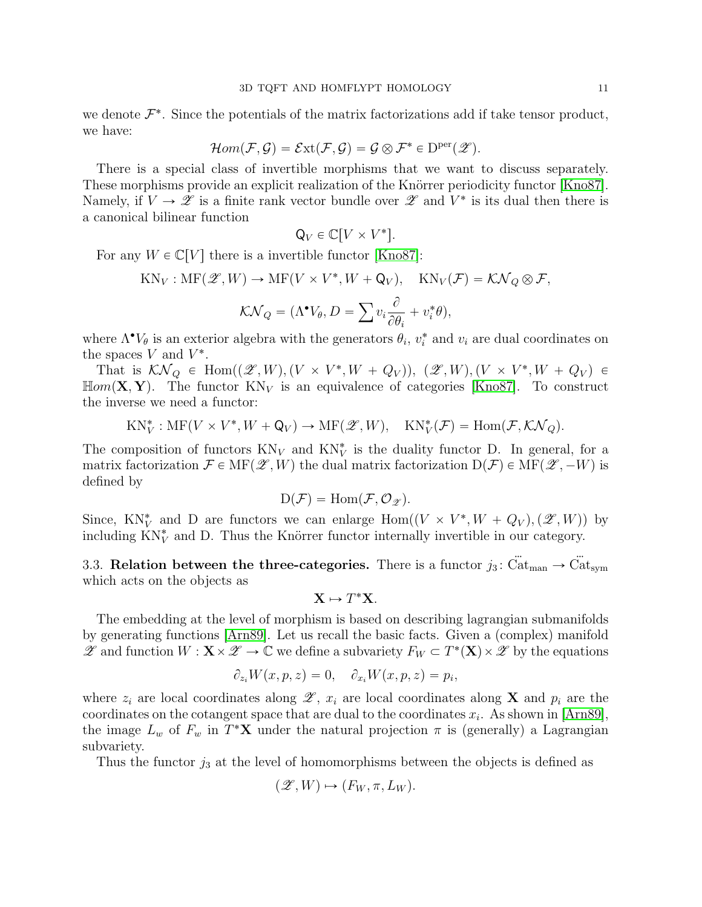we denote $\mathcal{F}^*$. Since the potentials of the matrix factorizations add if take tensor product, we have:

$$\mathcal{H}om(\mathcal{F},\mathcal{G}) = \mathcal{E}\mathrm{xt}(\mathcal{F},\mathcal{G}) = \mathcal{G}\otimes\mathcal{F}^* \in \mathrm{D}^{\mathrm{per}}(\mathscr{Z}).$$

There is a special class of invertible morphisms that we want to discuss separately. These morphisms provide an explicit realization of the Knörrer periodicity functor [Kno87]. Namely, if $V \to \mathscr{Z}$ is a finite rank vector bundle over $\mathscr{Z}$ and $V^*$ is its dual then there is a canonical bilinear function

$$\mathsf{Q}_V \in \mathbb{C}[V\times V^*].$$

For any $W \in \mathbb{C}[V]$ there is a invertible functor [Kno87]:

$$\mathrm{KN}_V : \mathrm{MF}(\mathscr{Z}, W) \to \mathrm{MF}(V\times V^*, W + \mathsf{Q}_V), \quad \mathrm{KN}_V(\mathcal{F}) = \mathcal{KN}_Q \otimes \mathcal{F},$$

$$\mathcal{KN}_Q = (\Lambda^\bullet V_\theta, D = \sum v_i \frac{\partial}{\partial\theta_i} + v_i^*\theta),$$

where $\Lambda^\bullet V_\theta$ is an exterior algebra with the generators $\theta_i$, $v_i^*$ and $v_i$ are dual coordinates on the spaces $V$ and $V^*$.

That is $\mathcal{KN}_Q \in \mathrm{Hom}((\mathscr{Z}, W), (V\times V^*, W + Q_V))$, $(\mathscr{Z}, W), (V\times V^*, W+Q_V) \in \mathbb{H}om(\mathbf{X},\mathbf{Y})$. The functor $\mathrm{KN}_V$ is an equivalence of categories [Kno87]. To construct the inverse we need a functor:

$$\mathrm{KN}_V^* : \mathrm{MF}(V\times V^*, W + \mathsf{Q}_V) \to \mathrm{MF}(\mathscr{Z}, W), \quad \mathrm{KN}_V^*(\mathcal{F}) = \mathrm{Hom}(\mathcal{F}, \mathcal{KN}_Q).$$

The composition of functors $\mathrm{KN}_V$ and $\mathrm{KN}_V^*$ is the duality functor D. In general, for a matrix factorization $\mathcal{F} \in \mathrm{MF}(\mathscr{Z}, W)$ the dual matrix factorization $\mathrm{D}(\mathcal{F}) \in \mathrm{MF}(\mathscr{Z}, -W)$ is defined by

$$\mathrm{D}(\mathcal{F}) = \mathrm{Hom}(\mathcal{F}, \mathcal{O}_{\mathscr{Z}}).$$

Since, $\mathrm{KN}_V^*$ and D are functors we can enlarge $\mathrm{Hom}((V\times V^*, W+Q_V), (\mathscr{Z}, W))$ by including $\mathrm{KN}_V^*$ and D. Thus the Knörrer functor internally invertible in our category.

3.3. **Relation between the three-categories.** There is a functor $j_3\colon \dddot{\mathrm{Cat}}_{\mathrm{man}} \to \dddot{\mathrm{Cat}}_{\mathrm{sym}}$ which acts on the objects as

$$\mathbf{X} \mapsto T^*\mathbf{X}.$$

The embedding at the level of morphism is based on describing lagrangian submanifolds by generating functions [Arn89]. Let us recall the basic facts. Given a (complex) manifold $\mathscr{Z}$ and function $W : \mathbf{X}\times\mathscr{Z} \to \mathbb{C}$ we define a subvariety $F_W \subset T^*(\mathbf{X})\times\mathscr{Z}$ by the equations

$$\partial_{z_i} W(x,p,z) = 0, \quad \partial_{x_i} W(x,p,z) = p_i,$$

where $z_i$ are local coordinates along $\mathscr{Z}$, $x_i$ are local coordinates along $\mathbf{X}$ and $p_i$ are the coordinates on the cotangent space that are dual to the coordinates $x_i$. As shown in [Arn89], the image $L_w$ of $F_w$ in $T^*\mathbf{X}$ under the natural projection $\pi$ is (generally) a Lagrangian subvariety.

Thus the functor $j_3$ at the level of homomorphisms between the objects is defined as

$$(\mathscr{Z}, W) \mapsto (F_W, \pi, L_W).$$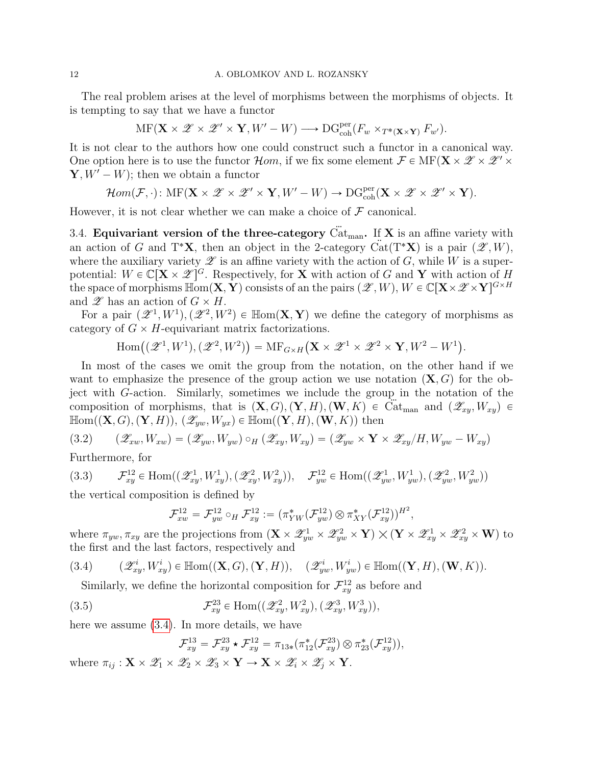The real problem arises at the level of morphisms between the morphisms of objects. It is tempting to say that we have a functor

$$\mathrm{MF}(\mathbf{X}\times\mathscr{Z}\times\mathscr{Z}'\times\mathbf{Y},W'-W)\longrightarrow \mathrm{DG}^{\mathrm{per}}_{\mathrm{coh}}(F_w\times_{T^*(\mathbf{X}\times\mathbf{Y})}F_{w'}).$$

It is not clear to the authors how one could construct such a functor in a canonical way. One option here is to use the functor $\mathcal{H}om$, if we fix some element $\mathcal{F}\in\mathrm{MF}(\mathbf{X}\times\mathscr{Z}\times\mathscr{Z}'\times\mathbf{Y},W'-W)$; then we obtain a functor

$$\mathcal{H}om(\mathcal{F},\cdot)\colon \mathrm{MF}(\mathbf{X}\times\mathscr{Z}\times\mathscr{Z}'\times\mathbf{Y},W'-W)\to \mathrm{DG}^{\mathrm{per}}_{\mathrm{coh}}(\mathbf{X}\times\mathscr{Z}\times\mathscr{Z}'\times\mathbf{Y}).$$

However, it is not clear whether we can make a choice of $\mathcal{F}$ canonical.

3.4. **Equivariant version of the three-category $\dddot{\mathrm{C}}\mathrm{at}_{\mathrm{man}}$.** If $\mathbf{X}$ is an affine variety with an action of $G$ and $\mathrm{T}^*\mathbf{X}$, then an object in the 2-category $\ddot{\mathrm{C}}\mathrm{at}(\mathrm{T}^*\mathbf{X})$ is a pair $(\mathscr{Z},W)$, where the auxiliary variety $\mathscr{Z}$ is an affine variety with the action of $G$, while $W$ is a superpotential: $W\in\mathbb{C}[\mathbf{X}\times\mathscr{Z}]^G$. Respectively, for $\mathbf{X}$ with action of $G$ and $\mathbf{Y}$ with action of $H$ the space of morphisms $\mathbb{H}\mathrm{om}(\mathbf{X},\mathbf{Y})$ consists of an the pairs $(\mathscr{Z},W)$, $W\in\mathbb{C}[\mathbf{X}\times\mathscr{Z}\times\mathbf{Y}]^{G\times H}$ and $\mathscr{Z}$ has an action of $G\times H$.

For a pair $(\mathscr{Z}^1,W^1),(\mathscr{Z}^2,W^2)\in\mathbb{H}\mathrm{om}(\mathbf{X},\mathbf{Y})$ we define the category of morphisms as category of $G\times H$-equivariant matrix factorizations.

$$\mathrm{Hom}\big((\mathscr{Z}^1,W^1),(\mathscr{Z}^2,W^2)\big)=\mathrm{MF}_{G\times H}\big(\mathbf{X}\times\mathscr{Z}^1\times\mathscr{Z}^2\times\mathbf{Y},W^2-W^1\big).$$

In most of the cases we omit the group from the notation, on the other hand if we want to emphasize the presence of the group action we use notation $(\mathbf{X},G)$ for the object with $G$-action. Similarly, sometimes we include the group in the notation of the composition of morphisms, that is $(\mathbf{X},G),(\mathbf{Y},H),(\mathbf{W},K)\in\dddot{\mathrm{C}}\mathrm{at}_{\mathrm{man}}$ and $(\mathscr{Z}_{xy},W_{xy})\in\mathbb{H}\mathrm{om}((\mathbf{X},G),(\mathbf{Y},H))$, $(\mathscr{Z}_{yw},W_{yx})\in\mathbb{H}\mathrm{om}((\mathbf{Y},H),(\mathbf{W},K))$ then

$$(\mathscr{Z}_{xw},W_{xw})=(\mathscr{Z}_{yw},W_{yw})\circ_H(\mathscr{Z}_{xy},W_{xy})=(\mathscr{Z}_{yw}\times\mathbf{Y}\times\mathscr{Z}_{xy}/H,W_{yw}-W_{xy})\tag{3.2}$$

Furthermore, for

$$\mathcal{F}^{12}_{xy}\in\mathrm{Hom}((\mathscr{Z}^1_{xy},W^1_{xy}),(\mathscr{Z}^2_{xy},W^2_{xy})),\quad \mathcal{F}^{12}_{yw}\in\mathrm{Hom}((\mathscr{Z}^1_{yw},W^1_{yw}),(\mathscr{Z}^2_{yw},W^2_{yw}))\tag{3.3}$$

the vertical composition is defined by

$$\mathcal{F}^{12}_{xw}=\mathcal{F}^{12}_{yw}\circ_H\mathcal{F}^{12}_{xy}:=(\pi^*_{YW}(\mathcal{F}^{12}_{yw})\otimes\pi^*_{XY}(\mathcal{F}^{12}_{xy}))^{H^2},$$

where $\pi_{yw},\pi_{xy}$ are the projections from $(\mathbf{X}\times\mathscr{Z}^1_{yw}\times\mathscr{Z}^2_{yw}\times\mathbf{Y})\times(\mathbf{Y}\times\mathscr{Z}^1_{xy}\times\mathscr{Z}^2_{xy}\times\mathbf{W})$ to the first and the last factors, respectively and

$$(\mathscr{Z}^i_{xy},W^i_{xy})\in\mathbb{H}\mathrm{om}((\mathbf{X},G),(\mathbf{Y},H)),\quad(\mathscr{Z}^i_{yw},W^i_{yw})\in\mathbb{H}\mathrm{om}((\mathbf{Y},H),(\mathbf{W},K)).\tag{3.4}$$

Similarly, we define the horizontal composition for $\mathcal{F}^{12}_{xy}$ as before and

$$\mathcal{F}^{23}_{xy}\in\mathrm{Hom}((\mathscr{Z}^2_{xy},W^2_{xy}),(\mathscr{Z}^3_{xy},W^3_{xy})),\tag{3.5}$$

here we assume (3.4). In more details, we have

$$\mathcal{F}^{13}_{xy}=\mathcal{F}^{23}_{xy}\star\mathcal{F}^{12}_{xy}=\pi_{13*}(\pi^*_{12}(\mathcal{F}^{23}_{xy})\otimes\pi^*_{23}(\mathcal{F}^{12}_{xy})),$$

where $\pi_{ij}:\mathbf{X}\times\mathscr{Z}_1\times\mathscr{Z}_2\times\mathscr{Z}_3\times\mathbf{Y}\to\mathbf{X}\times\mathscr{Z}_i\times\mathscr{Z}_j\times\mathbf{Y}$.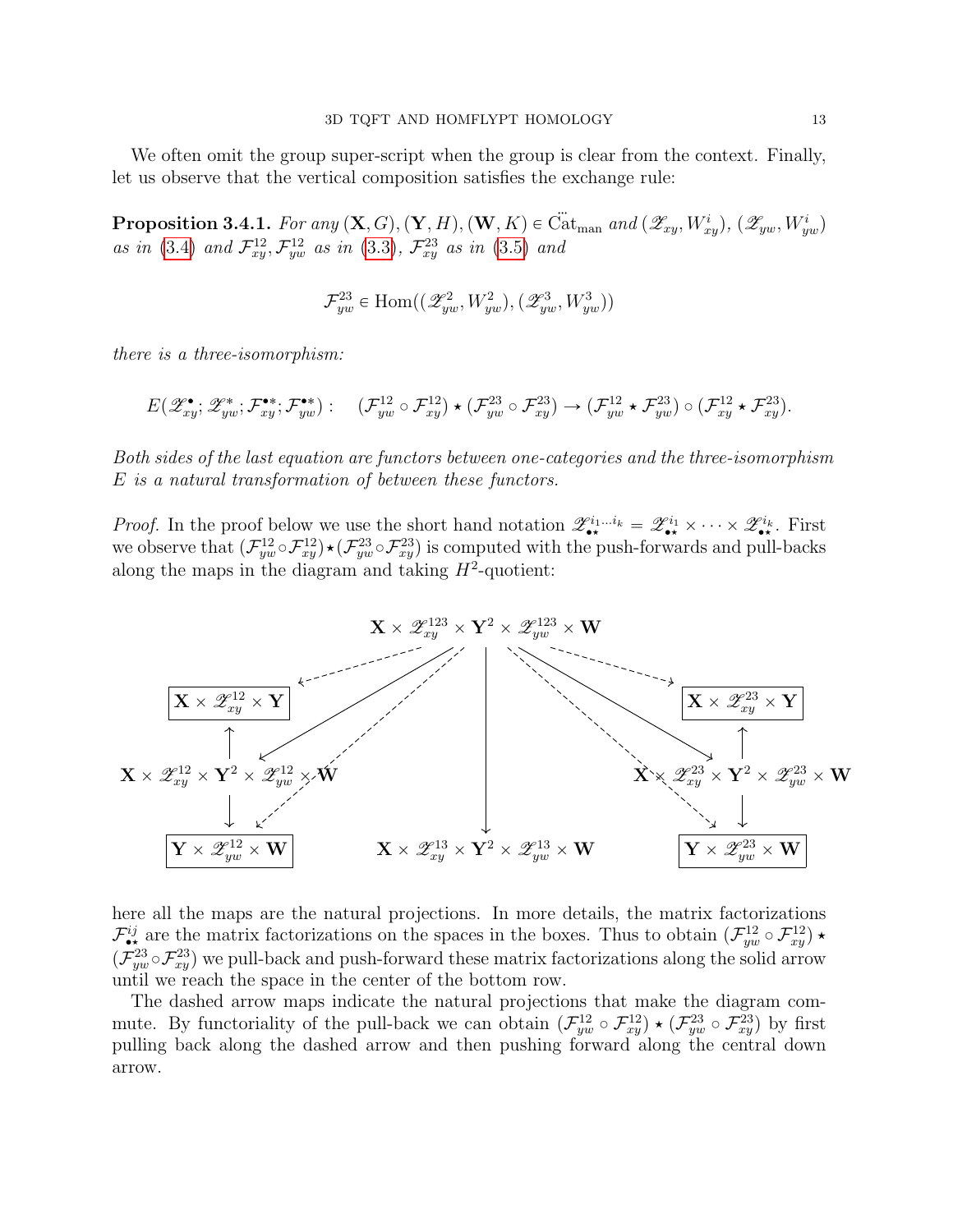We often omit the group super-script when the group is clear from the context. Finally, let us observe that the vertical composition satisfies the exchange rule:

**Proposition 3.4.1.** *For any $(\mathbf{X},G),(\mathbf{Y},H),(\mathbf{W},K)\in \dddot{\mathrm{C}}\mathrm{at}_{\mathrm{man}}$ and $(\mathscr{Z}_{xy},W^i_{xy})$, $(\mathscr{Z}_{yw},W^i_{yw})$ as in (3.4) and $\mathcal{F}^{12}_{xy},\mathcal{F}^{12}_{yw}$ as in (3.3), $\mathcal{F}^{23}_{xy}$ as in (3.5) and*

$$\mathcal{F}^{23}_{yw}\in \mathrm{Hom}((\mathscr{Z}^2_{yw},W^2_{yw}),(\mathscr{Z}^3_{yw},W^3_{yw}))$$

*there is a three-isomorphism:*

$$E(\mathscr{Z}^{\bullet}_{xy};\mathscr{Z}^{*}_{yw};\mathcal{F}^{\bullet *}_{xy};\mathcal{F}^{\bullet *}_{yw}):\quad (\mathcal{F}^{12}_{yw}\circ\mathcal{F}^{12}_{xy})\star(\mathcal{F}^{23}_{yw}\circ\mathcal{F}^{23}_{xy})\to(\mathcal{F}^{12}_{yw}\star\mathcal{F}^{23}_{yw})\circ(\mathcal{F}^{12}_{xy}\star\mathcal{F}^{23}_{xy}).$$

*Both sides of the last equation are functors between one-categories and the three-isomorphism $E$ is a natural transformation of between these functors.*

*Proof.* In the proof below we use the short hand notation $\mathscr{Z}^{i_1\dots i_k}_{\bullet\star}=\mathscr{Z}^{i_1}_{\bullet\star}\times\cdots\times\mathscr{Z}^{i_k}_{\bullet\star}$. First we observe that $(\mathcal{F}^{12}_{yw}\circ\mathcal{F}^{12}_{xy})\star(\mathcal{F}^{23}_{yw}\circ\mathcal{F}^{23}_{xy})$ is computed with the push-forwards and pull-backs along the maps in the diagram and taking $H^2$-quotient:

$$\begin{array}{ccccc}
 & & \mathbf{X}\times\mathscr{Z}^{123}_{xy}\times\mathbf{Y}^2\times\mathscr{Z}^{123}_{yw}\times\mathbf{W} & & \\
\boxed{\mathbf{X}\times\mathscr{Z}^{12}_{xy}\times\mathbf{Y}} & & & & \boxed{\mathbf{X}\times\mathscr{Z}^{23}_{xy}\times\mathbf{Y}}\\
\uparrow & & & & \uparrow\\
\mathbf{X}\times\mathscr{Z}^{12}_{xy}\times\mathbf{Y}^2\times\mathscr{Z}^{12}_{yw}\times\mathbf{W} & & \downarrow & & \mathbf{X}\times\mathscr{Z}^{23}_{xy}\times\mathbf{Y}^2\times\mathscr{Z}^{23}_{yw}\times\mathbf{W}\\
\downarrow & & & & \downarrow\\
\boxed{\mathbf{Y}\times\mathscr{Z}^{12}_{yw}\times\mathbf{W}} & & \mathbf{X}\times\mathscr{Z}^{13}_{xy}\times\mathbf{Y}^2\times\mathscr{Z}^{13}_{yw}\times\mathbf{W} & & \boxed{\mathbf{Y}\times\mathscr{Z}^{23}_{yw}\times\mathbf{W}}
\end{array}$$

here all the maps are the natural projections. In more details, the matrix factorizations $\mathcal{F}^{ij}_{\bullet\star}$ are the matrix factorizations on the spaces in the boxes. Thus to obtain $(\mathcal{F}^{12}_{yw}\circ\mathcal{F}^{12}_{xy})\star(\mathcal{F}^{23}_{yw}\circ\mathcal{F}^{23}_{xy})$ we pull-back and push-forward these matrix factorizations along the solid arrow until we reach the space in the center of the bottom row.

The dashed arrow maps indicate the natural projections that make the diagram commute. By functoriality of the pull-back we can obtain $(\mathcal{F}^{12}_{yw}\circ\mathcal{F}^{12}_{xy})\star(\mathcal{F}^{23}_{yw}\circ\mathcal{F}^{23}_{xy})$ by first pulling back along the dashed arrow and then pushing forward along the central down arrow.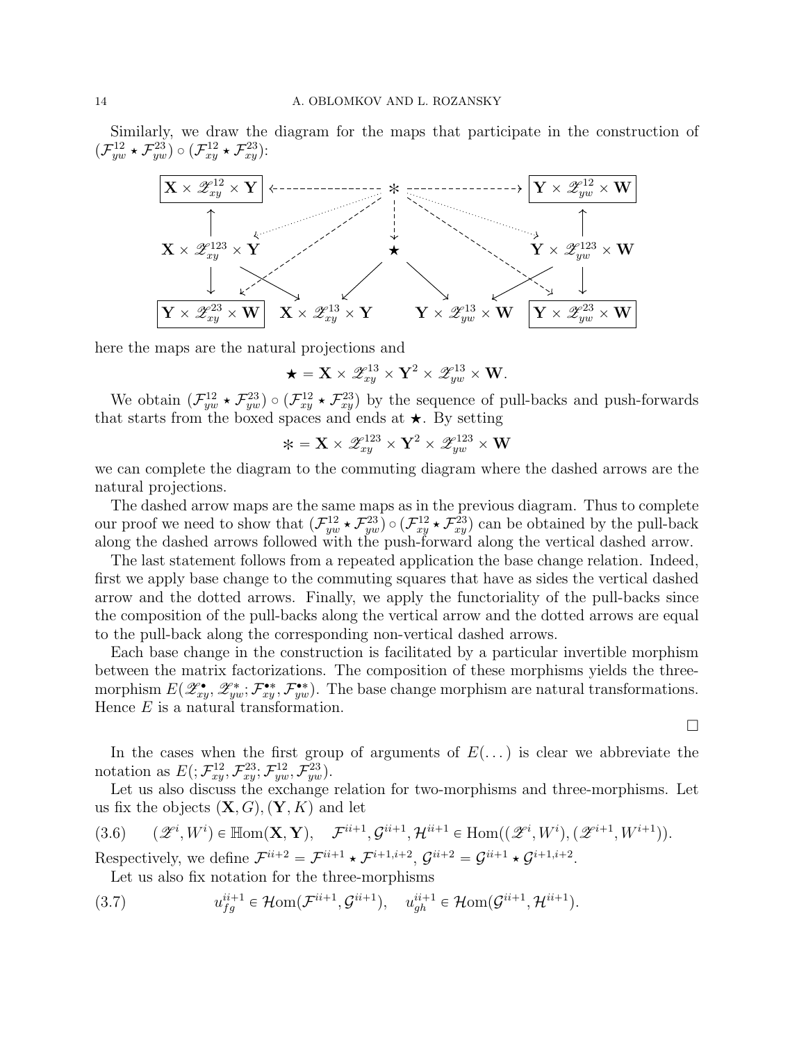Similarly, we draw the diagram for the maps that participate in the construction of $(\mathcal{F}^{12}_{yw}\star\mathcal{F}^{23}_{yw})\circ(\mathcal{F}^{12}_{xy}\star\mathcal{F}^{23}_{xy})$:

$$
\begin{array}{ccccccc}
\boxed{\mathbf{X}\times\mathscr{Z}^{12}_{xy}\times\mathbf{Y}} & \leftarrow\!\!-\,-\,- & & \circledast & & -\,-\,-\!\!\rightarrow & \boxed{\mathbf{Y}\times\mathscr{Z}^{12}_{yw}\times\mathbf{W}} \\
\uparrow & & & \downarrow & & & \uparrow \\
\mathbf{X}\times\mathscr{Z}^{123}_{xy}\times\mathbf{Y} & & & \bigstar & & & \mathbf{Y}\times\mathscr{Z}^{123}_{yw}\times\mathbf{W} \\
\downarrow & & & & & & \downarrow \\
\boxed{\mathbf{Y}\times\mathscr{Z}^{23}_{xy}\times\mathbf{W}} & \mathbf{X}\times\mathscr{Z}^{13}_{xy}\times\mathbf{Y} & & & \mathbf{Y}\times\mathscr{Z}^{13}_{yw}\times\mathbf{W} & & \boxed{\mathbf{Y}\times\mathscr{Z}^{23}_{yw}\times\mathbf{W}}
\end{array}
$$

here the maps are the natural projections and

$$\bigstar = \mathbf{X}\times\mathscr{Z}^{13}_{xy}\times\mathbf{Y}^2\times\mathscr{Z}^{13}_{yw}\times\mathbf{W}.$$

We obtain $(\mathcal{F}^{12}_{yw}\star\mathcal{F}^{23}_{yw})\circ(\mathcal{F}^{12}_{xy}\star\mathcal{F}^{23}_{xy})$ by the sequence of pull-backs and push-forwards that starts from the boxed spaces and ends at $\bigstar$. By setting

$$\circledast = \mathbf{X}\times\mathscr{Z}^{123}_{xy}\times\mathbf{Y}^2\times\mathscr{Z}^{123}_{yw}\times\mathbf{W}$$

we can complete the diagram to the commuting diagram where the dashed arrows are the natural projections.

The dashed arrow maps are the same maps as in the previous diagram. Thus to complete our proof we need to show that $(\mathcal{F}^{12}_{yw}\star\mathcal{F}^{23}_{yw})\circ(\mathcal{F}^{12}_{xy}\star\mathcal{F}^{23}_{xy})$ can be obtained by the pull-back along the dashed arrows followed with the push-forward along the vertical dashed arrow.

The last statement follows from a repeated application the base change relation. Indeed, first we apply base change to the commuting squares that have as sides the vertical dashed arrow and the dotted arrows. Finally, we apply the functoriality of the pull-backs since the composition of the pull-backs along the vertical arrow and the dotted arrows are equal to the pull-back along the corresponding non-vertical dashed arrows.

Each base change in the construction is facilitated by a particular invertible morphism between the matrix factorizations. The composition of these morphisms yields the three-morphism $E(\mathscr{Z}^{\bullet}_{xy},\mathscr{Z}^{*}_{yw};\mathcal{F}^{\bullet *}_{xy},\mathcal{F}^{\bullet *}_{yw})$. The base change morphism are natural transformations. Hence $E$ is a natural transformation.

□

In the cases when the first group of arguments of $E(\dots)$ is clear we abbreviate the notation as $E(;\mathcal{F}^{12}_{xy},\mathcal{F}^{23}_{xy};\mathcal{F}^{12}_{yw},\mathcal{F}^{23}_{yw})$.

Let us also discuss the exchange relation for two-morphisms and three-morphisms. Let us fix the objects $(\mathbf{X},G),(\mathbf{Y},K)$ and let

$$(3.6)\qquad (\mathscr{Z}^i,W^i)\in\mathbb{H}\mathrm{om}(\mathbf{X},\mathbf{Y}),\quad \mathcal{F}^{ii+1},\mathcal{G}^{ii+1},\mathcal{H}^{ii+1}\in\mathrm{Hom}((\mathscr{Z}^i,W^i),(\mathscr{Z}^{i+1},W^{i+1})).$$

Respectively, we define $\mathcal{F}^{ii+2}=\mathcal{F}^{ii+1}\star\mathcal{F}^{i+1,i+2}$, $\mathcal{G}^{ii+2}=\mathcal{G}^{ii+1}\star\mathcal{G}^{i+1,i+2}$.

Let us also fix notation for the three-morphisms

$$(3.7)\qquad u^{ii+1}_{fg}\in\mathcal{H}\mathrm{om}(\mathcal{F}^{ii+1},\mathcal{G}^{ii+1}),\quad u^{ii+1}_{gh}\in\mathcal{H}\mathrm{om}(\mathcal{G}^{ii+1},\mathcal{H}^{ii+1}).$$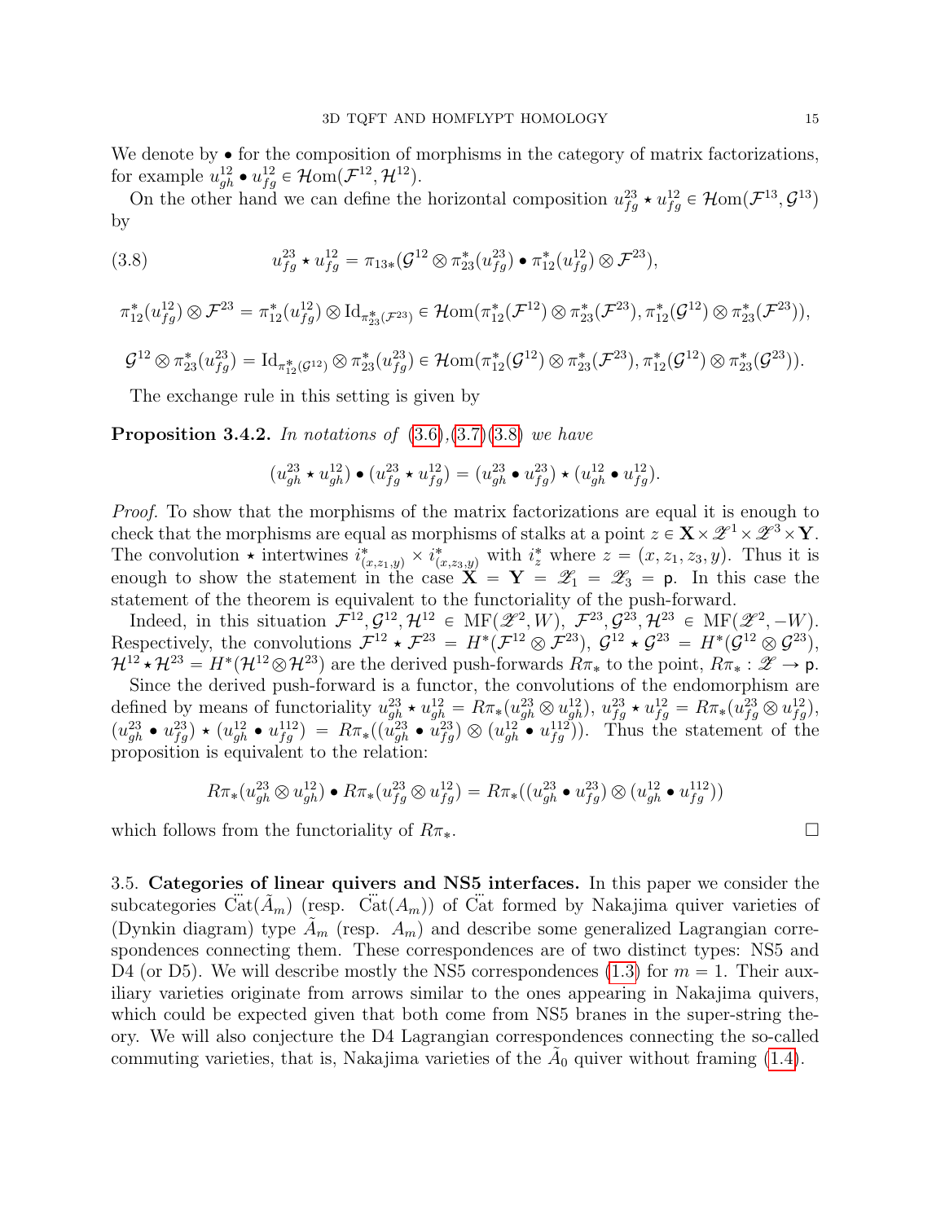We denote by $\bullet$ for the composition of morphisms in the category of matrix factorizations, for example $u^{12}_{gh} \bullet u^{12}_{fg} \in \mathcal{H}\mathrm{om}(\mathcal{F}^{12}, \mathcal{H}^{12})$.

On the other hand we can define the horizontal composition $u^{23}_{fg} \star u^{12}_{fg} \in \mathcal{H}\mathrm{om}(\mathcal{F}^{13}, \mathcal{G}^{13})$ by

$$u^{23}_{fg} \star u^{12}_{fg} = \pi_{13*}(\mathcal{G}^{12} \otimes \pi^*_{23}(u^{23}_{fg}) \bullet \pi^*_{12}(u^{12}_{fg}) \otimes \mathcal{F}^{23}), \tag{3.8}$$

$$\pi^*_{12}(u^{12}_{fg}) \otimes \mathcal{F}^{23} = \pi^*_{12}(u^{12}_{fg}) \otimes \mathrm{Id}_{\pi^*_{23}(\mathcal{F}^{23})} \in \mathcal{H}\mathrm{om}(\pi^*_{12}(\mathcal{F}^{12}) \otimes \pi^*_{23}(\mathcal{F}^{23}), \pi^*_{12}(\mathcal{G}^{12}) \otimes \pi^*_{23}(\mathcal{F}^{23})),$$

$$\mathcal{G}^{12} \otimes \pi^*_{23}(u^{23}_{fg}) = \mathrm{Id}_{\pi^*_{12}(\mathcal{G}^{12})} \otimes \pi^*_{23}(u^{23}_{fg}) \in \mathcal{H}\mathrm{om}(\pi^*_{12}(\mathcal{G}^{12}) \otimes \pi^*_{23}(\mathcal{F}^{23}), \pi^*_{12}(\mathcal{G}^{12}) \otimes \pi^*_{23}(\mathcal{G}^{23})).$$

The exchange rule in this setting is given by

**Proposition 3.4.2.** *In notations of* (3.6),(3.7)(3.8) *we have*

$$(u^{23}_{gh} \star u^{12}_{gh}) \bullet (u^{23}_{fg} \star u^{12}_{fg}) = (u^{23}_{gh} \bullet u^{23}_{fg}) \star (u^{12}_{gh} \bullet u^{12}_{fg}).$$

*Proof.* To show that the morphisms of the matrix factorizations are equal it is enough to check that the morphisms are equal as morphisms of stalks at a point $z \in \mathbf{X} \times \mathscr{X}^1 \times \mathscr{X}^3 \times \mathbf{Y}$. The convolution $\star$ intertwines $i^*_{(x,z_1,y)} \times i^*_{(x,z_3,y)}$ with $i^*_z$ where $z = (x, z_1, z_3, y)$. Thus it is enough to show the statement in the case $\mathbf{X} = \mathbf{Y} = \mathscr{X}_1 = \mathscr{X}_3 = \mathsf{p}$. In this case the statement of the theorem is equivalent to the functoriality of the push-forward.

Indeed, in this situation $\mathcal{F}^{12}, \mathcal{G}^{12}, \mathcal{H}^{12} \in \mathrm{MF}(\mathscr{X}^2, W)$, $\mathcal{F}^{23}, \mathcal{G}^{23}, \mathcal{H}^{23} \in \mathrm{MF}(\mathscr{X}^2, -W)$. Respectively, the convolutions $\mathcal{F}^{12} \star \mathcal{F}^{23} = H^*(\mathcal{F}^{12} \otimes \mathcal{F}^{23})$, $\mathcal{G}^{12} \star \mathcal{G}^{23} = H^*(\mathcal{G}^{12} \otimes \mathcal{G}^{23})$, $\mathcal{H}^{12} \star \mathcal{H}^{23} = H^*(\mathcal{H}^{12} \otimes \mathcal{H}^{23})$ are the derived push-forwards $R\pi_*$ to the point, $R\pi_* : \mathscr{X} \to \mathsf{p}$.

Since the derived push-forward is a functor, the convolutions of the endomorphism are defined by means of functoriality $u^{23}_{gh} \star u^{12}_{gh} = R\pi_*(u^{23}_{gh} \otimes u^{12}_{gh})$, $u^{23}_{fg} \star u^{12}_{fg} = R\pi_*(u^{23}_{fg} \otimes u^{12}_{fg})$, $(u^{23}_{gh} \bullet u^{23}_{fg}) \star (u^{12}_{gh} \bullet u^{112}_{fg}) = R\pi_*((u^{23}_{gh} \bullet u^{23}_{fg}) \otimes (u^{12}_{gh} \bullet u^{112}_{fg}))$. Thus the statement of the proposition is equivalent to the relation:

$$R\pi_*(u^{23}_{gh} \otimes u^{12}_{gh}) \bullet R\pi_*(u^{23}_{fg} \otimes u^{12}_{fg}) = R\pi_*((u^{23}_{gh} \bullet u^{23}_{fg}) \otimes (u^{12}_{gh} \bullet u^{112}_{fg}))$$

which follows from the functoriality of $R\pi_*$. □

3.5. **Categories of linear quivers and NS5 interfaces.** In this paper we consider the subcategories $\ddot{\mathrm{C}}\mathrm{at}(\tilde{A}_m)$ (resp. $\ddot{\mathrm{C}}\mathrm{at}(A_m)$) of $\ddot{\mathrm{C}}\mathrm{at}$ formed by Nakajima quiver varieties of (Dynkin diagram) type $\tilde{A}_m$ (resp. $A_m$) and describe some generalized Lagrangian correspondences connecting them. These correspondences are of two distinct types: NS5 and D4 (or D5). We will describe mostly the NS5 correspondences (1.3) for $m = 1$. Their auxiliary varieties originate from arrows similar to the ones appearing in Nakajima quivers, which could be expected given that both come from NS5 branes in the super-string theory. We will also conjecture the D4 Lagrangian correspondences connecting the so-called commuting varieties, that is, Nakajima varieties of the $\tilde{A}_0$ quiver without framing (1.4).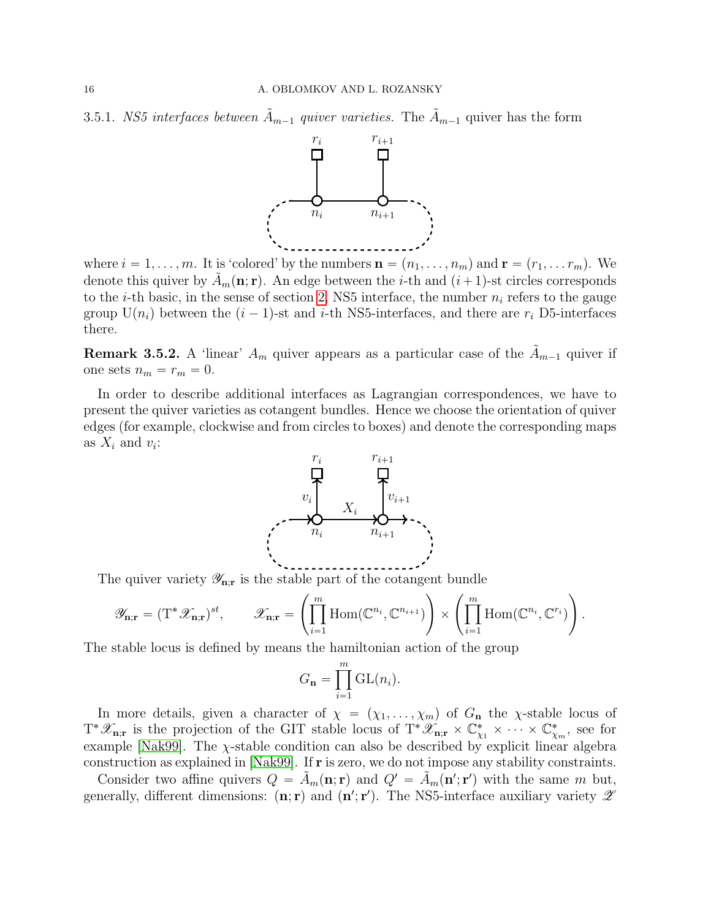3.5.1. *NS5 interfaces between $\tilde{A}_{m-1}$ quiver varieties.* The $\tilde{A}_{m-1}$ quiver has the form

where $i = 1, \dots, m$. It is 'colored' by the numbers $\mathbf{n} = (n_1, \dots, n_m)$ and $\mathbf{r} = (r_1, \dots r_m)$. We denote this quiver by $\tilde{A}_m(\mathbf{n}; \mathbf{r})$. An edge between the $i$-th and $(i+1)$-st circles corresponds to the $i$-th basic, in the sense of section 2, NS5 interface, the number $n_i$ refers to the gauge group $\mathrm{U}(n_i)$ between the $(i-1)$-st and $i$-th NS5-interfaces, and there are $r_i$ D5-interfaces there.

**Remark 3.5.2.** A 'linear' $A_m$ quiver appears as a particular case of the $\tilde{A}_{m-1}$ quiver if one sets $n_m = r_m = 0$.

In order to describe additional interfaces as Lagrangian correspondences, we have to present the quiver varieties as cotangent bundles. Hence we choose the orientation of quiver edges (for example, clockwise and from circles to boxes) and denote the corresponding maps as $X_i$ and $v_i$:

The quiver variety $\mathscr{Y}_{\mathbf{n};\mathbf{r}}$ is the stable part of the cotangent bundle

$$\mathscr{Y}_{\mathbf{n};\mathbf{r}} = (\mathrm{T}^*\mathscr{X}_{\mathbf{n};\mathbf{r}})^{st}, \qquad \mathscr{X}_{\mathbf{n};\mathbf{r}} = \left(\prod_{i=1}^{m} \mathrm{Hom}(\mathbb{C}^{n_i}, \mathbb{C}^{n_{i+1}})\right) \times \left(\prod_{i=1}^{m} \mathrm{Hom}(\mathbb{C}^{n_i}, \mathbb{C}^{r_i})\right).$$

The stable locus is defined by means the hamiltonian action of the group

$$G_{\mathbf{n}} = \prod_{i=1}^{m} \mathrm{GL}(n_i).$$

In more details, given a character of $\chi = (\chi_1, \dots, \chi_m)$ of $G_{\mathbf{n}}$ the $\chi$-stable locus of $\mathrm{T}^*\mathscr{X}_{\mathbf{n};\mathbf{r}}$ is the projection of the GIT stable locus of $\mathrm{T}^*\mathscr{X}_{\mathbf{n};\mathbf{r}} \times \mathbb{C}^*_{\chi_1} \times \dots \times \mathbb{C}^*_{\chi_m}$, see for example [Nak99]. The $\chi$-stable condition can also be described by explicit linear algebra construction as explained in [Nak99]. If $\mathbf{r}$ is zero, we do not impose any stability constraints.

Consider two affine quivers $Q = \tilde{A}_m(\mathbf{n}; \mathbf{r})$ and $Q' = \tilde{A}_m(\mathbf{n}'; \mathbf{r}')$ with the same $m$ but, generally, different dimensions: $(\mathbf{n}; \mathbf{r})$ and $(\mathbf{n}'; \mathbf{r}')$. The NS5-interface auxiliary variety $\mathscr{Z}$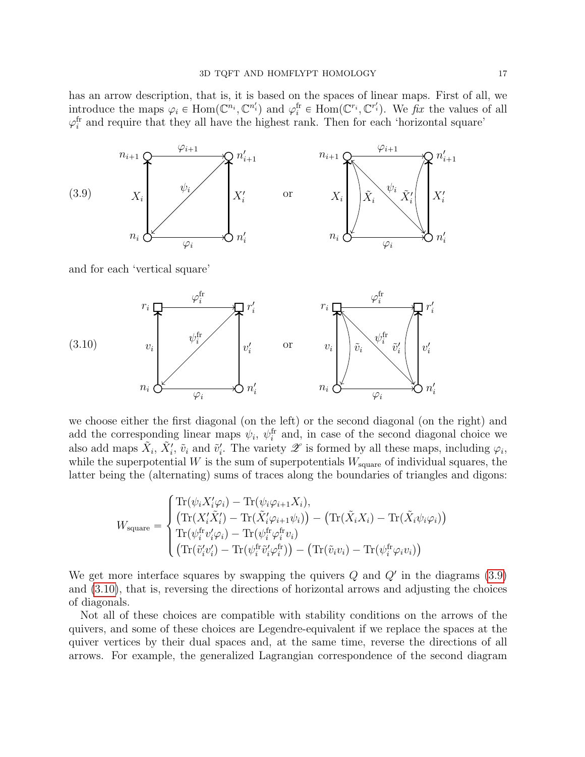has an arrow description, that is, it is based on the spaces of linear maps. First of all, we introduce the maps $\varphi_i \in \mathrm{Hom}(\mathbb{C}^{n_i}, \mathbb{C}^{n'_i})$ and $\varphi_i^{\mathrm{fr}} \in \mathrm{Hom}(\mathbb{C}^{r_i}, \mathbb{C}^{r'_i})$. We *fix* the values of all $\varphi_i^{\mathrm{fr}}$ and require that they all have the highest rank. Then for each 'horizontal square'

(3.9)

and for each 'vertical square'

(3.10)

we choose either the first diagonal (on the left) or the second diagonal (on the right) and add the corresponding linear maps $\psi_i$, $\psi_i^{\mathrm{fr}}$ and, in case of the second diagonal choice we also add maps $\tilde{X}_i$, $\tilde{X}'_i$, $\tilde{v}_i$ and $\tilde{v}'_i$. The variety $\mathscr{Z}$ is formed by all these maps, including $\varphi_i$, while the superpotential $W$ is the sum of superpotentials $W_{\mathrm{square}}$ of individual squares, the latter being the (alternating) sums of traces along the boundaries of triangles and digons:

$$W_{\mathrm{square}} = \begin{cases} \mathrm{Tr}(\psi_i X'_i \varphi_i) - \mathrm{Tr}(\psi_i \varphi_{i+1} X_i), \\ \big(\mathrm{Tr}(X'_i \tilde{X}'_i) - \mathrm{Tr}(\tilde{X}'_i \varphi_{i+1} \psi_i)\big) - \big(\mathrm{Tr}(\tilde{X}_i X_i) - \mathrm{Tr}(\tilde{X}_i \psi_i \varphi_i)\big) \\ \mathrm{Tr}(\psi_i^{\mathrm{fr}} v'_i \varphi_i) - \mathrm{Tr}(\psi_i^{\mathrm{fr}} \varphi_i^{\mathrm{fr}} v_i) \\ \big(\mathrm{Tr}(\tilde{v}'_i v'_i) - \mathrm{Tr}(\psi_i^{\mathrm{fr}} \tilde{v}'_i \varphi_i^{\mathrm{fr}})\big) - \big(\mathrm{Tr}(\tilde{v}_i v_i) - \mathrm{Tr}(\psi_i^{\mathrm{fr}} \varphi_i v_i)\big) \end{cases}$$

We get more interface squares by swapping the quivers $Q$ and $Q'$ in the diagrams (3.9) and (3.10), that is, reversing the directions of horizontal arrows and adjusting the choices of diagonals.

Not all of these choices are compatible with stability conditions on the arrows of the quivers, and some of these choices are Legendre-equivalent if we replace the spaces at the quiver vertices by their dual spaces and, at the same time, reverse the directions of all arrows. For example, the generalized Lagrangian correspondence of the second diagram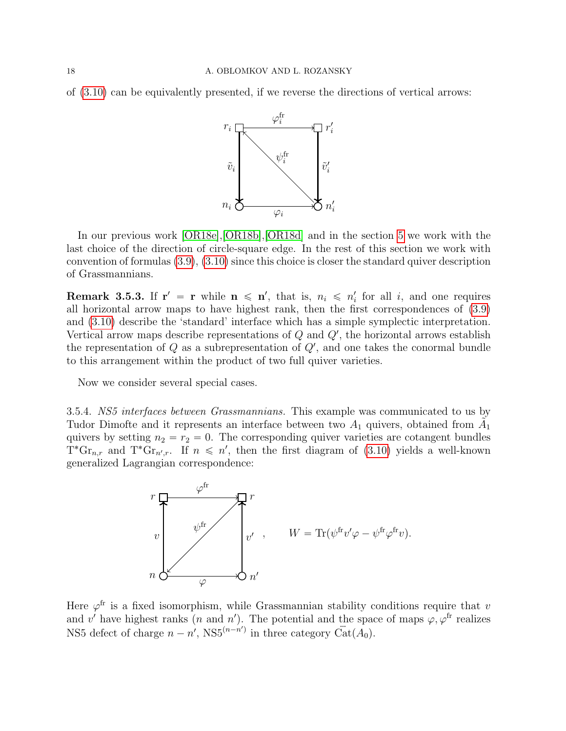of (3.10) can be equivalently presented, if we reverse the directions of vertical arrows:

$$
\begin{array}{ccc}
r_i \;\square & \xrightarrow{\;\varphi_i^{\mathrm{fr}}\;} & \square\; r_i' \\
\tilde{v}_i \big\downarrow & \nwarrow^{\psi_i^{\mathrm{fr}}} & \big\downarrow \tilde{v}_i' \\
n_i \;\bigcirc & \xrightarrow[\;\varphi_i\;]{} & \bigcirc\; n_i'
\end{array}
$$

In our previous work [OR18e],[OR18b],[OR18d] and in the section 5 we work with the last choice of the direction of circle-square edge. In the rest of this section we work with convention of formulas (3.9), (3.10) since this choice is closer the standard quiver description of Grassmannians.

**Remark 3.5.3.** If $\mathbf{r}' = \mathbf{r}$ while $\mathbf{n} \leqslant \mathbf{n}'$, that is, $n_i \leqslant n_i'$ for all $i$, and one requires all horizontal arrow maps to have highest rank, then the first correspondences of (3.9) and (3.10) describe the 'standard' interface which has a simple symplectic interpretation. Vertical arrow maps describe representations of $Q$ and $Q'$, the horizontal arrows establish the representation of $Q$ as a subrepresentation of $Q'$, and one takes the conormal bundle to this arrangement within the product of two full quiver varieties.

Now we consider several special cases.

3.5.4. *NS5 interfaces between Grassmannians.* This example was communicated to us by Tudor Dimofte and it represents an interface between two $A_1$ quivers, obtained from $\tilde{A}_1$ quivers by setting $n_2 = r_2 = 0$. The corresponding quiver varieties are cotangent bundles $\mathrm{T}^*\mathrm{Gr}_{n,r}$ and $\mathrm{T}^*\mathrm{Gr}_{n',r}$. If $n \leqslant n'$, then the first diagram of (3.10) yields a well-known generalized Lagrangian correspondence:

$$
\begin{array}{ccc}
r \;\square & \xrightarrow{\;\varphi^{\mathrm{fr}}\;} & \square\; r \\
v \big\uparrow & \swarrow_{\psi^{\mathrm{fr}}} & \big\uparrow v' \\
n \;\bigcirc & \xrightarrow[\;\varphi\;]{} & \bigcirc\; n'
\end{array}
\quad , \qquad W = \mathrm{Tr}(\psi^{\mathrm{fr}} v' \varphi - \psi^{\mathrm{fr}} \varphi^{\mathrm{fr}} v).
$$

Here $\varphi^{\mathrm{fr}}$ is a fixed isomorphism, while Grassmannian stability conditions require that $v$ and $v'$ have highest ranks ($n$ and $n'$). The potential and the space of maps $\varphi, \varphi^{\mathrm{fr}}$ realizes NS5 defect of charge $n - n'$, $\mathrm{NS5}^{(n-n')}$ in three category $\ddot{\mathrm{Cat}}(A_0)$.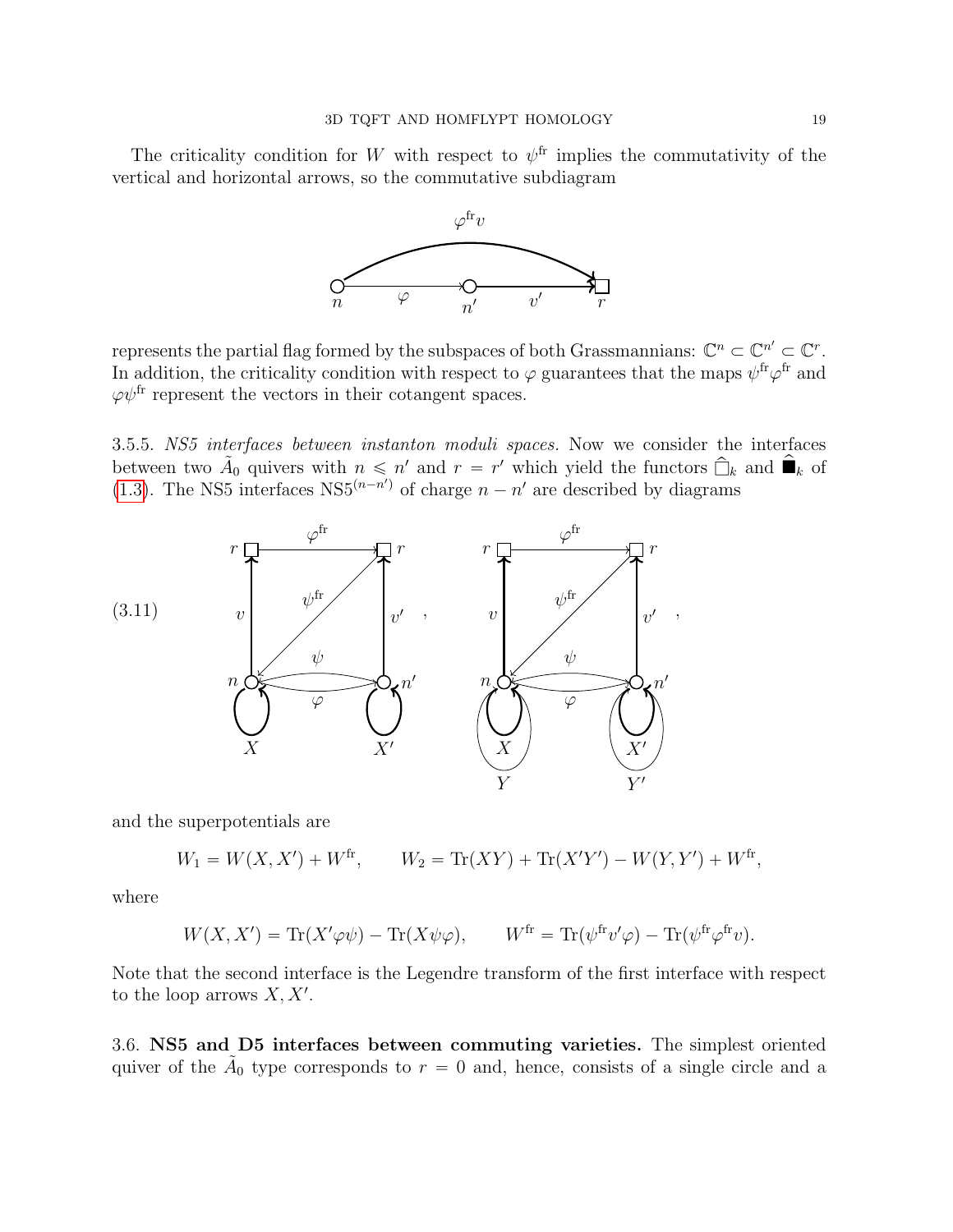The criticality condition for $W$ with respect to $\psi^{\mathrm{fr}}$ implies the commutativity of the vertical and horizontal arrows, so the commutative subdiagram

represents the partial flag formed by the subspaces of both Grassmannians: $\mathbb{C}^n \subset \mathbb{C}^{n'} \subset \mathbb{C}^r$. In addition, the criticality condition with respect to $\varphi$ guarantees that the maps $\psi^{\mathrm{fr}}\varphi^{\mathrm{fr}}$ and $\varphi\psi^{\mathrm{fr}}$ represent the vectors in their cotangent spaces.

3.5.5. *NS5 interfaces between instanton moduli spaces.* Now we consider the interfaces between two $\tilde{A}_0$ quivers with $n \leqslant n'$ and $r = r'$ which yield the functors $\widehat{\square}_k$ and $\widehat{\blacksquare}_k$ of (1.3). The NS5 interfaces $\mathrm{NS5}^{(n-n')}$ of charge $n - n'$ are described by diagrams

(3.11)

and the superpotentials are

$$W_1 = W(X, X') + W^{\mathrm{fr}}, \qquad W_2 = \mathrm{Tr}(XY) + \mathrm{Tr}(X'Y') - W(Y, Y') + W^{\mathrm{fr}},$$

where

$$W(X, X') = \mathrm{Tr}(X'\varphi\psi) - \mathrm{Tr}(X\psi\varphi), \qquad W^{\mathrm{fr}} = \mathrm{Tr}(\psi^{\mathrm{fr}}v'\varphi) - \mathrm{Tr}(\psi^{\mathrm{fr}}\varphi^{\mathrm{fr}}v).$$

Note that the second interface is the Legendre transform of the first interface with respect to the loop arrows $X, X'$.

3.6. **NS5 and D5 interfaces between commuting varieties.** The simplest oriented quiver of the $\tilde{A}_0$ type corresponds to $r = 0$ and, hence, consists of a single circle and a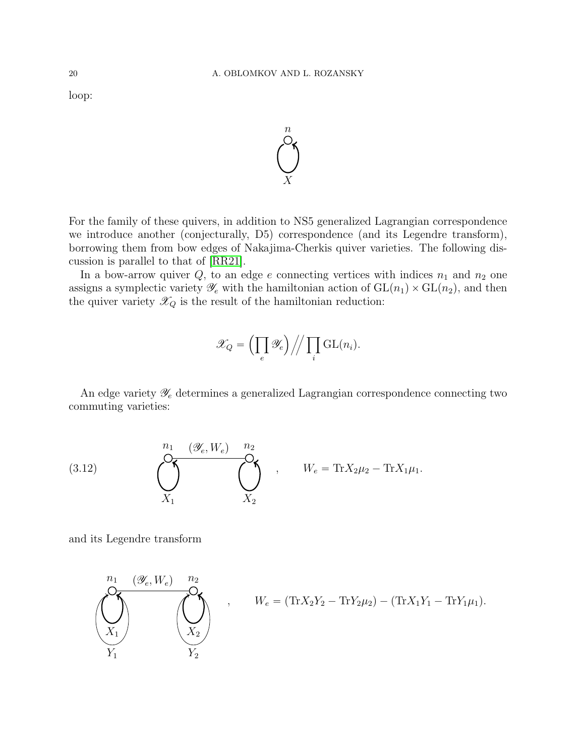loop:

For the family of these quivers, in addition to NS5 generalized Lagrangian correspondence we introduce another (conjecturally, D5) correspondence (and its Legendre transform), borrowing them from bow edges of Nakajima-Cherkis quiver varieties. The following discussion is parallel to that of [RR21].

In a bow-arrow quiver $Q$, to an edge $e$ connecting vertices with indices $n_1$ and $n_2$ one assigns a symplectic variety $\mathscr{Y}_e$ with the hamiltonian action of $\mathrm{GL}(n_1) \times \mathrm{GL}(n_2)$, and then the quiver variety $\mathscr{X}_Q$ is the result of the hamiltonian reduction:

$$\mathscr{X}_Q = \Big(\prod_e \mathscr{Y}_e\Big) \Big/\!\!\Big/ \prod_i \mathrm{GL}(n_i).$$

An edge variety $\mathscr{Y}_e$ determines a generalized Lagrangian correspondence connecting two commuting varieties:

$$(3.12) \qquad W_e = \mathrm{Tr} X_2 \mu_2 - \mathrm{Tr} X_1 \mu_1.$$

and its Legendre transform

$$W_e = (\mathrm{Tr} X_2 Y_2 - \mathrm{Tr} Y_2 \mu_2) - (\mathrm{Tr} X_1 Y_1 - \mathrm{Tr} Y_1 \mu_1).$$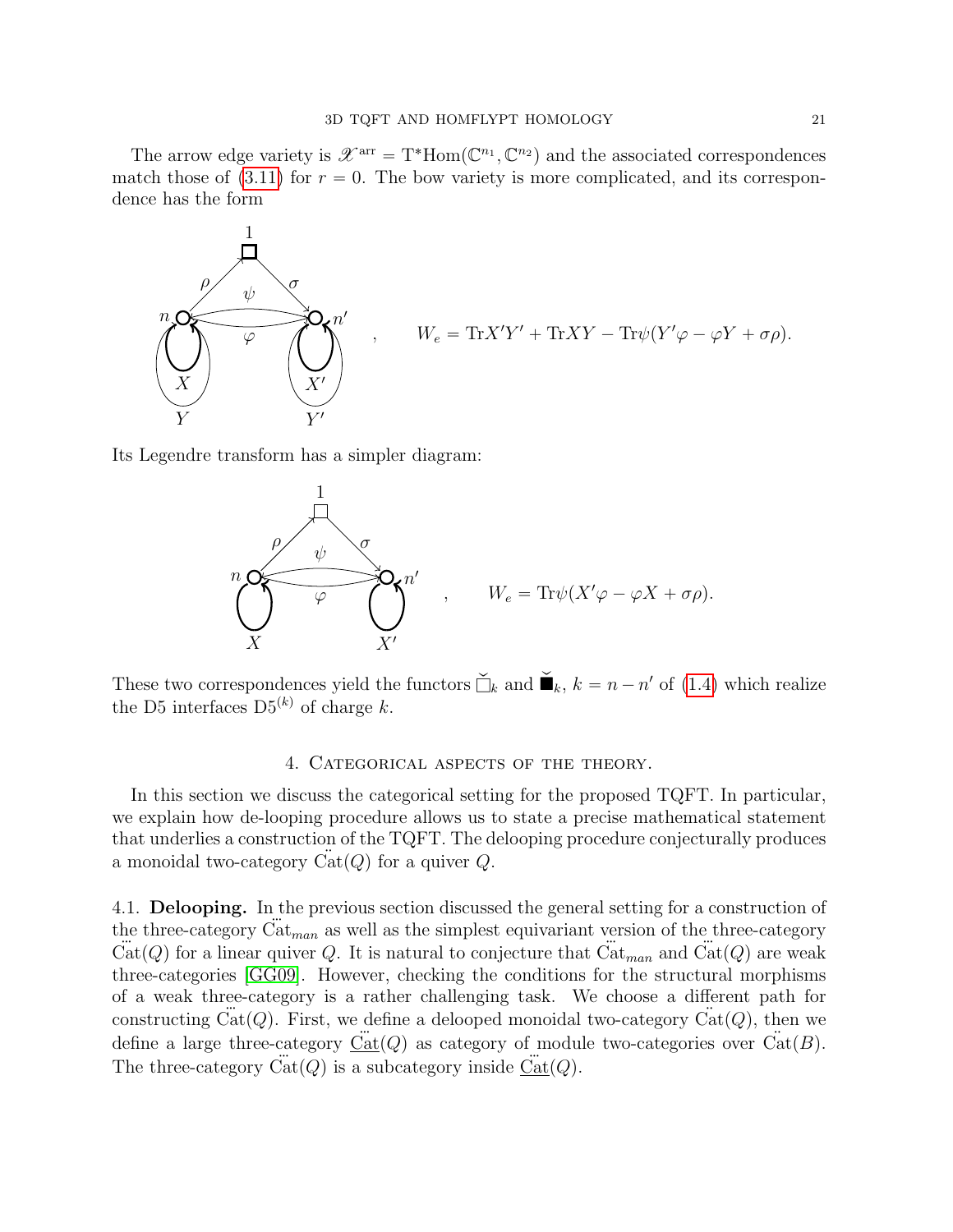The arrow edge variety is $\mathscr{X}^{\mathrm{arr}} = \mathrm{T}^*\mathrm{Hom}(\mathbb{C}^{n_1}, \mathbb{C}^{n_2})$ and the associated correspondences match those of (3.11) for $r = 0$. The bow variety is more complicated, and its correspondence has the form

$$W_e = \mathrm{Tr}X'Y' + \mathrm{Tr}XY - \mathrm{Tr}\psi(Y'\varphi - \varphi Y + \sigma\rho).$$

Its Legendre transform has a simpler diagram:

$$W_e = \mathrm{Tr}\psi(X'\varphi - \varphi X + \sigma\rho).$$

These two correspondences yield the functors $\check{\square}_k$ and $\check{\blacksquare}_k$, $k = n - n'$ of (1.4) which realize the D5 interfaces $\mathrm{D5}^{(k)}$ of charge $k$.

## 4. Categorical aspects of the theory.

In this section we discuss the categorical setting for the proposed TQFT. In particular, we explain how de-looping procedure allows us to state a precise mathematical statement that underlies a construction of the TQFT. The delooping procedure conjecturally produces a monoidal two-category $\ddot{\mathrm{Cat}}(Q)$ for a quiver $Q$.

**4.1. Delooping.** In the previous section discussed the general setting for a construction of the three-category $\dddot{\mathrm{Cat}}_{man}$ as well as the simplest equivariant version of the three-category $\dddot{\mathrm{Cat}}(Q)$ for a linear quiver $Q$. It is natural to conjecture that $\dddot{\mathrm{Cat}}_{man}$ and $\dddot{\mathrm{Cat}}(Q)$ are weak three-categories [GG09]. However, checking the conditions for the structural morphisms of a weak three-category is a rather challenging task. We choose a different path for constructing $\dddot{\mathrm{Cat}}(Q)$. First, we define a delooped monoidal two-category $\ddot{\mathrm{Cat}}(Q)$, then we define a large three-category $\underline{\dddot{\mathrm{Cat}}}(Q)$ as category of module two-categories over $\ddot{\mathrm{Cat}}(B)$. The three-category $\dddot{\mathrm{Cat}}(Q)$ is a subcategory inside $\underline{\dddot{\mathrm{Cat}}}(Q)$.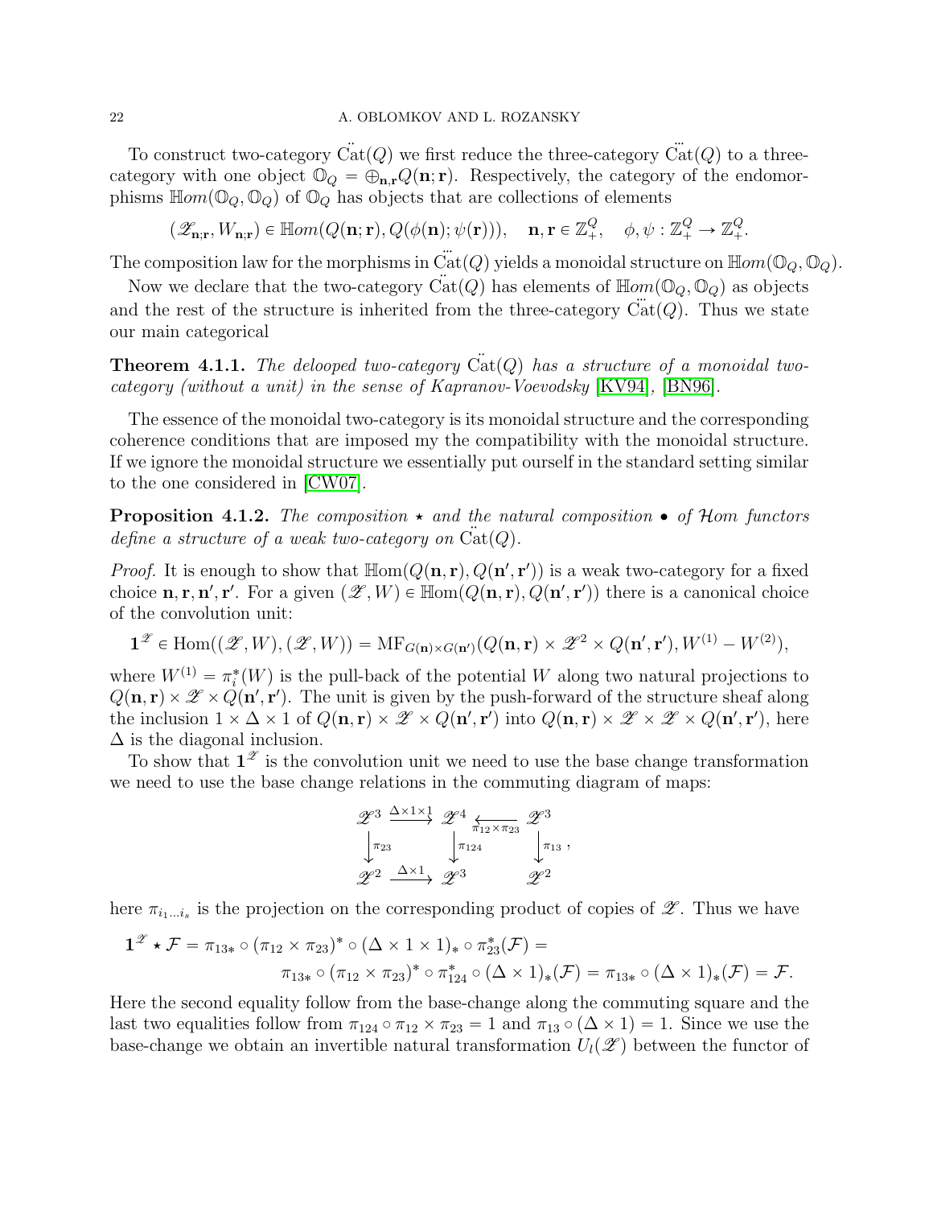To construct two-category $\ddot{\mathrm{C}}\mathrm{at}(Q)$ we first reduce the three-category $\dddot{\mathrm{C}}\mathrm{at}(Q)$ to a three-category with one object $\mathbb{O}_Q = \oplus_{\mathbf{n},\mathbf{r}} Q(\mathbf{n};\mathbf{r})$. Respectively, the category of the endomorphisms $\mathbb{H}om(\mathbb{O}_Q,\mathbb{O}_Q)$ of $\mathbb{O}_Q$ has objects that are collections of elements

$$(\mathscr{Z}_{\mathbf{n};\mathbf{r}}, W_{\mathbf{n};\mathbf{r}}) \in \mathbb{H}om(Q(\mathbf{n};\mathbf{r}), Q(\phi(\mathbf{n});\psi(\mathbf{r}))), \quad \mathbf{n},\mathbf{r} \in \mathbb{Z}_+^Q, \quad \phi,\psi : \mathbb{Z}_+^Q \to \mathbb{Z}_+^Q.$$

The composition law for the morphisms in $\dddot{\mathrm{C}}\mathrm{at}(Q)$ yields a monoidal structure on $\mathbb{H}om(\mathbb{O}_Q,\mathbb{O}_Q)$.

Now we declare that the two-category $\ddot{\mathrm{C}}\mathrm{at}(Q)$ has elements of $\mathbb{H}om(\mathbb{O}_Q,\mathbb{O}_Q)$ as objects and the rest of the structure is inherited from the three-category $\dddot{\mathrm{C}}\mathrm{at}(Q)$. Thus we state our main categorical

**Theorem 4.1.1.** *The delooped two-category $\ddot{\mathrm{C}}\mathrm{at}(Q)$ has a structure of a monoidal two-category (without a unit) in the sense of Kapranov-Voevodsky* [KV94], [BN96].

The essence of the monoidal two-category is its monoidal structure and the corresponding coherence conditions that are imposed my the compatibility with the monoidal structure. If we ignore the monoidal structure we essentially put ourself in the standard setting similar to the one considered in [CW07].

**Proposition 4.1.2.** *The composition $\star$ and the natural composition $\bullet$ of $\mathcal{H}om$ functors define a structure of a weak two-category on $\ddot{\mathrm{C}}\mathrm{at}(Q)$.*

*Proof.* It is enough to show that $\mathbb{H}\mathrm{om}(Q(\mathbf{n},\mathbf{r}),Q(\mathbf{n}',\mathbf{r}'))$ is a weak two-category for a fixed choice $\mathbf{n},\mathbf{r},\mathbf{n}',\mathbf{r}'$. For a given $(\mathscr{Z},W) \in \mathbb{H}\mathrm{om}(Q(\mathbf{n},\mathbf{r}),Q(\mathbf{n}',\mathbf{r}'))$ there is a canonical choice of the convolution unit:

$$\mathbf{1}^{\mathscr{Z}} \in \mathrm{Hom}((\mathscr{Z},W),(\mathscr{Z},W)) = \mathrm{MF}_{G(\mathbf{n})\times G(\mathbf{n}')}(Q(\mathbf{n},\mathbf{r})\times\mathscr{Z}^2\times Q(\mathbf{n}',\mathbf{r}'), W^{(1)}-W^{(2)}),$$

where $W^{(1)} = \pi_i^*(W)$ is the pull-back of the potential $W$ along two natural projections to $Q(\mathbf{n},\mathbf{r})\times\mathscr{Z}\times Q(\mathbf{n}',\mathbf{r}')$. The unit is given by the push-forward of the structure sheaf along the inclusion $1\times\Delta\times 1$ of $Q(\mathbf{n},\mathbf{r})\times\mathscr{Z}\times Q(\mathbf{n}',\mathbf{r}')$ into $Q(\mathbf{n},\mathbf{r})\times\mathscr{Z}\times\mathscr{Z}\times Q(\mathbf{n}',\mathbf{r}')$, here $\Delta$ is the diagonal inclusion.

To show that $\mathbf{1}^{\mathscr{Z}}$ is the convolution unit we need to use the base change transformation we need to use the base change relations in the commuting diagram of maps:

$$\begin{array}{ccccc}
\mathscr{Z}^3 & \xrightarrow{\Delta\times 1\times 1} & \mathscr{Z}^4 & \xleftarrow[\pi_{12}\times\pi_{23}]{} & \mathscr{Z}^3 \\
\downarrow{\scriptstyle \pi_{23}} & & \downarrow{\scriptstyle \pi_{124}} & & \downarrow{\scriptstyle \pi_{13}} \\
\mathscr{Z}^2 & \xrightarrow{\Delta\times 1} & \mathscr{Z}^3 & & \mathscr{Z}^2
\end{array},$$

here $\pi_{i_1\dots i_s}$ is the projection on the corresponding product of copies of $\mathscr{Z}$. Thus we have

$$\begin{aligned}
\mathbf{1}^{\mathscr{Z}} \star \mathcal{F} = \pi_{13*}\circ(\pi_{12}\times\pi_{23})^*\circ(\Delta\times 1\times 1)_*\circ\pi_{23}^*(\mathcal{F}) = \\
\pi_{13*}\circ(\pi_{12}\times\pi_{23})^*\circ\pi_{124}^*\circ(\Delta\times 1)_*(\mathcal{F}) = \pi_{13*}\circ(\Delta\times 1)_*(\mathcal{F}) = \mathcal{F}.
\end{aligned}$$

Here the second equality follow from the base-change along the commuting square and the last two equalities follow from $\pi_{124}\circ\pi_{12}\times\pi_{23} = 1$ and $\pi_{13}\circ(\Delta\times 1) = 1$. Since we use the base-change we obtain an invertible natural transformation $U_l(\mathscr{Z})$ between the functor of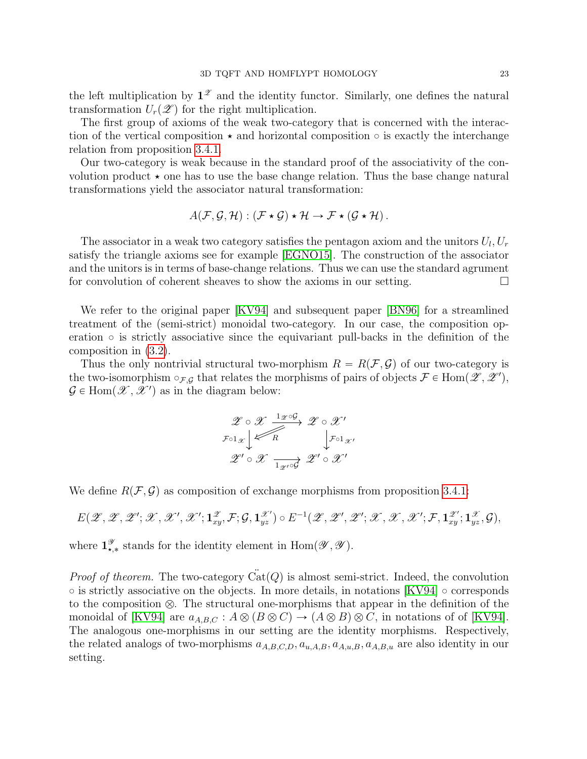the left multiplication by $\mathbf{1}^{\mathscr{Z}}$ and the identity functor. Similarly, one defines the natural transformation $U_r(\mathscr{Z})$ for the right multiplication.

The first group of axioms of the weak two-category that is concerned with the interaction of the vertical composition $\star$ and horizontal composition $\circ$ is exactly the interchange relation from proposition 3.4.1.

Our two-category is weak because in the standard proof of the associativity of the convolution product $\star$ one has to use the base change relation. Thus the base change natural transformations yield the associator natural transformation:

$$A(\mathcal{F},\mathcal{G},\mathcal{H}) : (\mathcal{F}\star\mathcal{G})\star\mathcal{H} \to \mathcal{F}\star(\mathcal{G}\star\mathcal{H}).$$

The associator in a weak two category satisfies the pentagon axiom and the unitors $U_l, U_r$ satisfy the triangle axioms see for example [EGNO15]. The construction of the associator and the unitors is in terms of base-change relations. Thus we can use the standard agrument for convolution of coherent sheaves to show the axioms in our setting. □

We refer to the original paper [KV94] and subsequent paper [BN96] for a streamlined treatment of the (semi-strict) monoidal two-category. In our case, the composition operation $\circ$ is strictly associative since the equivariant pull-backs in the definition of the composition in (3.2).

Thus the only nontrivial structural two-morphism $R = R(\mathcal{F},\mathcal{G})$ of our two-category is the two-isomorphism $\circ_{\mathcal{F},\mathcal{G}}$ that relates the morphisms of pairs of objects $\mathcal{F}\in\mathrm{Hom}(\mathscr{Z},\mathscr{Z}')$, $\mathcal{G}\in\mathrm{Hom}(\mathscr{X},\mathscr{X}')$ as in the diagram below:

$$\begin{array}{ccc}
\mathscr{Z}\circ\mathscr{X} & \xrightarrow{1_{\mathscr{Z}}\circ\mathcal{G}} & \mathscr{Z}\circ\mathscr{X}' \\
{\scriptstyle \mathcal{F}\circ 1_{\mathscr{X}}}\downarrow & \overset{R}{\Longleftarrow} & \downarrow{\scriptstyle \mathcal{F}\circ 1_{\mathscr{X}'}} \\
\mathscr{Z}'\circ\mathscr{X} & \xrightarrow[1_{\mathscr{Z}'}\circ\mathcal{G}]{} & \mathscr{Z}'\circ\mathscr{X}'
\end{array}$$

We define $R(\mathcal{F},\mathcal{G})$ as composition of exchange morphisms from proposition 3.4.1:

$$E(\mathscr{Z},\mathscr{Z},\mathscr{Z}';\mathscr{X},\mathscr{X}',\mathscr{X}';\mathbf{1}^{\mathscr{Z}}_{xy},\mathcal{F};\mathcal{G},\mathbf{1}^{\mathscr{X}'}_{yz})\circ E^{-1}(\mathscr{Z},\mathscr{Z}',\mathscr{Z}';\mathscr{X},\mathscr{X},\mathscr{X}';\mathcal{F},\mathbf{1}^{\mathscr{Z}'}_{xy};\mathbf{1}^{\mathscr{X}}_{yz},\mathcal{G}),$$

where $\mathbf{1}^{\mathscr{Y}}_{\star,*}$ stands for the identity element in $\mathrm{Hom}(\mathscr{Y},\mathscr{Y})$.

*Proof of theorem.* The two-category $\ddot{\mathrm{Cat}}(Q)$ is almost semi-strict. Indeed, the convolution $\circ$ is strictly associative on the objects. In more details, in notations [KV94] $\circ$ corresponds to the composition $\otimes$. The structural one-morphisms that appear in the definition of the monoidal of [KV94] are $a_{A,B,C} : A\otimes(B\otimes C)\to(A\otimes B)\otimes C$, in notations of of [KV94]. The analogous one-morphisms in our setting are the identity morphisms. Respectively, the related analogs of two-morphisms $a_{A,B,C,D}, a_{u,A,B}, a_{A,u,B}, a_{A,B,u}$ are also identity in our setting.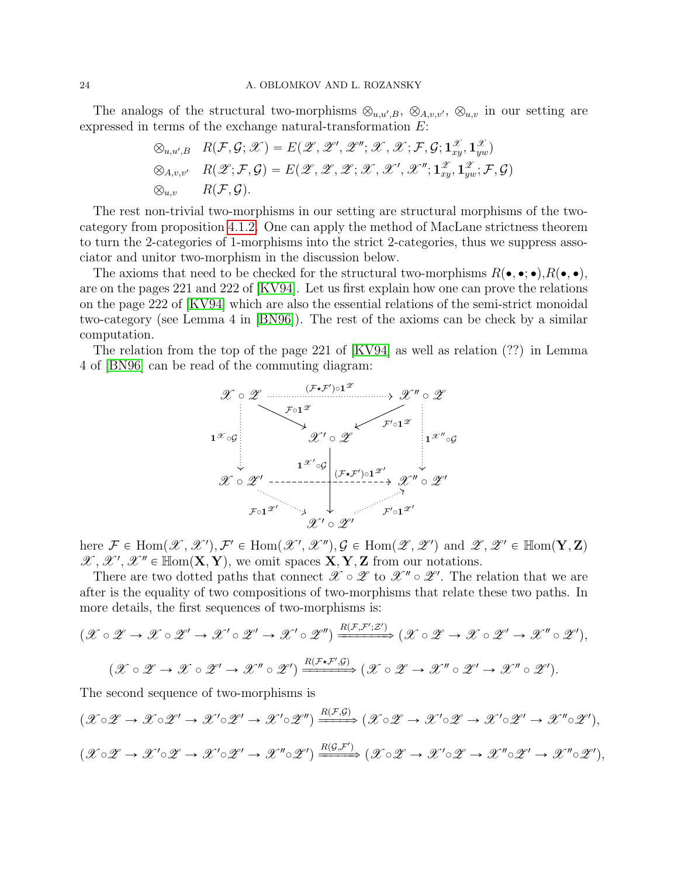The analogs of the structural two-morphisms $\otimes_{u,u',B}$, $\otimes_{A,v,v'}$, $\otimes_{u,v}$ in our setting are expressed in terms of the exchange natural-transformation $E$:

$$
\begin{aligned}
&\otimes_{u,u',B} \quad R(\mathcal{F},\mathcal{G};\mathscr{X}) = E(\mathscr{Z},\mathscr{Z}',\mathscr{Z}'';\mathscr{X},\mathscr{X};\mathcal{F},\mathcal{G};\mathbf{1}^{\mathscr{X}}_{xy},\mathbf{1}^{\mathscr{X}}_{yw})\\
&\otimes_{A,v,v'} \quad R(\mathscr{Z};\mathcal{F},\mathcal{G}) = E(\mathscr{Z},\mathscr{Z},\mathscr{Z};\mathscr{X},\mathscr{X}',\mathscr{X}'';\mathbf{1}^{\mathscr{Z}}_{xy},\mathbf{1}^{\mathscr{Z}}_{yw};\mathcal{F},\mathcal{G})\\
&\otimes_{u,v} \quad R(\mathcal{F},\mathcal{G}).
\end{aligned}
$$

The rest non-trivial two-morphisms in our setting are structural morphisms of the two-category from proposition 4.1.2. One can apply the method of MacLane strictness theorem to turn the 2-categories of 1-morphisms into the strict 2-categories, thus we suppress associator and unitor two-morphism in the discussion below.

The axioms that need to be checked for the structural two-morphisms $R(\bullet,\bullet;\bullet)$,$R(\bullet,\bullet)$, are on the pages 221 and 222 of [KV94]. Let us first explain how one can prove the relations on the page 222 of [KV94] which are also the essential relations of the semi-strict monoidal two-category (see Lemma 4 in [BN96]). The rest of the axioms can be check by a similar computation.

The relation from the top of the page 221 of [KV94] as well as relation (??) in Lemma 4 of [BN96] can be read of the commuting diagram:

$$
\begin{array}{ccccc}
\mathscr{X}\circ\mathscr{Z} & & \xrightarrow{(\mathcal{F}\star\mathcal{F}')\circ\mathbf{1}^{\mathscr{Z}}} & & \mathscr{X}''\circ\mathscr{Z}\\
 & \searrow^{\mathcal{F}\circ\mathbf{1}^{\mathscr{Z}}} & & \swarrow^{\mathcal{F}'\circ\mathbf{1}^{\mathscr{Z}}} & \\
\downarrow{\scriptstyle \mathbf{1}^{\mathscr{X}}\circ\mathcal{G}} & & \mathscr{X}'\circ\mathscr{Z} & & \downarrow{\scriptstyle \mathbf{1}^{\mathscr{X}''}\circ\mathcal{G}}\\
 & & \downarrow{\scriptstyle \mathbf{1}^{\mathscr{X}'}\circ\mathcal{G}} & & \\
\mathscr{X}\circ\mathscr{Z}' & & \xrightarrow{(\mathcal{F}\star\mathcal{F}')\circ\mathbf{1}^{\mathscr{Z}'}} & & \mathscr{X}''\circ\mathscr{Z}'\\
 & \searrow_{\mathcal{F}\circ\mathbf{1}^{\mathscr{Z}'}} & & \nearrow_{\mathcal{F}'\circ\mathbf{1}^{\mathscr{Z}'}} & \\
 & & \mathscr{X}'\circ\mathscr{Z}' & &
\end{array}
$$

here $\mathcal{F}\in\mathrm{Hom}(\mathscr{X},\mathscr{X}')$, $\mathcal{F}'\in\mathrm{Hom}(\mathscr{X}',\mathscr{X}'')$, $\mathcal{G}\in\mathrm{Hom}(\mathscr{Z},\mathscr{Z}')$ and $\mathscr{Z},\mathscr{Z}'\in\mathbb{H}\mathrm{om}(\mathbf{Y},\mathbf{Z})$ $\mathscr{X},\mathscr{X}',\mathscr{X}''\in\mathbb{H}\mathrm{om}(\mathbf{X},\mathbf{Y})$, we omit spaces $\mathbf{X},\mathbf{Y},\mathbf{Z}$ from our notations.

There are two dotted paths that connect $\mathscr{X}\circ\mathscr{Z}$ to $\mathscr{X}''\circ\mathscr{Z}'$. The relation that we are after is the equality of two compositions of two-morphisms that relate these two paths. In more details, the first sequences of two-morphisms is:

$$
(\mathscr{X}\circ\mathscr{Z}\to\mathscr{X}\circ\mathscr{Z}'\to\mathscr{X}'\circ\mathscr{Z}'\to\mathscr{X}'\circ\mathscr{Z}'')\xRightarrow{R(\mathcal{F},\mathcal{F}';\mathscr{Z}')}(\mathscr{X}\circ\mathscr{Z}\to\mathscr{X}\circ\mathscr{Z}'\to\mathscr{X}''\circ\mathscr{Z}'),
$$

$$
(\mathscr{X}\circ\mathscr{Z}\to\mathscr{X}\circ\mathscr{Z}'\to\mathscr{X}''\circ\mathscr{Z}')\xRightarrow{R(\mathcal{F}\star\mathcal{F}',\mathcal{G})}(\mathscr{X}\circ\mathscr{Z}\to\mathscr{X}''\circ\mathscr{Z}'\to\mathscr{X}''\circ\mathscr{Z}').
$$

The second sequence of two-morphisms is

$$
(\mathscr{X}\circ\mathscr{Z}\to\mathscr{X}\circ\mathscr{Z}'\to\mathscr{X}'\circ\mathscr{Z}'\to\mathscr{X}'\circ\mathscr{Z}'')\xRightarrow{R(\mathcal{F},\mathcal{G})}(\mathscr{X}\circ\mathscr{Z}\to\mathscr{X}'\circ\mathscr{Z}\to\mathscr{X}'\circ\mathscr{Z}'\to\mathscr{X}''\circ\mathscr{Z}'),
$$

$$
(\mathscr{X}\circ\mathscr{Z}\to\mathscr{X}'\circ\mathscr{Z}\to\mathscr{X}'\circ\mathscr{Z}'\to\mathscr{X}''\circ\mathscr{Z}')\xRightarrow{R(\mathcal{G},\mathcal{F}')}(\mathscr{X}\circ\mathscr{Z}\to\mathscr{X}'\circ\mathscr{Z}\to\mathscr{X}''\circ\mathscr{Z}'\to\mathscr{X}''\circ\mathscr{Z}'),
$$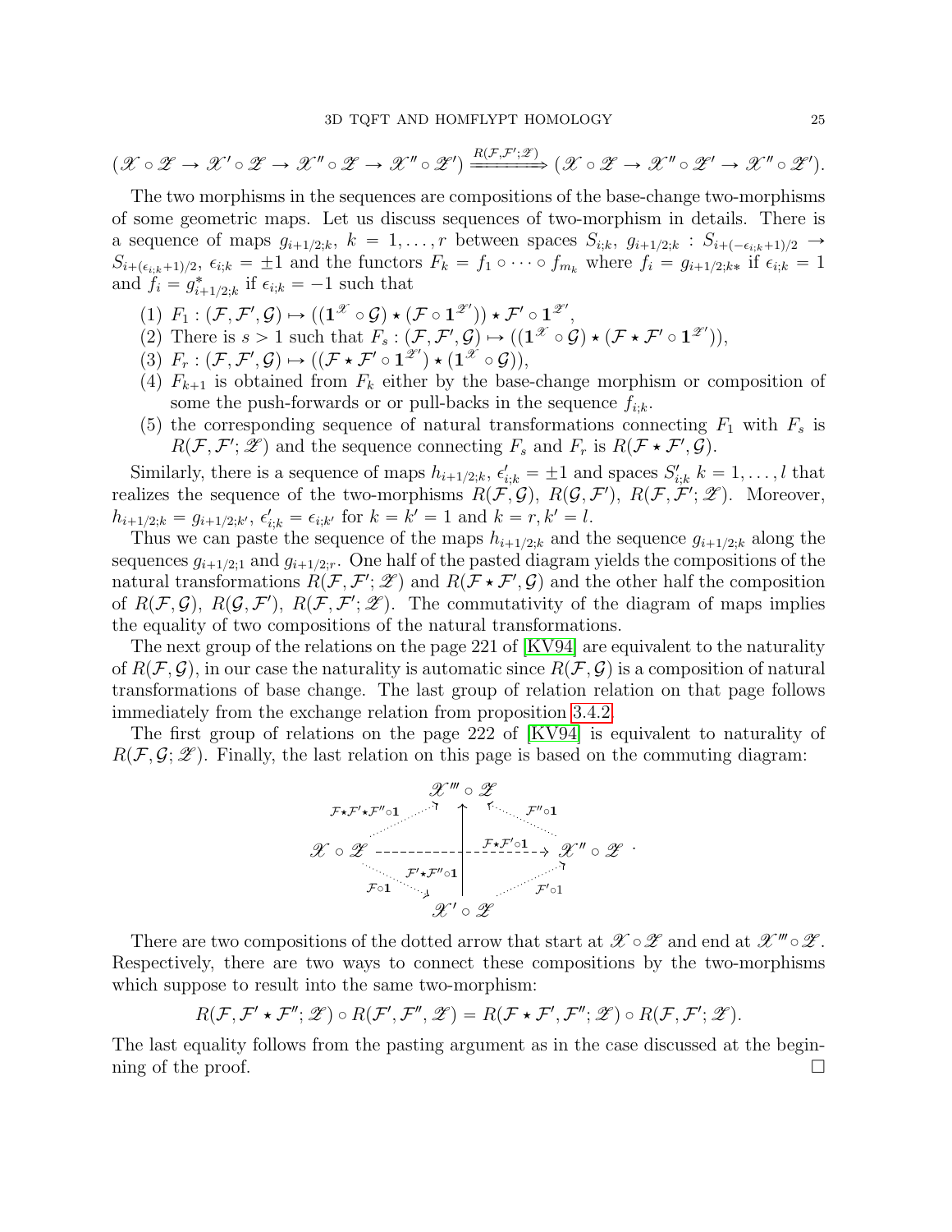$$(\mathscr{X}\circ\mathscr{Z}\to\mathscr{X}'\circ\mathscr{Z}\to\mathscr{X}''\circ\mathscr{Z}\to\mathscr{X}''\circ\mathscr{Z}')\xRightarrow{R(\mathcal{F},\mathcal{F}';\mathscr{Z})}(\mathscr{X}\circ\mathscr{Z}\to\mathscr{X}''\circ\mathscr{Z}'\to\mathscr{X}''\circ\mathscr{Z}').$$

The two morphisms in the sequences are compositions of the base-change two-morphisms of some geometric maps. Let us discuss sequences of two-morphism in details. There is a sequence of maps $g_{i+1/2;k}$, $k=1,\dots,r$ between spaces $S_{i;k}$, $g_{i+1/2;k}: S_{i+(-\epsilon_{i;k}+1)/2}\to S_{i+(\epsilon_{i;k}+1)/2}$, $\epsilon_{i;k}=\pm 1$ and the functors $F_k=f_1\circ\dots\circ f_{m_k}$ where $f_i=g_{i+1/2;k*}$ if $\epsilon_{i;k}=1$ and $f_i=g^*_{i+1/2;k}$ if $\epsilon_{i;k}=-1$ such that

1. $F_1:(\mathcal{F},\mathcal{F}',\mathcal{G})\mapsto((\mathbf{1}^{\mathscr{X}}\circ\mathcal{G})\star(\mathcal{F}\circ\mathbf{1}^{\mathscr{Z}'}))\star\mathcal{F}'\circ\mathbf{1}^{\mathscr{Z}'}$,
2. There is $s>1$ such that $F_s:(\mathcal{F},\mathcal{F}',\mathcal{G})\mapsto((\mathbf{1}^{\mathscr{X}}\circ\mathcal{G})\star(\mathcal{F}\star\mathcal{F}'\circ\mathbf{1}^{\mathscr{Z}'}))$,
3. $F_r:(\mathcal{F},\mathcal{F}',\mathcal{G})\mapsto((\mathcal{F}\star\mathcal{F}'\circ\mathbf{1}^{\mathscr{Z}'})\star(\mathbf{1}^{\mathscr{X}}\circ\mathcal{G}))$,
4. $F_{k+1}$ is obtained from $F_k$ either by the base-change morphism or composition of some the push-forwards or or pull-backs in the sequence $f_{i;k}$.
5. the corresponding sequence of natural transformations connecting $F_1$ with $F_s$ is $R(\mathcal{F},\mathcal{F}';\mathscr{Z})$ and the sequence connecting $F_s$ and $F_r$ is $R(\mathcal{F}\star\mathcal{F}',\mathcal{G})$.

Similarly, there is a sequence of maps $h_{i+1/2;k}$, $\epsilon'_{i;k}=\pm1$ and spaces $S'_{i;k}$ $k=1,\dots,l$ that realizes the sequence of the two-morphisms $R(\mathcal{F},\mathcal{G})$, $R(\mathcal{G},\mathcal{F}')$, $R(\mathcal{F},\mathcal{F}';\mathscr{Z})$. Moreover, $h_{i+1/2;k}=g_{i+1/2;k'}$, $\epsilon'_{i;k}=\epsilon_{i;k'}$ for $k=k'=1$ and $k=r,k'=l$.

Thus we can paste the sequence of the maps $h_{i+1/2;k}$ and the sequence $g_{i+1/2;k}$ along the sequences $g_{i+1/2;1}$ and $g_{i+1/2;r}$. One half of the pasted diagram yields the compositions of the natural transformations $R(\mathcal{F},\mathcal{F}';\mathscr{Z})$ and $R(\mathcal{F}\star\mathcal{F}',\mathcal{G})$ and the other half the composition of $R(\mathcal{F},\mathcal{G})$, $R(\mathcal{G},\mathcal{F}')$, $R(\mathcal{F},\mathcal{F}';\mathscr{Z})$. The commutativity of the diagram of maps implies the equality of two compositions of the natural transformations.

The next group of the relations on the page 221 of [KV94] are equivalent to the naturality of $R(\mathcal{F},\mathcal{G})$, in our case the naturality is automatic since $R(\mathcal{F},\mathcal{G})$ is a composition of natural transformations of base change. The last group of relation relation on that page follows immediately from the exchange relation from proposition 3.4.2.

The first group of relations on the page 222 of [KV94] is equivalent to naturality of $R(\mathcal{F},\mathcal{G};\mathscr{Z})$. Finally, the last relation on this page is based on the commuting diagram:

$$\begin{array}{ccccc} & & \mathscr{X}'''\circ\mathscr{Z} & & \\ & \overset{\mathcal{F}\star\mathcal{F}'\star\mathcal{F}''\circ\mathbf{1}}{\nearrow} & \uparrow & \overset{\mathcal{F}''\circ\mathbf{1}}{\nwarrow} & \\ \mathscr{X}\circ\mathscr{Z} & & \xrightarrow{\quad\mathcal{F}\star\mathcal{F}'\circ\mathbf{1}\quad} & & \mathscr{X}''\circ\mathscr{Z} \\ & \underset{\mathcal{F}\circ\mathbf{1}}{\searrow} & \mathcal{F}'\star\mathcal{F}''\circ\mathbf{1} & \underset{\mathcal{F}'\circ\mathbf{1}}{\nearrow} & \\ & & \mathscr{X}'\circ\mathscr{Z} & & \end{array}.$$

There are two compositions of the dotted arrow that start at $\mathscr{X}\circ\mathscr{Z}$ and end at $\mathscr{X}'''\circ\mathscr{Z}$. Respectively, there are two ways to connect these compositions by the two-morphisms which suppose to result into the same two-morphism:

$$R(\mathcal{F},\mathcal{F}'\star\mathcal{F}'';\mathscr{Z})\circ R(\mathcal{F}',\mathcal{F}'',\mathscr{Z})=R(\mathcal{F}\star\mathcal{F}',\mathcal{F}'';\mathscr{Z})\circ R(\mathcal{F},\mathcal{F}';\mathscr{Z}).$$

The last equality follows from the pasting argument as in the case discussed at the beginning of the proof. $\square$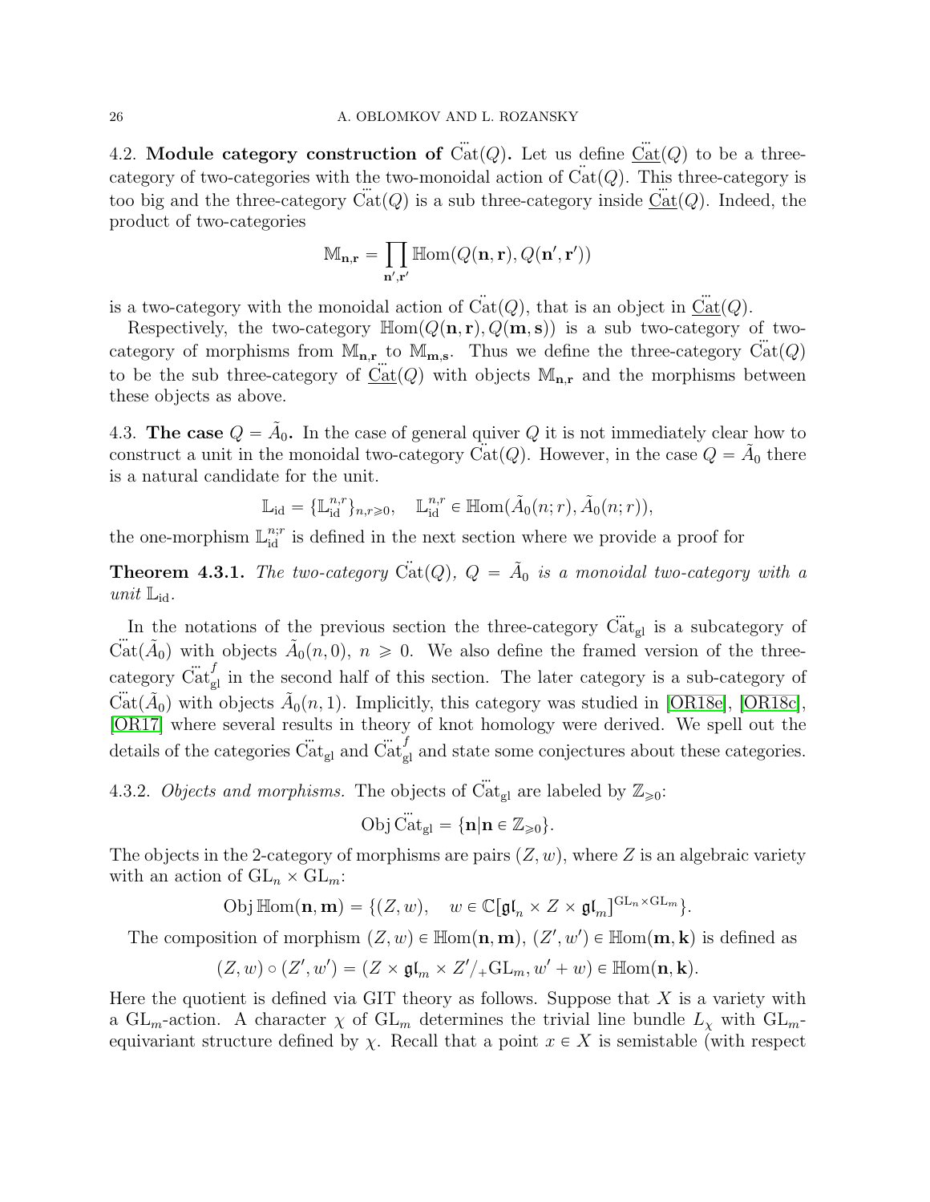4.2. **Module category construction of** $\dddot{\mathrm{Cat}}(Q)$**.** Let us define $\underline{\dddot{\mathrm{Cat}}}(Q)$ to be a three-category of two-categories with the two-monoidal action of $\ddot{\mathrm{Cat}}(Q)$. This three-category is too big and the three-category $\dddot{\mathrm{Cat}}(Q)$ is a sub three-category inside $\underline{\dddot{\mathrm{Cat}}}(Q)$. Indeed, the product of two-categories

$$\mathbb{M}_{\mathbf{n},\mathbf{r}} = \prod_{\mathbf{n}',\mathbf{r}'} \mathbb{H}\mathrm{om}(Q(\mathbf{n},\mathbf{r}), Q(\mathbf{n}',\mathbf{r}'))$$

is a two-category with the monoidal action of $\ddot{\mathrm{Cat}}(Q)$, that is an object in $\underline{\dddot{\mathrm{Cat}}}(Q)$.

Respectively, the two-category $\mathbb{H}\mathrm{om}(Q(\mathbf{n},\mathbf{r}), Q(\mathbf{m},\mathbf{s}))$ is a sub two-category of two-category of morphisms from $\mathbb{M}_{\mathbf{n},\mathbf{r}}$ to $\mathbb{M}_{\mathbf{m},\mathbf{s}}$. Thus we define the three-category $\dddot{\mathrm{Cat}}(Q)$ to be the sub three-category of $\underline{\dddot{\mathrm{Cat}}}(Q)$ with objects $\mathbb{M}_{\mathbf{n},\mathbf{r}}$ and the morphisms between these objects as above.

4.3. **The case** $Q = \tilde{A}_0$**.** In the case of general quiver $Q$ it is not immediately clear how to construct a unit in the monoidal two-category $\ddot{\mathrm{Cat}}(Q)$. However, in the case $Q = \tilde{A}_0$ there is a natural candidate for the unit.

$$\mathbb{L}_{\mathrm{id}} = \{\mathbb{L}_{\mathrm{id}}^{n,r}\}_{n,r\geqslant 0}, \quad \mathbb{L}_{\mathrm{id}}^{n,r} \in \mathbb{H}\mathrm{om}(\tilde{A}_0(n;r), \tilde{A}_0(n;r)),$$

the one-morphism $\mathbb{L}_{\mathrm{id}}^{n;r}$ is defined in the next section where we provide a proof for

**Theorem 4.3.1.** *The two-category* $\ddot{\mathrm{Cat}}(Q)$*,* $Q = \tilde{A}_0$ *is a monoidal two-category with a unit* $\mathbb{L}_{\mathrm{id}}$*.*

In the notations of the previous section the three-category $\dddot{\mathrm{Cat}}_{\mathrm{gl}}$ is a subcategory of $\dddot{\mathrm{Cat}}(\tilde{A}_0)$ with objects $\tilde{A}_0(n,0)$, $n \geqslant 0$. We also define the framed version of the three-category $\dddot{\mathrm{Cat}}^f_{\mathrm{gl}}$ in the second half of this section. The later category is a sub-category of $\dddot{\mathrm{Cat}}(\tilde{A}_0)$ with objects $\tilde{A}_0(n,1)$. Implicitly, this category was studied in [OR18e], [OR18c], [OR17] where several results in theory of knot homology were derived. We spell out the details of the categories $\dddot{\mathrm{Cat}}_{\mathrm{gl}}$ and $\dddot{\mathrm{Cat}}^f_{\mathrm{gl}}$ and state some conjectures about these categories.

4.3.2. *Objects and morphisms.* The objects of $\dddot{\mathrm{Cat}}_{\mathrm{gl}}$ are labeled by $\mathbb{Z}_{\geqslant 0}$:

$$\mathrm{Obj}\,\dddot{\mathrm{Cat}}_{\mathrm{gl}} = \{\mathbf{n} | \mathbf{n} \in \mathbb{Z}_{\geqslant 0}\}.$$

The objects in the 2-category of morphisms are pairs $(Z, w)$, where $Z$ is an algebraic variety with an action of $\mathrm{GL}_n \times \mathrm{GL}_m$:

$$\mathrm{Obj}\,\mathbb{H}\mathrm{om}(\mathbf{n},\mathbf{m}) = \{(Z,w), \quad w \in \mathbb{C}[\mathfrak{gl}_n \times Z \times \mathfrak{gl}_m]^{\mathrm{GL}_n \times \mathrm{GL}_m}\}.$$

The composition of morphism $(Z,w) \in \mathbb{H}\mathrm{om}(\mathbf{n},\mathbf{m})$, $(Z',w') \in \mathbb{H}\mathrm{om}(\mathbf{m},\mathbf{k})$ is defined as

$$(Z,w) \circ (Z',w') = (Z \times \mathfrak{gl}_m \times Z' /_+ \mathrm{GL}_m, w' + w) \in \mathbb{H}\mathrm{om}(\mathbf{n},\mathbf{k}).$$

Here the quotient is defined via GIT theory as follows. Suppose that $X$ is a variety with a $\mathrm{GL}_m$-action. A character $\chi$ of $\mathrm{GL}_m$ determines the trivial line bundle $L_\chi$ with $\mathrm{GL}_m$-equivariant structure defined by $\chi$. Recall that a point $x \in X$ is semistable (with respect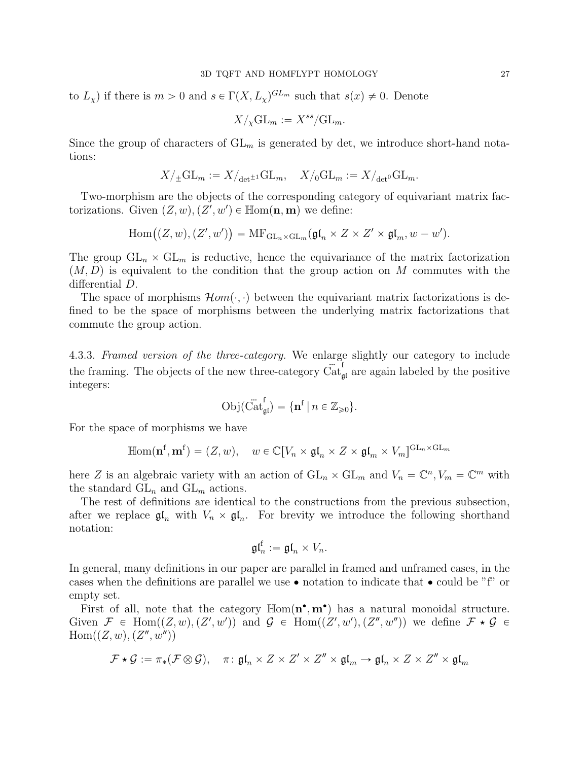to $L_\chi$) if there is $m > 0$ and $s \in \Gamma(X, L_\chi)^{GL_m}$ such that $s(x) \neq 0$. Denote

$$X/_\chi \mathrm{GL}_m := X^{ss}/\mathrm{GL}_m.$$

Since the group of characters of $\mathrm{GL}_m$ is generated by det, we introduce short-hand notations:

$$X/_\pm \mathrm{GL}_m := X/_{\det^{\pm 1}} \mathrm{GL}_m, \quad X/_0 \mathrm{GL}_m := X/_{\det^0} \mathrm{GL}_m.$$

Two-morphism are the objects of the corresponding category of equivariant matrix factorizations. Given $(Z, w), (Z', w') \in \mathbb{H}\mathrm{om}(\mathbf{n}, \mathbf{m})$ we define:

$$\mathrm{Hom}\big((Z, w), (Z', w')\big) = \mathrm{MF}_{\mathrm{GL}_n \times \mathrm{GL}_m}(\mathfrak{gl}_n \times Z \times Z' \times \mathfrak{gl}_m, w - w').$$

The group $\mathrm{GL}_n \times \mathrm{GL}_m$ is reductive, hence the equivariance of the matrix factorization $(M, D)$ is equivalent to the condition that the group action on $M$ commutes with the differential $D$.

The space of morphisms $\mathcal{H}om(\cdot, \cdot)$ between the equivariant matrix factorizations is defined to be the space of morphisms between the underlying matrix factorizations that commute the group action.

4.3.3. *Framed version of the three-category.* We enlarge slightly our category to include the framing. The objects of the new three-category $\dddot{\mathrm{Cat}}^{\mathrm{f}}_{\mathfrak{gl}}$ are again labeled by the positive integers:

$$\mathrm{Obj}(\dddot{\mathrm{Cat}}^{\mathrm{f}}_{\mathfrak{gl}}) = \{\mathbf{n}^{\mathrm{f}} \,|\, n \in \mathbb{Z}_{\geqslant 0}\}.$$

For the space of morphisms we have

$$\mathbb{H}\mathrm{om}(\mathbf{n}^{\mathrm{f}}, \mathbf{m}^{\mathrm{f}}) = (Z, w), \quad w \in \mathbb{C}[V_n \times \mathfrak{gl}_n \times Z \times \mathfrak{gl}_m \times V_m]^{\mathrm{GL}_n \times \mathrm{GL}_m}$$

here $Z$ is an algebraic variety with an action of $\mathrm{GL}_n \times \mathrm{GL}_m$ and $V_n = \mathbb{C}^n, V_m = \mathbb{C}^m$ with the standard $\mathrm{GL}_n$ and $\mathrm{GL}_m$ actions.

The rest of definitions are identical to the constructions from the previous subsection, after we replace $\mathfrak{gl}_n$ with $V_n \times \mathfrak{gl}_n$. For brevity we introduce the following shorthand notation:

$$\mathfrak{gl}_n^{\mathrm{f}} := \mathfrak{gl}_n \times V_n.$$

In general, many definitions in our paper are parallel in framed and unframed cases, in the cases when the definitions are parallel we use $\bullet$ notation to indicate that $\bullet$ could be "f" or empty set.

First of all, note that the category $\mathbb{H}\mathrm{om}(\mathbf{n}^\bullet, \mathbf{m}^\bullet)$ has a natural monoidal structure. Given $\mathcal{F} \in \mathrm{Hom}((Z, w), (Z', w'))$ and $\mathcal{G} \in \mathrm{Hom}((Z', w'), (Z'', w''))$ we define $\mathcal{F} \star \mathcal{G} \in \mathrm{Hom}((Z, w), (Z'', w''))$

$$\mathcal{F} \star \mathcal{G} := \pi_*(\mathcal{F} \otimes \mathcal{G}), \quad \pi\colon \mathfrak{gl}_n \times Z \times Z' \times Z'' \times \mathfrak{gl}_m \to \mathfrak{gl}_n \times Z \times Z'' \times \mathfrak{gl}_m$$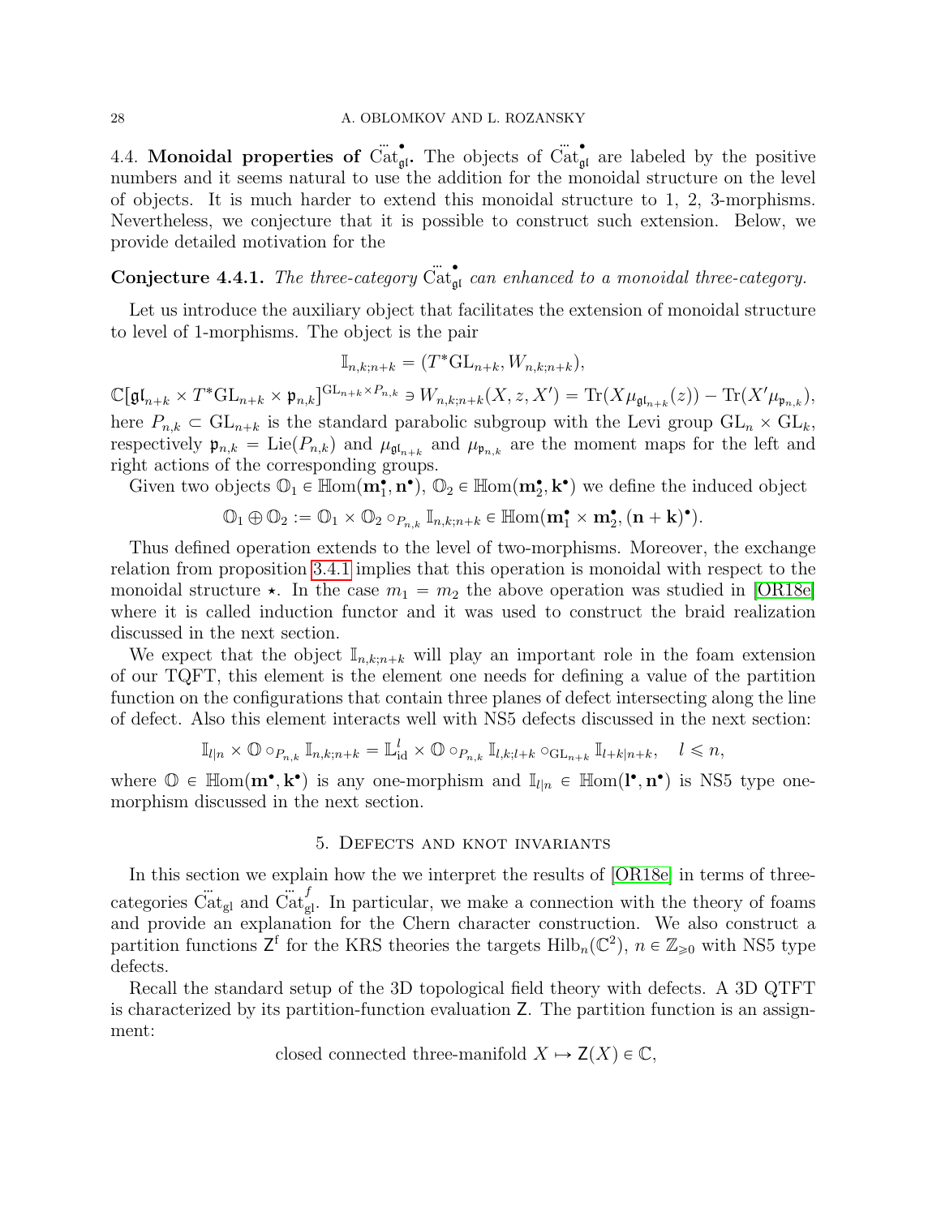### 4.4. Monoidal properties of $\dddot{\mathrm{Cat}}^{\bullet}_{\mathfrak{gl}}$.

The objects of $\dddot{\mathrm{Cat}}^{\bullet}_{\mathfrak{gl}}$ are labeled by the positive numbers and it seems natural to use the addition for the monoidal structure on the level of objects. It is much harder to extend this monoidal structure to 1, 2, 3-morphisms. Nevertheless, we conjecture that it is possible to construct such extension. Below, we provide detailed motivation for the

**Conjecture 4.4.1.** *The three-category $\dddot{\mathrm{Cat}}^{\bullet}_{\mathfrak{gl}}$ can enhanced to a monoidal three-category.*

Let us introduce the auxiliary object that facilitates the extension of monoidal structure to level of 1-morphisms. The object is the pair

$$\mathbb{I}_{n,k;n+k} = (T^*\mathrm{GL}_{n+k}, W_{n,k;n+k}),$$

$\mathbb{C}[\mathfrak{gl}_{n+k} \times T^*\mathrm{GL}_{n+k} \times \mathfrak{p}_{n,k}]^{\mathrm{GL}_{n+k}\times P_{n,k}} \ni W_{n,k;n+k}(X, z, X') = \mathrm{Tr}(X\mu_{\mathfrak{gl}_{n+k}}(z)) - \mathrm{Tr}(X'\mu_{\mathfrak{p}_{n,k}})$, here $P_{n,k} \subset \mathrm{GL}_{n+k}$ is the standard parabolic subgroup with the Levi group $\mathrm{GL}_n \times \mathrm{GL}_k$, respectively $\mathfrak{p}_{n,k} = \mathrm{Lie}(P_{n,k})$ and $\mu_{\mathfrak{gl}_{n+k}}$ and $\mu_{\mathfrak{p}_{n,k}}$ are the moment maps for the left and right actions of the corresponding groups.

Given two objects $\mathbb{O}_1 \in \mathbb{H}\mathrm{om}(\mathbf{m}_1^\bullet, \mathbf{n}^\bullet)$, $\mathbb{O}_2 \in \mathbb{H}\mathrm{om}(\mathbf{m}_2^\bullet, \mathbf{k}^\bullet)$ we define the induced object

$$\mathbb{O}_1 \oplus \mathbb{O}_2 := \mathbb{O}_1 \times \mathbb{O}_2 \circ_{P_{n,k}} \mathbb{I}_{n,k;n+k} \in \mathbb{H}\mathrm{om}(\mathbf{m}_1^\bullet \times \mathbf{m}_2^\bullet, (\mathbf{n}+\mathbf{k})^\bullet).$$

Thus defined operation extends to the level of two-morphisms. Moreover, the exchange relation from proposition 3.4.1 implies that this operation is monoidal with respect to the monoidal structure $\star$. In the case $m_1 = m_2$ the above operation was studied in [OR18e] where it is called induction functor and it was used to construct the braid realization discussed in the next section.

We expect that the object $\mathbb{I}_{n,k;n+k}$ will play an important role in the foam extension of our TQFT, this element is the element one needs for defining a value of the partition function on the configurations that contain three planes of defect intersecting along the line of defect. Also this element interacts well with NS5 defects discussed in the next section:

$$\mathbb{I}_{l|n} \times \mathbb{O} \circ_{P_{n,k}} \mathbb{I}_{n,k;n+k} = \mathbb{L}^l_{\mathrm{id}} \times \mathbb{O} \circ_{P_{n,k}} \mathbb{I}_{l,k;l+k} \circ_{\mathrm{GL}_{n+k}} \mathbb{I}_{l+k|n+k}, \quad l \leqslant n,$$

where $\mathbb{O} \in \mathbb{H}\mathrm{om}(\mathbf{m}^\bullet, \mathbf{k}^\bullet)$ is any one-morphism and $\mathbb{I}_{l|n} \in \mathbb{H}\mathrm{om}(\mathbf{l}^\bullet, \mathbf{n}^\bullet)$ is NS5 type one-morphism discussed in the next section.

## 5. Defects and knot invariants

In this section we explain how the we interpret the results of [OR18e] in terms of three-categories $\dddot{\mathrm{Cat}}_{\mathrm{gl}}$ and $\dddot{\mathrm{Cat}}^{f}_{\mathrm{gl}}$. In particular, we make a connection with the theory of foams and provide an explanation for the Chern character construction. We also construct a partition functions $\mathsf{Z}^{\mathrm{f}}$ for the KRS theories the targets $\mathrm{Hilb}_n(\mathbb{C}^2)$, $n \in \mathbb{Z}_{\geqslant 0}$ with NS5 type defects.

Recall the standard setup of the 3D topological field theory with defects. A 3D QTFT is characterized by its partition-function evaluation $\mathsf{Z}$. The partition function is an assignment:

$$\text{closed connected three-manifold } X \mapsto \mathsf{Z}(X) \in \mathbb{C},$$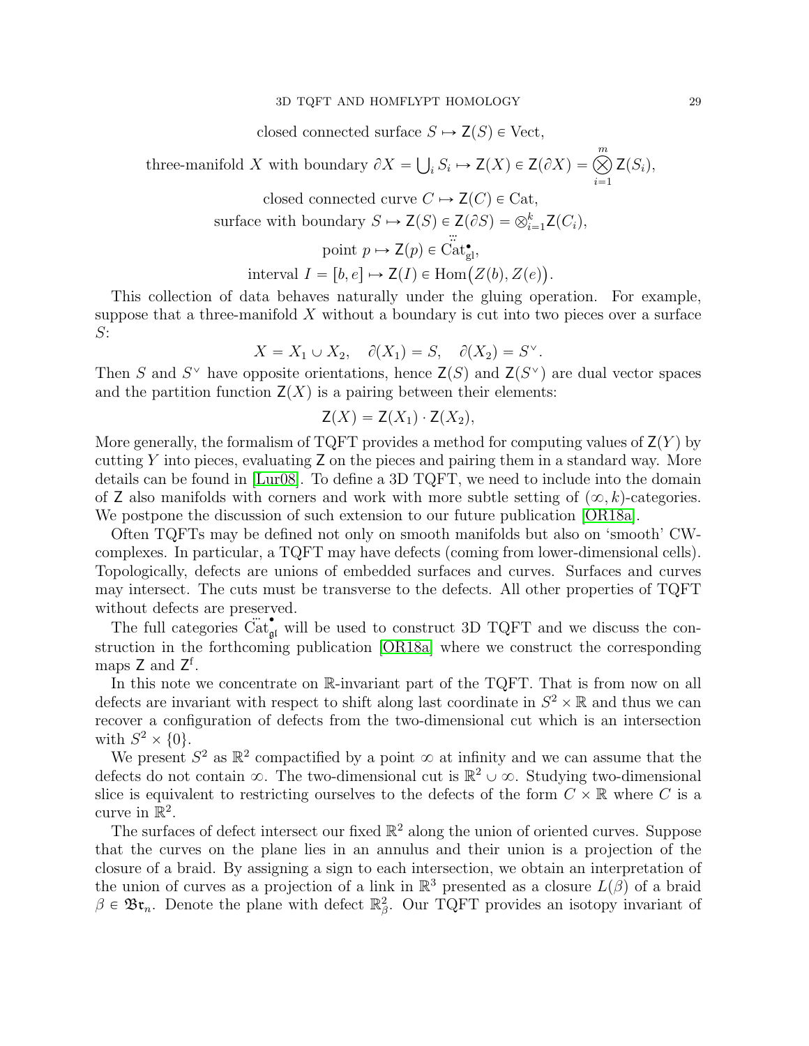$$\text{closed connected surface } S \mapsto \mathsf{Z}(S) \in \mathrm{Vect},$$

$$\text{three-manifold } X \text{ with boundary } \partial X = \bigcup_i S_i \mapsto \mathsf{Z}(X) \in \mathsf{Z}(\partial X) = \bigotimes_{i=1}^{m} \mathsf{Z}(S_i),$$

$$\text{closed connected curve } C \mapsto \mathsf{Z}(C) \in \mathrm{Cat},$$

$$\text{surface with boundary } S \mapsto \mathsf{Z}(S) \in \mathsf{Z}(\partial S) = \otimes_{i=1}^{k} \mathsf{Z}(C_i),$$

$$\text{point } p \mapsto \mathsf{Z}(p) \in \dddot{\mathrm{Cat}}^{\bullet}_{\mathrm{gl}},$$

$$\text{interval } I = [b, e] \mapsto \mathsf{Z}(I) \in \mathrm{Hom}\big(Z(b), Z(e)\big).$$

This collection of data behaves naturally under the gluing operation. For example, suppose that a three-manifold $X$ without a boundary is cut into two pieces over a surface $S$:

$$X = X_1 \cup X_2, \quad \partial(X_1) = S, \quad \partial(X_2) = S^{\vee}.$$

Then $S$ and $S^{\vee}$ have opposite orientations, hence $\mathsf{Z}(S)$ and $\mathsf{Z}(S^{\vee})$ are dual vector spaces and the partition function $\mathsf{Z}(X)$ is a pairing between their elements:

$$\mathsf{Z}(X) = \mathsf{Z}(X_1) \cdot \mathsf{Z}(X_2),$$

More generally, the formalism of TQFT provides a method for computing values of $\mathsf{Z}(Y)$ by cutting $Y$ into pieces, evaluating $\mathsf{Z}$ on the pieces and pairing them in a standard way. More details can be found in [Lur08]. To define a 3D TQFT, we need to include into the domain of $\mathsf{Z}$ also manifolds with corners and work with more subtle setting of $(\infty, k)$-categories. We postpone the discussion of such extension to our future publication [OR18a].

Often TQFTs may be defined not only on smooth manifolds but also on 'smooth' CW-complexes. In particular, a TQFT may have defects (coming from lower-dimensional cells). Topologically, defects are unions of embedded surfaces and curves. Surfaces and curves may intersect. The cuts must be transverse to the defects. All other properties of TQFT without defects are preserved.

The full categories $\dddot{\mathrm{Cat}}^{\bullet}_{\mathfrak{gl}}$ will be used to construct 3D TQFT and we discuss the construction in the forthcoming publication [OR18a] where we construct the corresponding maps $\mathsf{Z}$ and $\mathsf{Z}^{\mathrm{f}}$.

In this note we concentrate on $\mathbb{R}$-invariant part of the TQFT. That is from now on all defects are invariant with respect to shift along last coordinate in $S^2 \times \mathbb{R}$ and thus we can recover a configuration of defects from the two-dimensional cut which is an intersection with $S^2 \times \{0\}$.

We present $S^2$ as $\mathbb{R}^2$ compactified by a point $\infty$ at infinity and we can assume that the defects do not contain $\infty$. The two-dimensional cut is $\mathbb{R}^2 \cup \infty$. Studying two-dimensional slice is equivalent to restricting ourselves to the defects of the form $C \times \mathbb{R}$ where $C$ is a curve in $\mathbb{R}^2$.

The surfaces of defect intersect our fixed $\mathbb{R}^2$ along the union of oriented curves. Suppose that the curves on the plane lies in an annulus and their union is a projection of the closure of a braid. By assigning a sign to each intersection, we obtain an interpretation of the union of curves as a projection of a link in $\mathbb{R}^3$ presented as a closure $L(\beta)$ of a braid $\beta \in \mathfrak{Br}_n$. Denote the plane with defect $\mathbb{R}^2_{\beta}$. Our TQFT provides an isotopy invariant of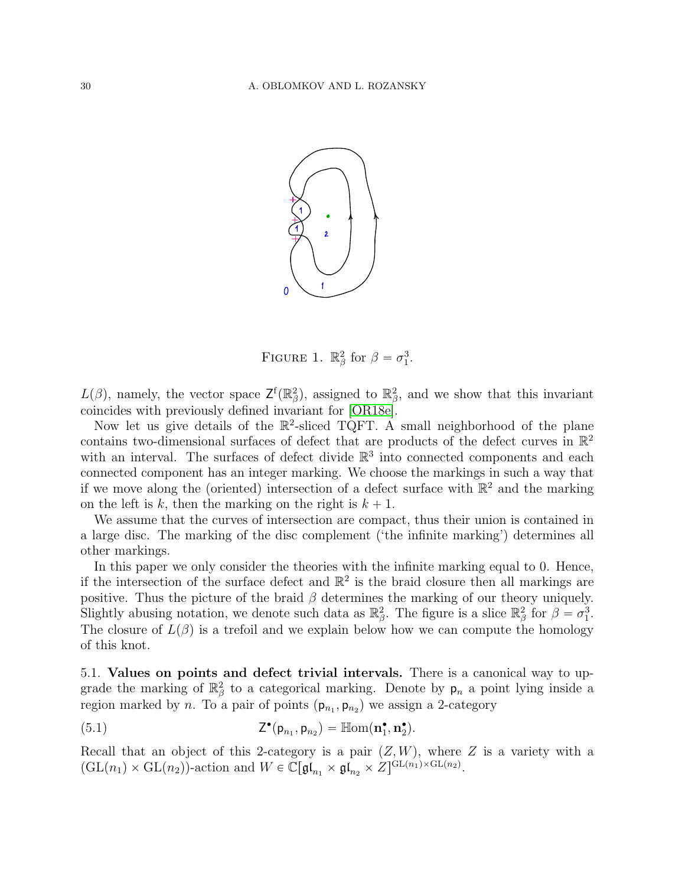FIGURE 1. $\mathbb{R}^2_\beta$ for $\beta = \sigma_1^3$.

$L(\beta)$, namely, the vector space $\mathsf{Z}^{\mathrm{f}}(\mathbb{R}^2_\beta)$, assigned to $\mathbb{R}^2_\beta$, and we show that this invariant coincides with previously defined invariant for [OR18e].

Now let us give details of the $\mathbb{R}^2$-sliced TQFT. A small neighborhood of the plane contains two-dimensional surfaces of defect that are products of the defect curves in $\mathbb{R}^2$ with an interval. The surfaces of defect divide $\mathbb{R}^3$ into connected components and each connected component has an integer marking. We choose the markings in such a way that if we move along the (oriented) intersection of a defect surface with $\mathbb{R}^2$ and the marking on the left is $k$, then the marking on the right is $k+1$.

We assume that the curves of intersection are compact, thus their union is contained in a large disc. The marking of the disc complement ('the infinite marking') determines all other markings.

In this paper we only consider the theories with the infinite marking equal to 0. Hence, if the intersection of the surface defect and $\mathbb{R}^2$ is the braid closure then all markings are positive. Thus the picture of the braid $\beta$ determines the marking of our theory uniquely. Slightly abusing notation, we denote such data as $\mathbb{R}^2_\beta$. The figure is a slice $\mathbb{R}^2_\beta$ for $\beta = \sigma_1^3$. The closure of $L(\beta)$ is a trefoil and we explain below how we can compute the homology of this knot.

5.1. **Values on points and defect trivial intervals.** There is a canonical way to upgrade the marking of $\mathbb{R}^2_\beta$ to a categorical marking. Denote by $\mathsf{p}_n$ a point lying inside a region marked by $n$. To a pair of points $(\mathsf{p}_{n_1}, \mathsf{p}_{n_2})$ we assign a 2-category

$$\mathsf{Z}^\bullet(\mathsf{p}_{n_1}, \mathsf{p}_{n_2}) = \mathbb{H}\mathrm{om}(\mathbf{n}_1^\bullet, \mathbf{n}_2^\bullet). \tag{5.1}$$

Recall that an object of this 2-category is a pair $(Z, W)$, where $Z$ is a variety with a $(\mathrm{GL}(n_1) \times \mathrm{GL}(n_2))$-action and $W \in \mathbb{C}[\mathfrak{gl}_{n_1} \times \mathfrak{gl}_{n_2} \times Z]^{\mathrm{GL}(n_1)\times\mathrm{GL}(n_2)}$.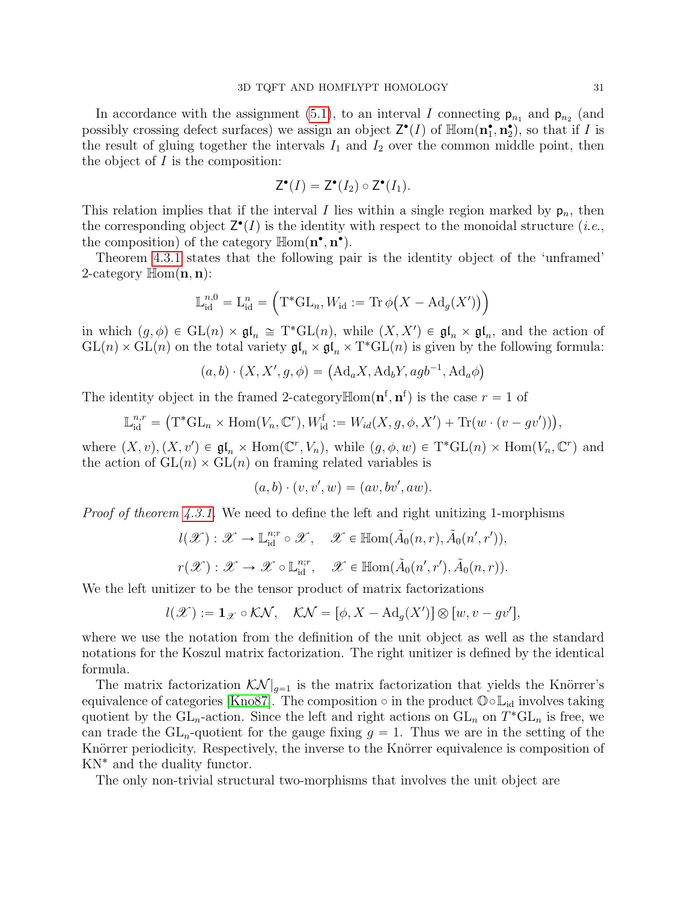In accordance with the assignment (5.1), to an interval $I$ connecting $\mathsf{p}_{n_1}$ and $\mathsf{p}_{n_2}$ (and possibly crossing defect surfaces) we assign an object $\mathsf{Z}^\bullet(I)$ of $\mathbb{H}\mathrm{om}(\mathbf{n}_1^\bullet, \mathbf{n}_2^\bullet)$, so that if $I$ is the result of gluing together the intervals $I_1$ and $I_2$ over the common middle point, then the object of $I$ is the composition:

$$\mathsf{Z}^\bullet(I) = \mathsf{Z}^\bullet(I_2) \circ \mathsf{Z}^\bullet(I_1).$$

This relation implies that if the interval $I$ lies within a single region marked by $\mathsf{p}_n$, then the corresponding object $\mathsf{Z}^\bullet(I)$ is the identity with respect to the monoidal structure (*i.e.*, the composition) of the category $\mathbb{H}\mathrm{om}(\mathbf{n}^\bullet, \mathbf{n}^\bullet)$.

Theorem 4.3.1 states that the following pair is the identity object of the 'unframed' 2-category $\mathbb{H}\mathrm{om}(\mathbf{n}, \mathbf{n})$:

$$\mathbb{L}_{\mathrm{id}}^{n,0} = \mathrm{L}_{\mathrm{id}}^{n} = \Big(\mathrm{T}^*\mathrm{GL}_n, W_{\mathrm{id}} := \mathrm{Tr}\,\phi\big(X - \mathrm{Ad}_g(X')\big)\Big)$$

in which $(g, \phi) \in \mathrm{GL}(n) \times \mathfrak{gl}_n \cong \mathrm{T}^*\mathrm{GL}(n)$, while $(X, X') \in \mathfrak{gl}_n \times \mathfrak{gl}_n$, and the action of $\mathrm{GL}(n) \times \mathrm{GL}(n)$ on the total variety $\mathfrak{gl}_n \times \mathfrak{gl}_n \times \mathrm{T}^*\mathrm{GL}(n)$ is given by the following formula:

$$(a, b) \cdot (X, X', g, \phi) = \big(\mathrm{Ad}_a X, \mathrm{Ad}_b Y, agb^{-1}, \mathrm{Ad}_a \phi\big)$$

The identity object in the framed 2-category$\mathbb{H}\mathrm{om}(\mathbf{n}^{\mathrm{f}}, \mathbf{n}^{\mathrm{f}})$ is the case $r = 1$ of

$$\mathbb{L}_{\mathrm{id}}^{n,r} = \big(\mathrm{T}^*\mathrm{GL}_n \times \mathrm{Hom}(V_n, \mathbb{C}^r), W_{\mathrm{id}}^{\mathrm{f}} := W_{id}(X, g, \phi, X') + \mathrm{Tr}(w \cdot (v - gv'))\big),$$

where $(X, v), (X, v') \in \mathfrak{gl}_n \times \mathrm{Hom}(\mathbb{C}^r, V_n)$, while $(g, \phi, w) \in \mathrm{T}^*\mathrm{GL}(n) \times \mathrm{Hom}(V_n, \mathbb{C}^r)$ and the action of $\mathrm{GL}(n) \times \mathrm{GL}(n)$ on framing related variables is

$$(a, b) \cdot (v, v', w) = (av, bv', aw).$$

*Proof of theorem 4.3.1.* We need to define the left and right unitizing 1-morphisms

$$l(\mathscr{X}) : \mathscr{X} \to \mathbb{L}_{\mathrm{id}}^{n;r} \circ \mathscr{X}, \quad \mathscr{X} \in \mathbb{H}\mathrm{om}(\tilde{A}_0(n, r), \tilde{A}_0(n', r')),$$

$$r(\mathscr{X}) : \mathscr{X} \to \mathscr{X} \circ \mathbb{L}_{\mathrm{id}}^{n;r}, \quad \mathscr{X} \in \mathbb{H}\mathrm{om}(\tilde{A}_0(n', r'), \tilde{A}_0(n, r)).$$

We the left unitizer to be the tensor product of matrix factorizations

$$l(\mathscr{X}) := \mathbf{1}_{\mathscr{X}} \circ \mathcal{KN}, \quad \mathcal{KN} = [\phi, X - \mathrm{Ad}_g(X')] \otimes [w, v - gv'],$$

where we use the notation from the definition of the unit object as well as the standard notations for the Koszul matrix factorization. The right unitizer is defined by the identical formula.

The matrix factorization $\mathcal{KN}|_{g=1}$ is the matrix factorization that yields the Knörrer's equivalence of categories [Kno87]. The composition $\circ$ in the product $\mathbb{O} \circ \mathbb{L}_{\mathrm{id}}$ involves taking quotient by the $\mathrm{GL}_n$-action. Since the left and right actions on $\mathrm{GL}_n$ on $T^*\mathrm{GL}_n$ is free, we can trade the $\mathrm{GL}_n$-quotient for the gauge fixing $g = 1$. Thus we are in the setting of the Knörrer periodicity. Respectively, the inverse to the Knörrer equivalence is composition of $\mathrm{KN}^*$ and the duality functor.

The only non-trivial structural two-morphisms that involves the unit object are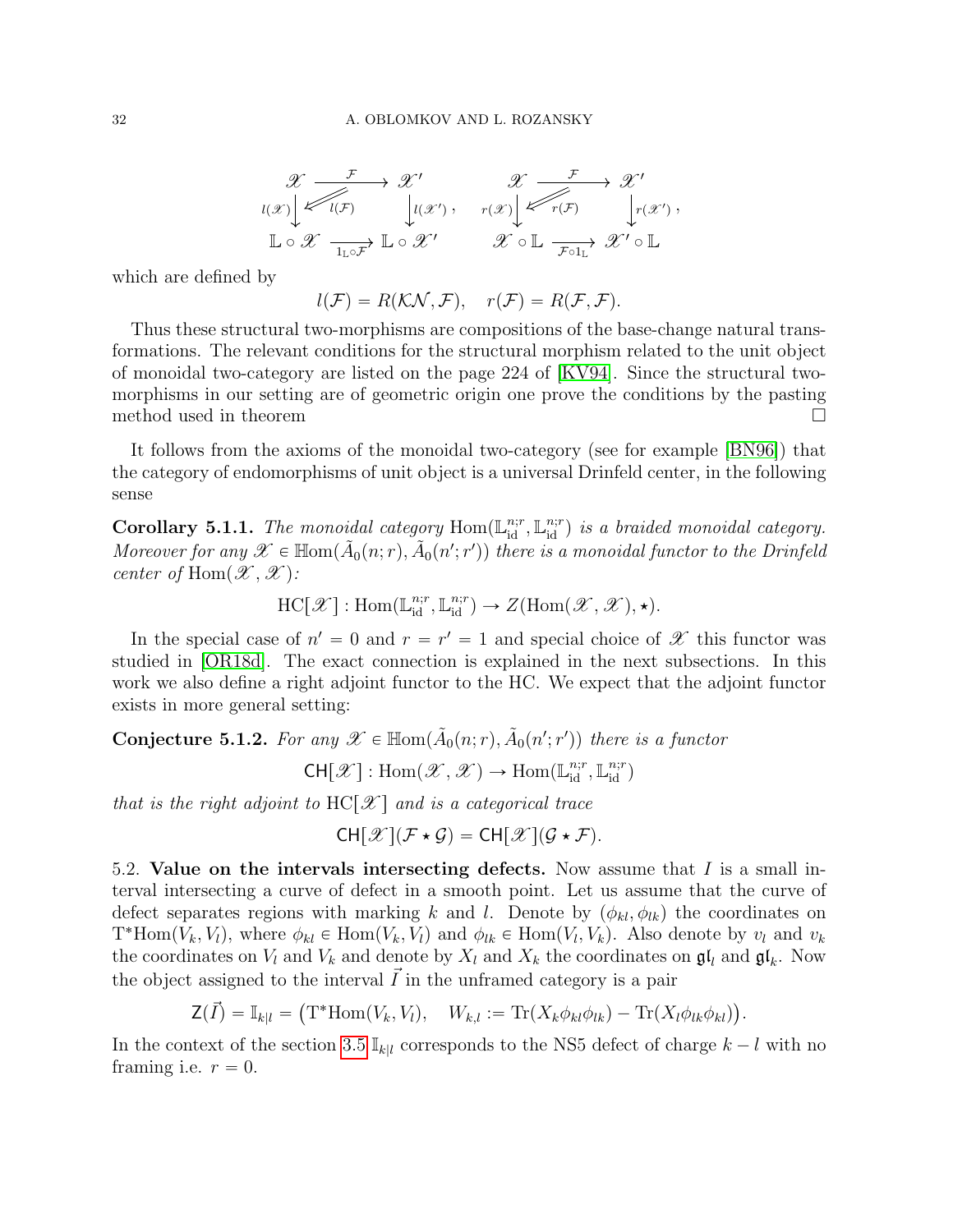$$
\begin{array}{ccc}
\mathscr{X} & \xrightarrow{\mathcal{F}} & \mathscr{X}' \\
{\scriptstyle l(\mathscr{X})}\downarrow & \swarrow\!\!\!\!\!{}^{l(\mathcal{F})} & \downarrow{\scriptstyle l(\mathscr{X}')} \\
\mathbb{L}\circ\mathscr{X} & \xrightarrow[1_{\mathbb{L}}\circ\mathcal{F}]{} & \mathbb{L}\circ\mathscr{X}'
\end{array}, \qquad
\begin{array}{ccc}
\mathscr{X} & \xrightarrow{\mathcal{F}} & \mathscr{X}' \\
{\scriptstyle r(\mathscr{X})}\downarrow & \swarrow\!\!\!\!\!{}^{r(\mathcal{F})} & \downarrow{\scriptstyle r(\mathscr{X}')} \\
\mathscr{X}\circ\mathbb{L} & \xrightarrow[\mathcal{F}\circ 1_{\mathbb{L}}]{} & \mathscr{X}'\circ\mathbb{L}
\end{array},
$$

which are defined by

$$
l(\mathcal{F}) = R(\mathcal{KN},\mathcal{F}), \quad r(\mathcal{F}) = R(\mathcal{F},\mathcal{F}).
$$

Thus these structural two-morphisms are compositions of the base-change natural transformations. The relevant conditions for the structural morphism related to the unit object of monoidal two-category are listed on the page 224 of [KV94]. Since the structural two-morphisms in our setting are of geometric origin one prove the conditions by the pasting method used in theorem □

It follows from the axioms of the monoidal two-category (see for example [BN96]) that the category of endomorphisms of unit object is a universal Drinfeld center, in the following sense

**Corollary 5.1.1.** *The monoidal category* $\mathrm{Hom}(\mathbb{L}^{n;r}_{\mathrm{id}},\mathbb{L}^{n;r}_{\mathrm{id}})$ *is a braided monoidal category. Moreover for any* $\mathscr{X}\in\mathbb{H}\mathrm{om}(\tilde{A}_0(n;r),\tilde{A}_0(n';r'))$ *there is a monoidal functor to the Drinfeld center of* $\mathrm{Hom}(\mathscr{X},\mathscr{X})$*:*

$$
\mathrm{HC}[\mathscr{X}]:\mathrm{Hom}(\mathbb{L}^{n;r}_{\mathrm{id}},\mathbb{L}^{n;r}_{\mathrm{id}})\to Z(\mathrm{Hom}(\mathscr{X},\mathscr{X}),\star).
$$

In the special case of $n'=0$ and $r=r'=1$ and special choice of $\mathscr{X}$ this functor was studied in [OR18d]. The exact connection is explained in the next subsections. In this work we also define a right adjoint functor to the HC. We expect that the adjoint functor exists in more general setting:

**Conjecture 5.1.2.** *For any* $\mathscr{X}\in\mathbb{H}\mathrm{om}(\tilde{A}_0(n;r),\tilde{A}_0(n';r'))$ *there is a functor*

$$
\mathsf{CH}[\mathscr{X}]:\mathrm{Hom}(\mathscr{X},\mathscr{X})\to\mathrm{Hom}(\mathbb{L}^{n;r}_{\mathrm{id}},\mathbb{L}^{n;r}_{\mathrm{id}})
$$

*that is the right adjoint to* $\mathrm{HC}[\mathscr{X}]$ *and is a categorical trace*

$$
\mathsf{CH}[\mathscr{X}](\mathcal{F}\star\mathcal{G}) = \mathsf{CH}[\mathscr{X}](\mathcal{G}\star\mathcal{F}).
$$

5.2. **Value on the intervals intersecting defects.** Now assume that $I$ is a small interval intersecting a curve of defect in a smooth point. Let us assume that the curve of defect separates regions with marking $k$ and $l$. Denote by $(\phi_{kl},\phi_{lk})$ the coordinates on $\mathrm{T}^*\mathrm{Hom}(V_k,V_l)$, where $\phi_{kl}\in\mathrm{Hom}(V_k,V_l)$ and $\phi_{lk}\in\mathrm{Hom}(V_l,V_k)$. Also denote by $v_l$ and $v_k$ the coordinates on $V_l$ and $V_k$ and denote by $X_l$ and $X_k$ the coordinates on $\mathfrak{gl}_l$ and $\mathfrak{gl}_k$. Now the object assigned to the interval $\vec{I}$ in the unframed category is a pair

$$
\mathsf{Z}(\vec{I}) = \mathbb{I}_{k|l} = \left(\mathrm{T}^*\mathrm{Hom}(V_k,V_l),\quad W_{k,l} := \mathrm{Tr}(X_k\phi_{kl}\phi_{lk}) - \mathrm{Tr}(X_l\phi_{lk}\phi_{kl})\right).
$$

In the context of the section 3.5 $\mathbb{I}_{k|l}$ corresponds to the NS5 defect of charge $k-l$ with no framing i.e. $r=0$.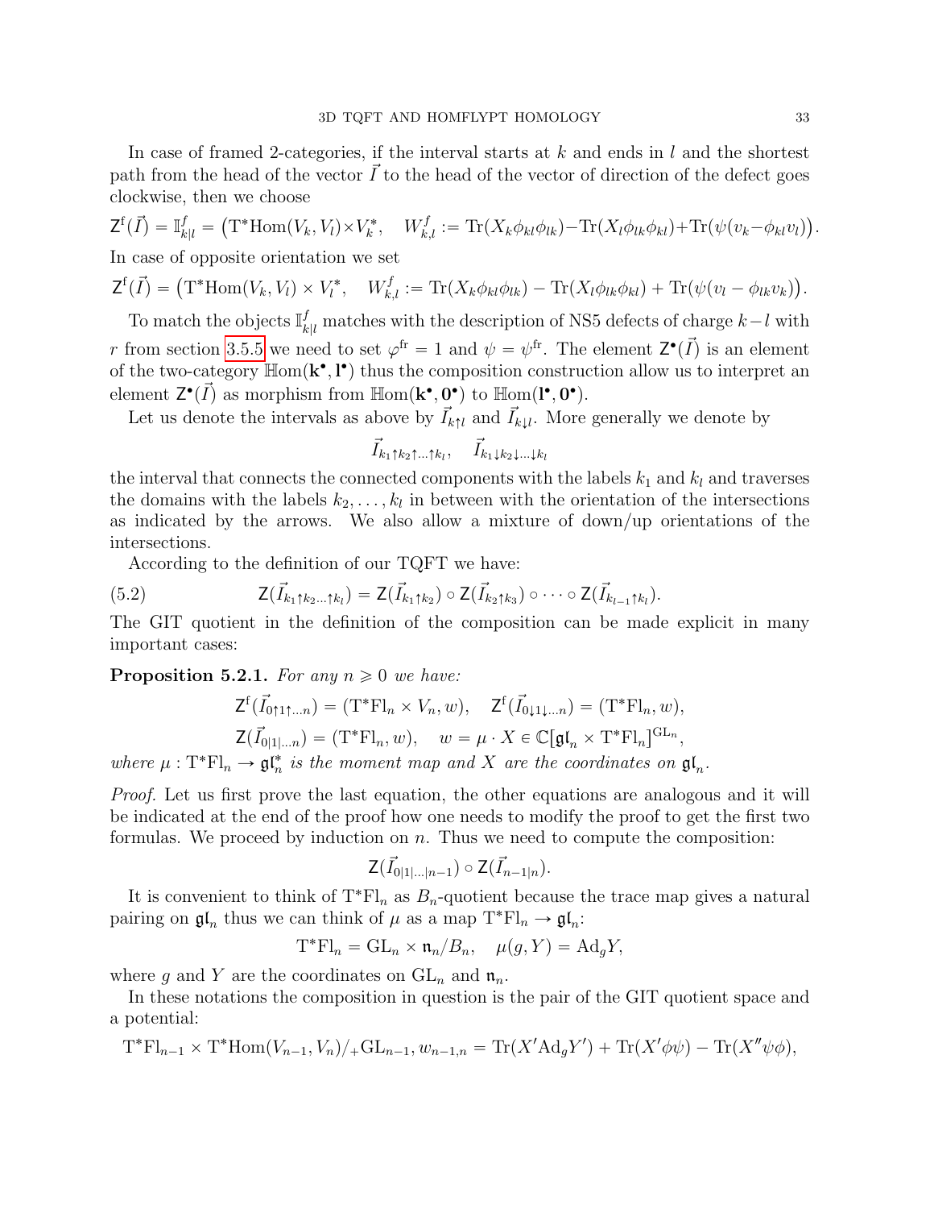In case of framed 2-categories, if the interval starts at $k$ and ends in $l$ and the shortest path from the head of the vector $\vec{I}$ to the head of the vector of direction of the defect goes clockwise, then we choose

$$\mathsf{Z}^{\mathrm{f}}(\vec{I}) = \mathbb{I}^f_{k|l} = \big(\mathrm{T}^*\mathrm{Hom}(V_k, V_l)\times V_k^*, \quad W^f_{k,l} := \mathrm{Tr}(X_k\phi_{kl}\phi_{lk}) - \mathrm{Tr}(X_l\phi_{lk}\phi_{kl}) + \mathrm{Tr}\big(\psi(v_k - \phi_{kl}v_l)\big)\big).$$

In case of opposite orientation we set

$$\mathsf{Z}^{\mathrm{f}}(\vec{I}) = \big(\mathrm{T}^*\mathrm{Hom}(V_k, V_l)\times V_l^*, \quad W^f_{k,l} := \mathrm{Tr}(X_k\phi_{kl}\phi_{lk}) - \mathrm{Tr}(X_l\phi_{lk}\phi_{kl}) + \mathrm{Tr}\big(\psi(v_l - \phi_{lk}v_k)\big)\big).$$

To match the objects $\mathbb{I}^f_{k|l}$ matches with the description of NS5 defects of charge $k-l$ with $r$ from section 3.5.5 we need to set $\varphi^{\mathrm{fr}} = 1$ and $\psi = \psi^{\mathrm{fr}}$. The element $\mathsf{Z}^\bullet(\vec{I})$ is an element of the two-category $\mathbb{H}\mathrm{om}(\mathbf{k}^\bullet, \mathbf{l}^\bullet)$ thus the composition construction allow us to interpret an element $\mathsf{Z}^\bullet(\vec{I})$ as morphism from $\mathbb{H}\mathrm{om}(\mathbf{k}^\bullet, \mathbf{0}^\bullet)$ to $\mathbb{H}\mathrm{om}(\mathbf{l}^\bullet, \mathbf{0}^\bullet)$.

Let us denote the intervals as above by $\vec{I}_{k\uparrow l}$ and $\vec{I}_{k\downarrow l}$. More generally we denote by

$$\vec{I}_{k_1\uparrow k_2\uparrow\dots\uparrow k_l}, \quad \vec{I}_{k_1\downarrow k_2\downarrow\dots\downarrow k_l}$$

the interval that connects the connected components with the labels $k_1$ and $k_l$ and traverses the domains with the labels $k_2,\dots,k_l$ in between with the orientation of the intersections as indicated by the arrows. We also allow a mixture of down/up orientations of the intersections.

According to the definition of our TQFT we have:

$$\mathsf{Z}(\vec{I}_{k_1\uparrow k_2\dots\uparrow k_l}) = \mathsf{Z}(\vec{I}_{k_1\uparrow k_2}) \circ \mathsf{Z}(\vec{I}_{k_2\uparrow k_3}) \circ \dots \circ \mathsf{Z}(\vec{I}_{k_{l-1}\uparrow k_l}). \tag{5.2}$$

The GIT quotient in the definition of the composition can be made explicit in many important cases:

**Proposition 5.2.1.** *For any $n \geqslant 0$ we have:*

$$\mathsf{Z}^{\mathrm{f}}(\vec{I}_{0\uparrow 1\uparrow\dots n}) = (\mathrm{T}^*\mathrm{Fl}_n \times V_n, w), \quad \mathsf{Z}^{\mathrm{f}}(\vec{I}_{0\downarrow 1\downarrow\dots n}) = (\mathrm{T}^*\mathrm{Fl}_n, w),$$

$$\mathsf{Z}(\vec{I}_{0|1|\dots n}) = (\mathrm{T}^*\mathrm{Fl}_n, w), \quad w = \mu\cdot X \in \mathbb{C}[\mathfrak{gl}_n \times \mathrm{T}^*\mathrm{Fl}_n]^{\mathrm{GL}_n},$$

*where $\mu : \mathrm{T}^*\mathrm{Fl}_n \to \mathfrak{gl}_n^*$ is the moment map and $X$ are the coordinates on $\mathfrak{gl}_n$.*

*Proof.* Let us first prove the last equation, the other equations are analogous and it will be indicated at the end of the proof how one needs to modify the proof to get the first two formulas. We proceed by induction on $n$. Thus we need to compute the composition:

$$\mathsf{Z}(\vec{I}_{0|1|\dots|n-1}) \circ \mathsf{Z}(\vec{I}_{n-1|n}).$$

It is convenient to think of $\mathrm{T}^*\mathrm{Fl}_n$ as $B_n$-quotient because the trace map gives a natural pairing on $\mathfrak{gl}_n$ thus we can think of $\mu$ as a map $\mathrm{T}^*\mathrm{Fl}_n \to \mathfrak{gl}_n$:

$$\mathrm{T}^*\mathrm{Fl}_n = \mathrm{GL}_n \times \mathfrak{n}_n/B_n, \quad \mu(g, Y) = \mathrm{Ad}_g Y,$$

where $g$ and $Y$ are the coordinates on $\mathrm{GL}_n$ and $\mathfrak{n}_n$.

In these notations the composition in question is the pair of the GIT quotient space and a potential:

$$\mathrm{T}^*\mathrm{Fl}_{n-1} \times \mathrm{T}^*\mathrm{Hom}(V_{n-1}, V_n)/_+\mathrm{GL}_{n-1}, w_{n-1,n} = \mathrm{Tr}(X'\mathrm{Ad}_g Y') + \mathrm{Tr}(X'\phi\psi) - \mathrm{Tr}(X''\psi\phi),$$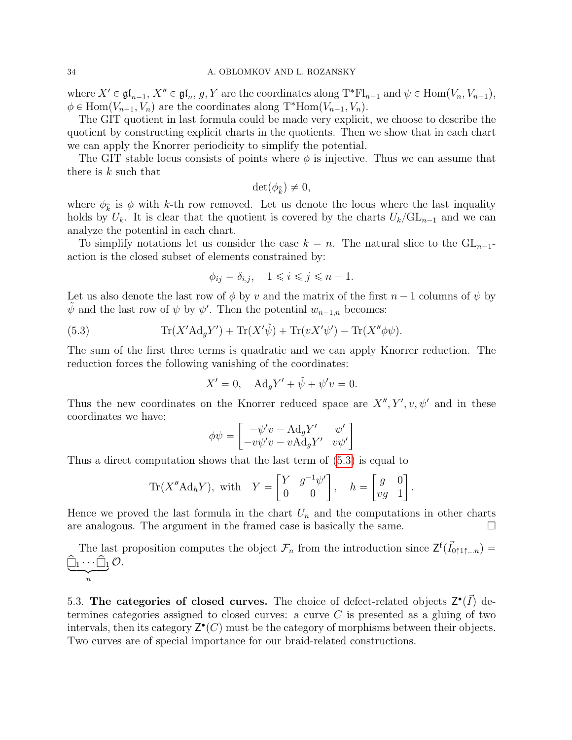where $X' \in \mathfrak{gl}_{n-1}$, $X'' \in \mathfrak{gl}_n$, $g, Y$ are the coordinates along $\mathrm{T}^*\mathrm{Fl}_{n-1}$ and $\psi \in \mathrm{Hom}(V_n, V_{n-1})$, $\phi \in \mathrm{Hom}(V_{n-1}, V_n)$ are the coordinates along $\mathrm{T}^*\mathrm{Hom}(V_{n-1}, V_n)$.

The GIT quotient in last formula could be made very explicit, we choose to describe the quotient by constructing explicit charts in the quotients. Then we show that in each chart we can apply the Knorrer periodicity to simplify the potential.

The GIT stable locus consists of points where $\phi$ is injective. Thus we can assume that there is $k$ such that

$$\det(\phi_{\widehat{k}}) \neq 0,$$

where $\phi_{\widehat{k}}$ is $\phi$ with $k$-th row removed. Let us denote the locus where the last inquality holds by $U_k$. It is clear that the quotient is covered by the charts $U_k/\mathrm{GL}_{n-1}$ and we can analyze the potential in each chart.

To simplify notations let us consider the case $k = n$. The natural slice to the $\mathrm{GL}_{n-1}$-action is the closed subset of elements constrained by:

$$\phi_{ij} = \delta_{i,j}, \quad 1 \leqslant i \leqslant j \leqslant n-1.$$

Let us also denote the last row of $\phi$ by $v$ and the matrix of the first $n-1$ columns of $\psi$ by $\tilde{\psi}$ and the last row of $\psi$ by $\psi'$. Then the potential $w_{n-1,n}$ becomes:

$$\mathrm{Tr}(X'\mathrm{Ad}_g Y') + \mathrm{Tr}(X'\tilde{\psi}) + \mathrm{Tr}(vX'\psi') - \mathrm{Tr}(X''\phi\psi). \tag{5.3}$$

The sum of the first three terms is quadratic and we can apply Knorrer reduction. The reduction forces the following vanishing of the coordinates:

$$X' = 0, \quad \mathrm{Ad}_g Y' + \tilde{\psi} + \psi' v = 0.$$

Thus the new coordinates on the Knorrer reduced space are $X'', Y', v, \psi'$ and in these coordinates we have:

$$\phi\psi = \begin{bmatrix} -\psi' v - \mathrm{Ad}_g Y' & \psi' \\ -v\psi' v - v\mathrm{Ad}_g Y' & v\psi' \end{bmatrix}$$

Thus a direct computation shows that the last term of (5.3) is equal to

$$\mathrm{Tr}(X''\mathrm{Ad}_h Y), \text{ with } \quad Y = \begin{bmatrix} Y & g^{-1}\psi' \\ 0 & 0 \end{bmatrix}, \quad h = \begin{bmatrix} g & 0 \\ vg & 1 \end{bmatrix}.$$

Hence we proved the last formula in the chart $U_n$ and the computations in other charts are analogous. The argument in the framed case is basically the same. $\square$

The last proposition computes the object $\mathcal{F}_n$ from the introduction since $\mathsf{Z}^{\mathrm{f}}(\vec{I}_{0\uparrow 1\uparrow \dots n}) = \underbrace{\widehat{\square}_1 \cdots \widehat{\square}_1}_{n} \mathcal{O}$.

5.3. **The categories of closed curves.** The choice of defect-related objects $\mathsf{Z}^{\bullet}(\vec{I})$ determines categories assigned to closed curves: a curve $C$ is presented as a gluing of two intervals, then its category $\mathsf{Z}^{\bullet}(C)$ must be the category of morphisms between their objects. Two curves are of special importance for our braid-related constructions.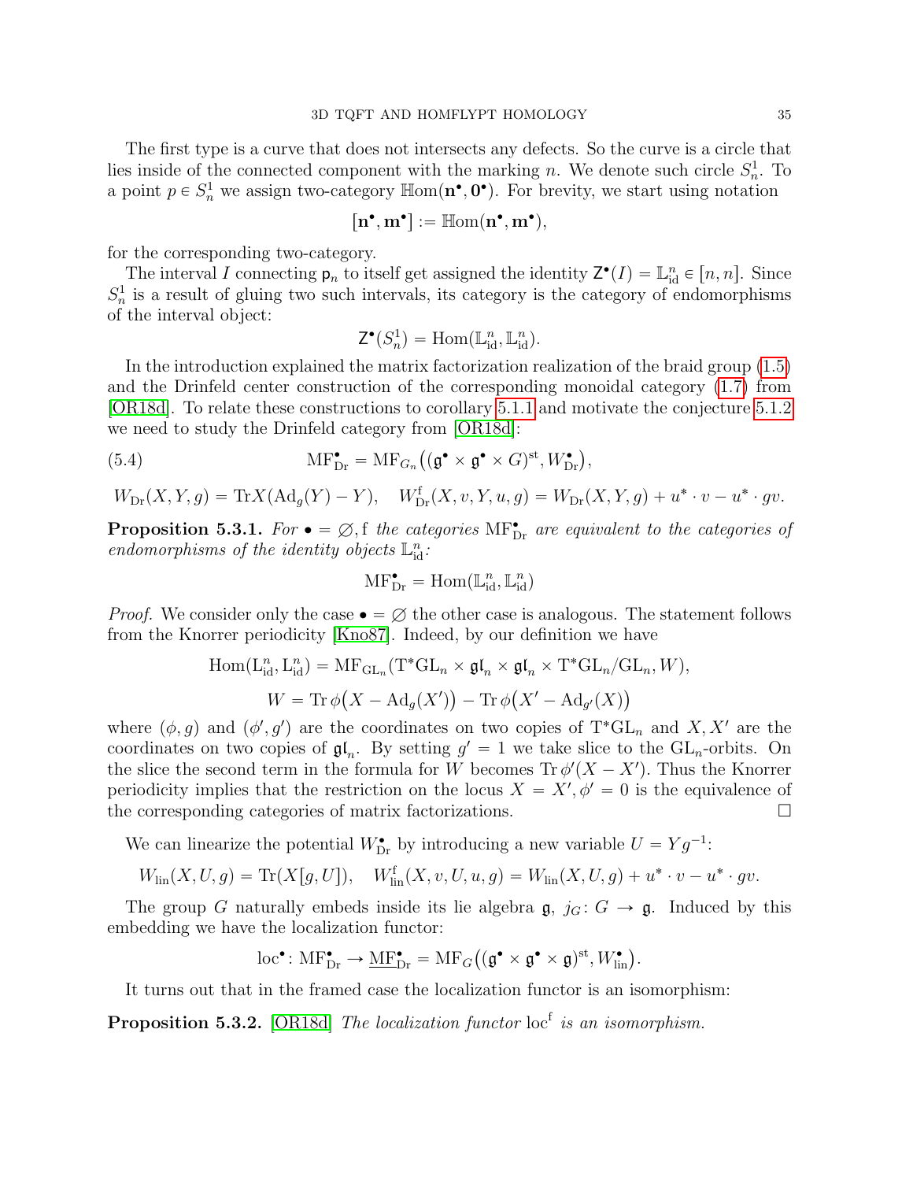The first type is a curve that does not intersects any defects. So the curve is a circle that lies inside of the connected component with the marking $n$. We denote such circle $S^1_n$. To a point $p \in S^1_n$ we assign two-category $\mathbb{H}\mathrm{om}(\mathbf{n}^\bullet, \mathbf{0}^\bullet)$. For brevity, we start using notation

$$[\mathbf{n}^\bullet, \mathbf{m}^\bullet] := \mathbb{H}\mathrm{om}(\mathbf{n}^\bullet, \mathbf{m}^\bullet),$$

for the corresponding two-category.

The interval $I$ connecting $\mathsf{p}_n$ to itself get assigned the identity $\mathsf{Z}^\bullet(I) = \mathbb{L}^n_{\mathrm{id}} \in [n, n]$. Since $S^1_n$ is a result of gluing two such intervals, its category is the category of endomorphisms of the interval object:

$$\mathsf{Z}^\bullet(S^1_n) = \mathrm{Hom}(\mathbb{L}^n_{\mathrm{id}}, \mathbb{L}^n_{\mathrm{id}}).$$

In the introduction explained the matrix factorization realization of the braid group (1.5) and the Drinfeld center construction of the corresponding monoidal category (1.7) from [OR18d]. To relate these constructions to corollary 5.1.1 and motivate the conjecture 5.1.2 we need to study the Drinfeld category from [OR18d]:

$$\mathrm{MF}^\bullet_{\mathrm{Dr}} = \mathrm{MF}_{G_n}\big((\mathfrak{g}^\bullet \times \mathfrak{g}^\bullet \times G)^{\mathrm{st}}, W^\bullet_{\mathrm{Dr}}\big), \tag{5.4}$$

$$W_{\mathrm{Dr}}(X, Y, g) = \mathrm{Tr} X(\mathrm{Ad}_g(Y) - Y), \quad W^{\mathrm{f}}_{\mathrm{Dr}}(X, v, Y, u, g) = W_{\mathrm{Dr}}(X, Y, g) + u^* \cdot v - u^* \cdot gv.$$

**Proposition 5.3.1.** *For $\bullet = \emptyset, \mathrm{f}$ the categories $\mathrm{MF}^\bullet_{\mathrm{Dr}}$ are equivalent to the categories of endomorphisms of the identity objects $\mathbb{L}^n_{\mathrm{id}}$:*

$$\mathrm{MF}^\bullet_{\mathrm{Dr}} = \mathrm{Hom}(\mathbb{L}^n_{\mathrm{id}}, \mathbb{L}^n_{\mathrm{id}})$$

*Proof.* We consider only the case $\bullet = \emptyset$ the other case is analogous. The statement follows from the Knorrer periodicity [Kno87]. Indeed, by our definition we have

$$\mathrm{Hom}(\mathrm{L}^n_{\mathrm{id}}, \mathrm{L}^n_{\mathrm{id}}) = \mathrm{MF}_{\mathrm{GL}_n}(\mathrm{T}^*\mathrm{GL}_n \times \mathfrak{gl}_n \times \mathfrak{gl}_n \times \mathrm{T}^*\mathrm{GL}_n/\mathrm{GL}_n, W),$$

$$W = \mathrm{Tr}\,\phi\big(X - \mathrm{Ad}_g(X')\big) - \mathrm{Tr}\,\phi\big(X' - \mathrm{Ad}_{g'}(X)\big)$$

where $(\phi, g)$ and $(\phi', g')$ are the coordinates on two copies of $\mathrm{T}^*\mathrm{GL}_n$ and $X, X'$ are the coordinates on two copies of $\mathfrak{gl}_n$. By setting $g' = 1$ we take slice to the $\mathrm{GL}_n$-orbits. On the slice the second term in the formula for $W$ becomes $\mathrm{Tr}\,\phi'(X - X')$. Thus the Knorrer periodicity implies that the restriction on the locus $X = X', \phi' = 0$ is the equivalence of the corresponding categories of matrix factorizations. □

We can linearize the potential $W^\bullet_{\mathrm{Dr}}$ by introducing a new variable $U = Yg^{-1}$:

$$W_{\mathrm{lin}}(X, U, g) = \mathrm{Tr}(X[g, U]), \quad W^{\mathrm{f}}_{\mathrm{lin}}(X, v, U, u, g) = W_{\mathrm{lin}}(X, U, g) + u^* \cdot v - u^* \cdot gv.$$

The group $G$ naturally embeds inside its lie algebra $\mathfrak{g}$, $j_G \colon G \to \mathfrak{g}$. Induced by this embedding we have the localization functor:

$$\mathrm{loc}^\bullet \colon \mathrm{MF}^\bullet_{\mathrm{Dr}} \to \underline{\mathrm{MF}}^\bullet_{\mathrm{Dr}} = \mathrm{MF}_G\big((\mathfrak{g}^\bullet \times \mathfrak{g}^\bullet \times \mathfrak{g})^{\mathrm{st}}, W^\bullet_{\mathrm{lin}}\big).$$

It turns out that in the framed case the localization functor is an isomorphism:

**Proposition 5.3.2.** [OR18d] *The localization functor $\mathrm{loc}^{\mathrm{f}}$ is an isomorphism.*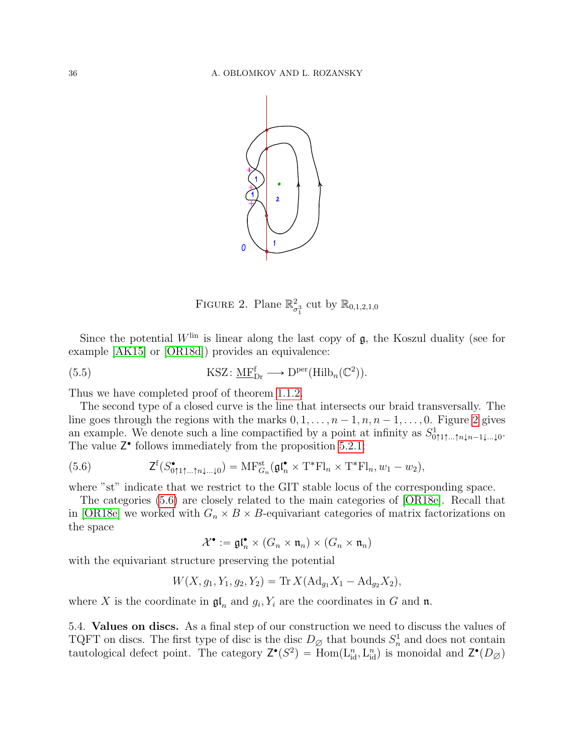FIGURE 2. Plane $\mathbb{R}^2_{\sigma_1^3}$ cut by $\mathbb{R}_{0,1,2,1,0}$

Since the potential $W^{\rm lin}$ is linear along the last copy of $\mathfrak{g}$, the Koszul duality (see for example [AK15] or [OR18d]) provides an equivalence:

$$\mathrm{KSZ}\colon \underline{\mathrm{MF}}^{\rm f}_{\rm Dr} \longrightarrow \mathrm{D}^{\rm per}(\mathrm{Hilb}_n(\mathbb{C}^2)). \tag{5.5}$$

Thus we have completed proof of theorem 1.1.2.

The second type of a closed curve is the line that intersects our braid transversally. The line goes through the regions with the marks $0, 1, \dots, n-1, n, n-1, \dots, 0$. Figure 2 gives an example. We denote such a line compactified by a point at infinity as $S^1_{0\uparrow 1\uparrow\ldots\uparrow n\downarrow n-1\downarrow\ldots\downarrow 0}$. The value $\mathsf{Z}^\bullet$ follows immediately from the proposition 5.2.1:

$$\mathsf{Z}^{\rm f}(S^\bullet_{0\uparrow 1\uparrow\ldots\uparrow n\downarrow\ldots\downarrow 0}) = \mathrm{MF}^{\rm st}_{G_n}(\mathfrak{gl}^\bullet_n \times \mathrm{T}^*\mathrm{Fl}_n \times \mathrm{T}^*\mathrm{Fl}_n, w_1 - w_2), \tag{5.6}$$

where "st" indicate that we restrict to the GIT stable locus of the corresponding space.

The categories (5.6) are closely related to the main categories of [OR18e]. Recall that in [OR18e] we worked with $G_n \times B \times B$-equivariant categories of matrix factorizations on the space

$$\mathcal{X}^\bullet := \mathfrak{gl}^\bullet_n \times (G_n \times \mathfrak{n}_n) \times (G_n \times \mathfrak{n}_n)$$

with the equivariant structure preserving the potential

$$W(X, g_1, Y_1, g_2, Y_2) = \mathrm{Tr}\, X(\mathrm{Ad}_{g_1} X_1 - \mathrm{Ad}_{g_2} X_2),$$

where $X$ is the coordinate in $\mathfrak{gl}_n$ and $g_i, Y_i$ are the coordinates in $G$ and $\mathfrak{n}$.

5.4. **Values on discs.** As a final step of our construction we need to discuss the values of TQFT on discs. The first type of disc is the disc $D_\varnothing$ that bounds $S^1_n$ and does not contain tautological defect point. The category $\mathsf{Z}^\bullet(S^2) = \mathrm{Hom}(\mathrm{L}^n_{\rm id}, \mathrm{L}^n_{\rm id})$ is monoidal and $\mathsf{Z}^\bullet(D_\varnothing)$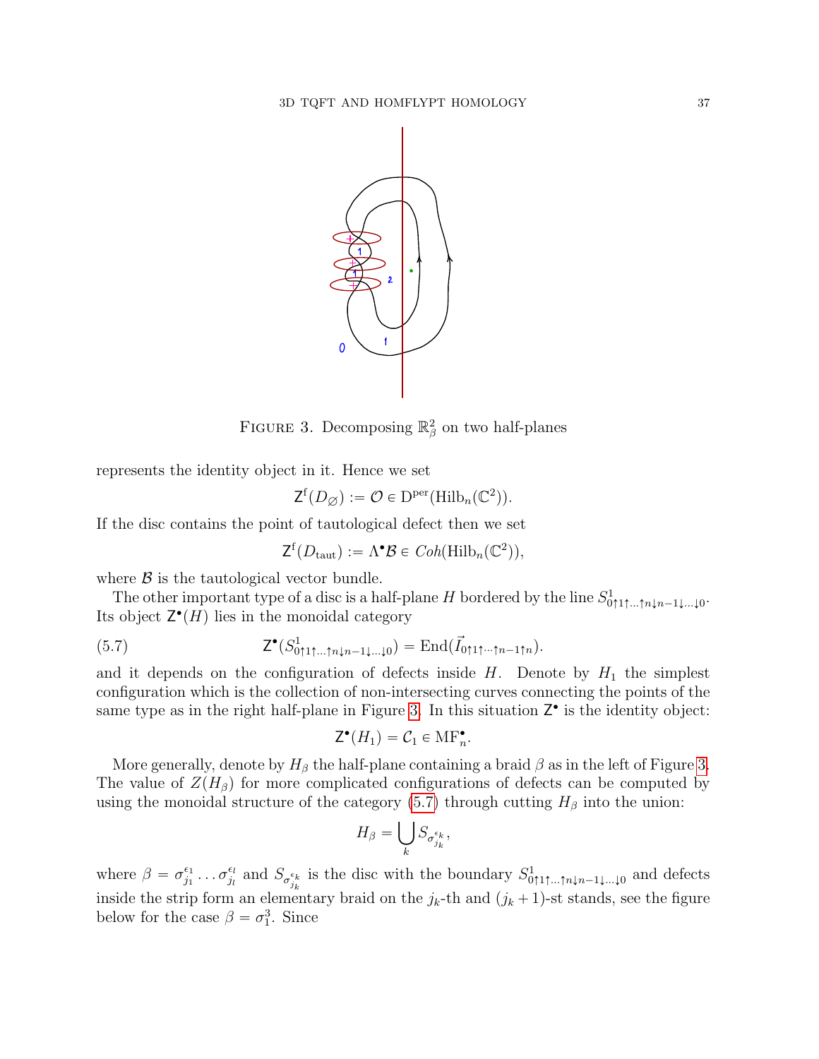FIGURE 3. Decomposing $\mathbb{R}^2_\beta$ on two half-planes

represents the identity object in it. Hence we set

$$\mathsf{Z}^{\mathrm{f}}(D_\varnothing) := \mathcal{O} \in \mathrm{D}^{\mathrm{per}}(\mathrm{Hilb}_n(\mathbb{C}^2)).$$

If the disc contains the point of tautological defect then we set

$$\mathsf{Z}^{\mathrm{f}}(D_{\mathrm{taut}}) := \Lambda^\bullet \mathcal{B} \in \mathit{Coh}(\mathrm{Hilb}_n(\mathbb{C}^2)),$$

where $\mathcal{B}$ is the tautological vector bundle.

The other important type of a disc is a half-plane $H$ bordered by the line $S^1_{0\uparrow 1\uparrow \dots \uparrow n \downarrow n-1\downarrow \dots \downarrow 0}$. Its object $\mathsf{Z}^\bullet(H)$ lies in the monoidal category

$$\mathsf{Z}^\bullet(S^1_{0\uparrow 1\uparrow \dots \uparrow n \downarrow n-1\downarrow \dots \downarrow 0}) = \mathrm{End}(\vec{I}_{0\uparrow 1\uparrow \cdots \uparrow n-1\uparrow n}). \tag{5.7}$$

and it depends on the configuration of defects inside $H$. Denote by $H_1$ the simplest configuration which is the collection of non-intersecting curves connecting the points of the same type as in the right half-plane in Figure 3. In this situation $\mathsf{Z}^\bullet$ is the identity object:

$$\mathsf{Z}^\bullet(H_1) = \mathcal{C}_1 \in \mathrm{MF}^\bullet_n.$$

More generally, denote by $H_\beta$ the half-plane containing a braid $\beta$ as in the left of Figure 3. The value of $Z(H_\beta)$ for more complicated configurations of defects can be computed by using the monoidal structure of the category (5.7) through cutting $H_\beta$ into the union:

$$H_\beta = \bigcup_k S_{\sigma^{\epsilon_k}_{j_k}},$$

where $\beta = \sigma^{\epsilon_1}_{j_1} \dots \sigma^{\epsilon_l}_{j_l}$ and $S_{\sigma^{\epsilon_k}_{j_k}}$ is the disc with the boundary $S^1_{0\uparrow 1\uparrow \dots \uparrow n \downarrow n-1\downarrow \dots \downarrow 0}$ and defects inside the strip form an elementary braid on the $j_k$-th and $(j_k+1)$-st stands, see the figure below for the case $\beta = \sigma_1^3$. Since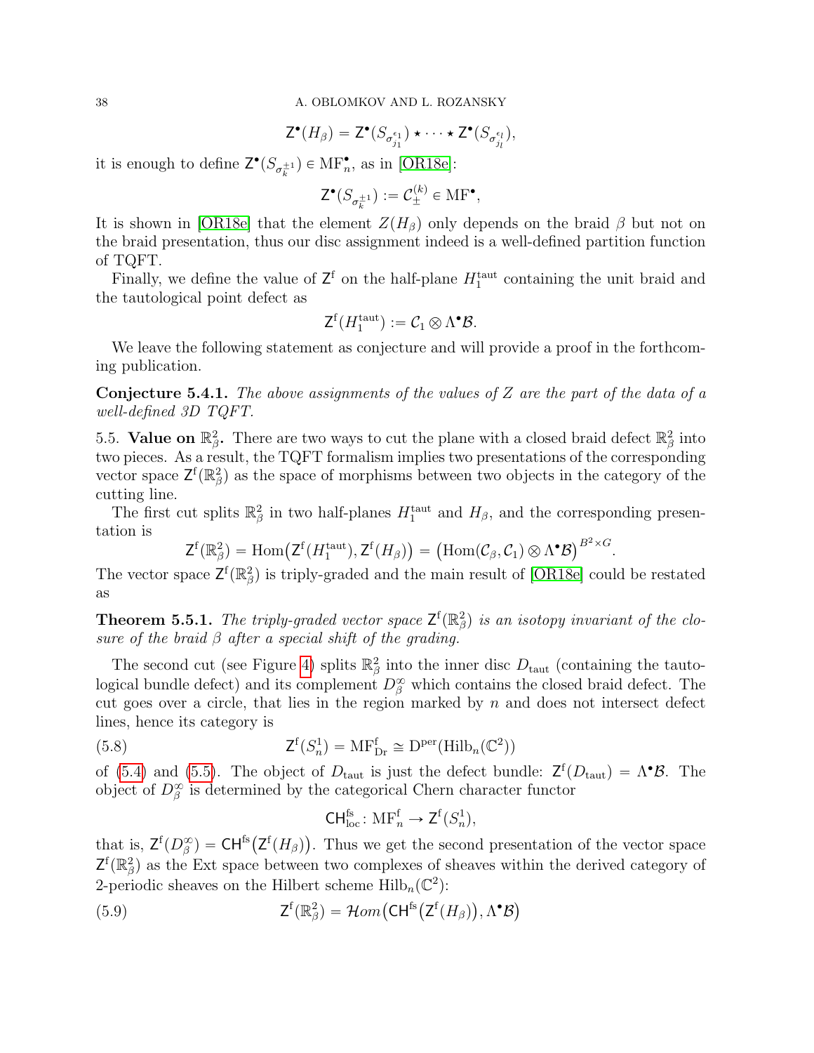$$\mathsf{Z}^{\bullet}(H_\beta) = \mathsf{Z}^{\bullet}(S_{\sigma_{j_1}^{\epsilon_1}}) \star \cdots \star \mathsf{Z}^{\bullet}(S_{\sigma_{j_l}^{\epsilon_l}}),$$

it is enough to define $\mathsf{Z}^{\bullet}(S_{\sigma_k^{\pm 1}}) \in \mathrm{MF}_n^{\bullet}$, as in [OR18e]:

$$\mathsf{Z}^{\bullet}(S_{\sigma_k^{\pm 1}}) := \mathcal{C}_{\pm}^{(k)} \in \mathrm{MF}^{\bullet},$$

It is shown in [OR18e] that the element $Z(H_\beta)$ only depends on the braid $\beta$ but not on the braid presentation, thus our disc assignment indeed is a well-defined partition function of TQFT.

Finally, we define the value of $\mathsf{Z}^{\mathrm{f}}$ on the half-plane $H_1^{\mathrm{taut}}$ containing the unit braid and the tautological point defect as

$$\mathsf{Z}^{\mathrm{f}}(H_1^{\mathrm{taut}}) := \mathcal{C}_1 \otimes \Lambda^{\bullet}\mathcal{B}.$$

We leave the following statement as conjecture and will provide a proof in the forthcoming publication.

**Conjecture 5.4.1.** *The above assignments of the values of $Z$ are the part of the data of a well-defined 3D TQFT.*

5.5. **Value on $\mathbb{R}^2_\beta$.** There are two ways to cut the plane with a closed braid defect $\mathbb{R}^2_\beta$ into two pieces. As a result, the TQFT formalism implies two presentations of the corresponding vector space $\mathsf{Z}^{\mathrm{f}}(\mathbb{R}^2_\beta)$ as the space of morphisms between two objects in the category of the cutting line.

The first cut splits $\mathbb{R}^2_\beta$ in two half-planes $H_1^{\mathrm{taut}}$ and $H_\beta$, and the corresponding presentation is

$$\mathsf{Z}^{\mathrm{f}}(\mathbb{R}^2_\beta) = \mathrm{Hom}\big(\mathsf{Z}^{\mathrm{f}}(H_1^{\mathrm{taut}}), \mathsf{Z}^{\mathrm{f}}(H_\beta)\big) = \big(\mathrm{Hom}(\mathcal{C}_\beta, \mathcal{C}_1) \otimes \Lambda^{\bullet}\mathcal{B}\big)^{B^2 \times G}.$$

The vector space $\mathsf{Z}^{\mathrm{f}}(\mathbb{R}^2_\beta)$ is triply-graded and the main result of [OR18e] could be restated as

**Theorem 5.5.1.** *The triply-graded vector space $\mathsf{Z}^{\mathrm{f}}(\mathbb{R}^2_\beta)$ is an isotopy invariant of the closure of the braid $\beta$ after a special shift of the grading.*

The second cut (see Figure 4) splits $\mathbb{R}^2_\beta$ into the inner disc $D_{\mathrm{taut}}$ (containing the tautological bundle defect) and its complement $D_\beta^\infty$ which contains the closed braid defect. The cut goes over a circle, that lies in the region marked by $n$ and does not intersect defect lines, hence its category is

$$\mathsf{Z}^{\mathrm{f}}(S^1_n) = \mathrm{MF}^{\mathrm{f}}_{\mathrm{Dr}} \cong \mathrm{D}^{\mathrm{per}}(\mathrm{Hilb}_n(\mathbb{C}^2)) \tag{5.8}$$

of (5.4) and (5.5). The object of $D_{\mathrm{taut}}$ is just the defect bundle: $\mathsf{Z}^{\mathrm{f}}(D_{\mathrm{taut}}) = \Lambda^{\bullet}\mathcal{B}$. The object of $D_\beta^\infty$ is determined by the categorical Chern character functor

$$\mathsf{CH}^{\mathrm{fs}}_{\mathrm{loc}} \colon \mathrm{MF}^{\mathrm{f}}_n \to \mathsf{Z}^{\mathrm{f}}(S^1_n),$$

that is, $\mathsf{Z}^{\mathrm{f}}(D_\beta^\infty) = \mathsf{CH}^{\mathrm{fs}}\big(\mathsf{Z}^{\mathrm{f}}(H_\beta)\big)$. Thus we get the second presentation of the vector space $\mathsf{Z}^{\mathrm{f}}(\mathbb{R}^2_\beta)$ as the Ext space between two complexes of sheaves within the derived category of 2-periodic sheaves on the Hilbert scheme $\mathrm{Hilb}_n(\mathbb{C}^2)$:

$$\mathsf{Z}^{\mathrm{f}}(\mathbb{R}^2_\beta) = \mathcal{H}om\big(\mathsf{CH}^{\mathrm{fs}}\big(\mathsf{Z}^{\mathrm{f}}(H_\beta)\big), \Lambda^{\bullet}\mathcal{B}\big) \tag{5.9}$$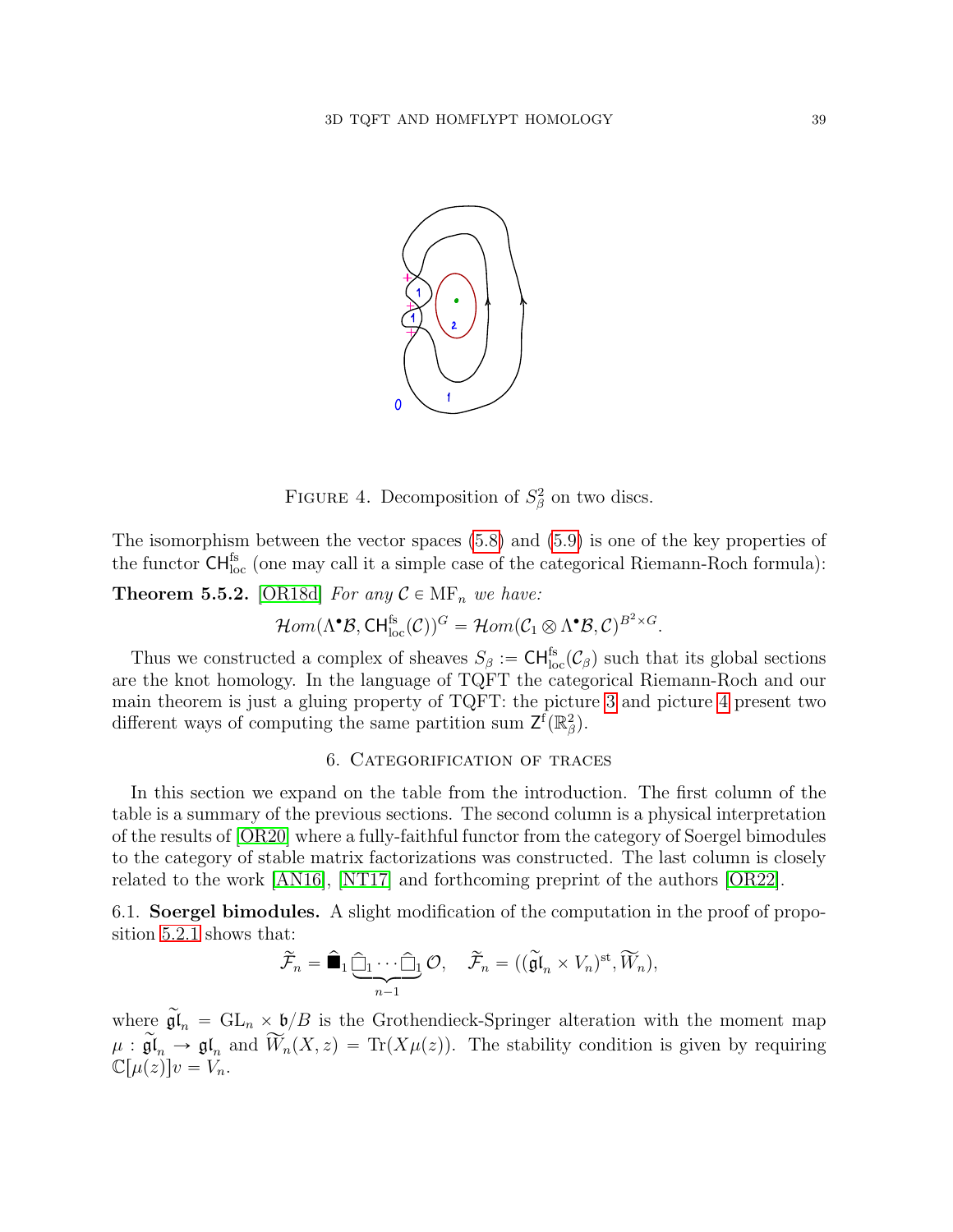FIGURE 4. Decomposition of $S^2_\beta$ on two discs.

The isomorphism between the vector spaces (5.8) and (5.9) is one of the key properties of the functor $\mathsf{CH}^{\mathrm{fs}}_{\mathrm{loc}}$ (one may call it a simple case of the categorical Riemann-Roch formula):

**Theorem 5.5.2.** [OR18d] *For any $\mathcal{C} \in \mathrm{MF}_n$ we have:*

$$\mathcal{H}om(\Lambda^\bullet\mathcal{B}, \mathsf{CH}^{\mathrm{fs}}_{\mathrm{loc}}(\mathcal{C}))^G = \mathcal{H}om(\mathcal{C}_1 \otimes \Lambda^\bullet\mathcal{B}, \mathcal{C})^{B^2\times G}.$$

Thus we constructed a complex of sheaves $S_\beta := \mathsf{CH}^{\mathrm{fs}}_{\mathrm{loc}}(\mathcal{C}_\beta)$ such that its global sections are the knot homology. In the language of TQFT the categorical Riemann-Roch and our main theorem is just a gluing property of TQFT: the picture 3 and picture 4 present two different ways of computing the same partition sum $\mathsf{Z}^{\mathrm{f}}(\mathbb{R}^2_\beta)$.

## 6. Categorification of traces

In this section we expand on the table from the introduction. The first column of the table is a summary of the previous sections. The second column is a physical interpretation of the results of [OR20] where a fully-faithful functor from the category of Soergel bimodules to the category of stable matrix factorizations was constructed. The last column is closely related to the work [AN16], [NT17] and forthcoming preprint of the authors [OR22].

6.1. **Soergel bimodules.** A slight modification of the computation in the proof of proposition 5.2.1 shows that:

$$\widetilde{\mathcal{F}}_n = \widehat{\blacksquare}_1 \underbrace{\widehat{\square}_1 \cdots \widehat{\square}_1}_{n-1} \mathcal{O}, \quad \widetilde{\mathcal{F}}_n = ((\widetilde{\mathfrak{gl}}_n \times V_n)^{\mathrm{st}}, \widetilde{W}_n),$$

where $\widetilde{\mathfrak{gl}}_n = \mathrm{GL}_n \times \mathfrak{b}/B$ is the Grothendieck-Springer alteration with the moment map $\mu : \widetilde{\mathfrak{gl}}_n \to \mathfrak{gl}_n$ and $\widetilde{W}_n(X,z) = \mathrm{Tr}(X\mu(z))$. The stability condition is given by requiring $\mathbb{C}[\mu(z)]v = V_n$.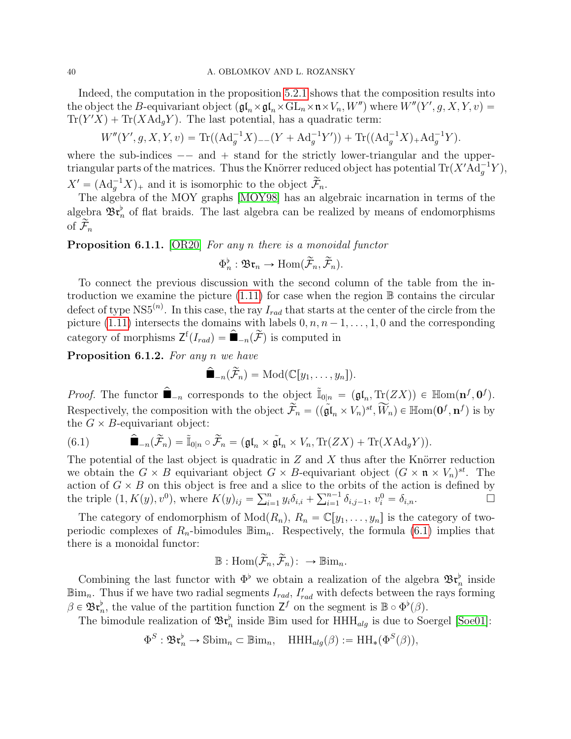Indeed, the computation in the proposition 5.2.1 shows that the composition results into the object the $B$-equivariant object $(\mathfrak{gl}_n \times \mathfrak{gl}_n \times \mathrm{GL}_n \times \mathfrak{n} \times V_n, W'')$ where $W''(Y', g, X, Y, v) = \mathrm{Tr}(Y'X) + \mathrm{Tr}(X\mathrm{Ad}_g Y)$. The last potential, has a quadratic term:

$$W''(Y', g, X, Y, v) = \mathrm{Tr}((\mathrm{Ad}_g^{-1}X)_{--}(Y + \mathrm{Ad}_g^{-1}Y')) + \mathrm{Tr}((\mathrm{Ad}_g^{-1}X)_{+}\mathrm{Ad}_g^{-1}Y).$$

where the sub-indices $--$ and $+$ stand for the strictly lower-triangular and the upper-triangular parts of the matrices. Thus the Knörrer reduced object has potential $\mathrm{Tr}(X'\mathrm{Ad}_g^{-1}Y)$, $X' = (\mathrm{Ad}_g^{-1}X)_+$ and it is isomorphic to the object $\widetilde{\mathcal{F}}_n$.

The algebra of the MOY graphs [MOY98] has an algebraic incarnation in terms of the algebra $\mathfrak{Br}_n^\flat$ of flat braids. The last algebra can be realized by means of endomorphisms of $\widetilde{\mathcal{F}}_n$

**Proposition 6.1.1.** [OR20] *For any $n$ there is a monoidal functor*

$$\Phi_n^\flat : \mathfrak{Br}_n \to \mathrm{Hom}(\widetilde{\mathcal{F}}_n, \widetilde{\mathcal{F}}_n).$$

To connect the previous discussion with the second column of the table from the introduction we examine the picture (1.11) for case when the region $\mathbb{B}$ contains the circular defect of type $\mathrm{NS5}^{(n)}$. In this case, the ray $I_{rad}$ that starts at the center of the circle from the picture (1.11) intersects the domains with labels $0, n, n-1, \ldots, 1, 0$ and the corresponding category of morphisms $\mathsf{Z}^{\mathrm{f}}(I_{rad}) = \widehat{\blacksquare}_{-n}(\widetilde{\mathcal{F}})$ is computed in

**Proposition 6.1.2.** *For any $n$ we have*

$$\widehat{\blacksquare}_{-n}(\widetilde{\mathcal{F}}_n) = \mathrm{Mod}(\mathbb{C}[y_1, \ldots, y_n]).$$

*Proof.* The functor $\widehat{\blacksquare}_{-n}$ corresponds to the object $\tilde{\mathbb{I}}_{0|n} = (\mathfrak{gl}_n, \mathrm{Tr}(ZX)) \in \mathbb{H}\mathrm{om}(\mathbf{n}^f, \mathbf{0}^f)$. Respectively, the composition with the object $\widetilde{\mathcal{F}}_n = ((\tilde{\mathfrak{gl}}_n \times V_n)^{st}, \widetilde{W}_n) \in \mathbb{H}\mathrm{om}(\mathbf{0}^f, \mathbf{n}^f)$ is by the $G \times B$-equivariant object:

$$\widehat{\blacksquare}_{-n}(\widetilde{\mathcal{F}}_n) = \tilde{\mathbb{I}}_{0|n} \circ \widetilde{\mathcal{F}}_n = (\mathfrak{gl}_n \times \tilde{\mathfrak{gl}}_n \times V_n, \mathrm{Tr}(ZX) + \mathrm{Tr}(X\mathrm{Ad}_g Y)). \tag{6.1}$$

The potential of the last object is quadratic in $Z$ and $X$ thus after the Knörrer reduction we obtain the $G \times B$ equivariant object $G \times B$-equivariant object $(G \times \mathfrak{n} \times V_n)^{st}$. The action of $G \times B$ on this object is free and a slice to the orbits of the action is defined by the triple $(1, K(y), v^0)$, where $K(y)_{ij} = \sum_{i=1}^n y_i \delta_{i,i} + \sum_{i=1}^{n-1} \delta_{i,j-1}$, $v_i^0 = \delta_{i,n}$. □

The category of endomorphism of $\mathrm{Mod}(R_n)$, $R_n = \mathbb{C}[y_1, \ldots, y_n]$ is the category of two-periodic complexes of $R_n$-bimodules $\mathbb{B}\mathrm{im}_n$. Respectively, the formula (6.1) implies that there is a monoidal functor:

$$\mathbb{B} : \mathrm{Hom}(\widetilde{\mathcal{F}}_n, \widetilde{\mathcal{F}}_n) : \to \mathbb{B}\mathrm{im}_n.$$

Combining the last functor with $\Phi^\flat$ we obtain a realization of the algebra $\mathfrak{Br}_n^\flat$ inside $\mathbb{B}\mathrm{im}_n$. Thus if we have two radial segments $I_{rad}$, $I'_{rad}$ with defects between the rays forming $\beta \in \mathfrak{Br}_n^\flat$, the value of the partition function $\mathsf{Z}^f$ on the segment is $\mathbb{B} \circ \Phi^\flat(\beta)$.

The bimodule realization of $\mathfrak{Br}_n^\flat$ inside $\mathbb{B}\mathrm{im}$ used for $\mathrm{HHH}_{alg}$ is due to Soergel [Soe01]:

$$\Phi^S : \mathfrak{Br}_n^\flat \to \mathbb{S}\mathrm{bim}_n \subset \mathbb{B}\mathrm{im}_n, \quad \mathrm{HHH}_{alg}(\beta) := \mathrm{HH}_*(\Phi^S(\beta)),$$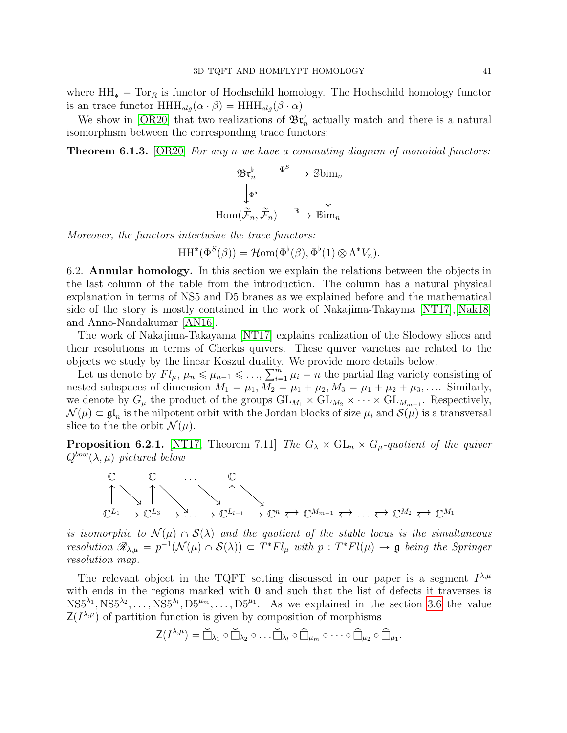where $\mathrm{HH}_* = \mathrm{Tor}_R$ is functor of Hochschild homology. The Hochschild homology functor is an trace functor $\mathrm{HHH}_{alg}(\alpha\cdot\beta) = \mathrm{HHH}_{alg}(\beta\cdot\alpha)$

We show in [OR20] that two realizations of $\mathfrak{Br}_n^\flat$ actually match and there is a natural isomorphism between the corresponding trace functors:

**Theorem 6.1.3.** [OR20] *For any $n$ we have a commuting diagram of monoidal functors:*

$$\begin{array}{ccc} \mathfrak{Br}_n^\flat & \xrightarrow{\Phi^S} & \mathbb{S}\mathrm{bim}_n \\ \downarrow{\scriptstyle \Phi^\flat} & & \downarrow \\ \mathrm{Hom}(\widetilde{\mathcal{F}}_n, \widetilde{\mathcal{F}}_n) & \xrightarrow{\mathbb{B}} & \mathbb{B}\mathrm{im}_n \end{array}$$

*Moreover, the functors intertwine the trace functors:*

$$\mathrm{HH}^*(\Phi^S(\beta)) = \mathcal{H}\mathrm{om}(\Phi^\flat(\beta), \Phi^\flat(1)\otimes\Lambda^* V_n).$$

6.2. **Annular homology.** In this section we explain the relations between the objects in the last column of the table from the introduction. The column has a natural physical explanation in terms of NS5 and D5 branes as we explained before and the mathematical side of the story is mostly contained in the work of Nakajima-Takayma [NT17],[Nak18] and Anno-Nandakumar [AN16].

The work of Nakajima-Takayama [NT17] explains realization of the Slodowy slices and their resolutions in terms of Cherkis quivers. These quiver varieties are related to the objects we study by the linear Koszul duality. We provide more details below.

Let us denote by $Fl_\mu$, $\mu_n \leqslant \mu_{n-1} \leqslant \dots, \sum_{i=1}^m \mu_i = n$ the partial flag variety consisting of nested subspaces of dimension $M_1 = \mu_1, M_2 = \mu_1+\mu_2, M_3 = \mu_1+\mu_2+\mu_3, \dots$. Similarly, we denote by $G_\mu$ the product of the groups $\mathrm{GL}_{M_1}\times\mathrm{GL}_{M_2}\times\dots\times\mathrm{GL}_{M_{m-1}}$. Respectively, $\mathcal{N}(\mu)\subset\mathfrak{gl}_n$ is the nilpotent orbit with the Jordan blocks of size $\mu_i$ and $\mathcal{S}(\mu)$ is a transversal slice to the the orbit $\mathcal{N}(\mu)$.

**Proposition 6.2.1.** [NT17, Theorem 7.11] *The $G_\lambda\times\mathrm{GL}_n\times G_\mu$-quotient of the quiver $Q^{bow}(\lambda,\mu)$ pictured below*

$$\begin{array}{ccccccccccccccc} \mathbb{C} & & \mathbb{C} & & \dots & & \mathbb{C} & & & & & & & & \\ \uparrow & \searrow & \uparrow & \searrow & & \searrow & \uparrow & \searrow & & & & & & & \\ \mathbb{C}^{L_1} & \longrightarrow & \mathbb{C}^{L_3} & \longrightarrow & \dots & \longrightarrow & \mathbb{C}^{L_{l-1}} & \longrightarrow & \mathbb{C}^n & \rightleftarrows & \mathbb{C}^{M_{m-1}} & \rightleftarrows & \dots & \rightleftarrows \mathbb{C}^{M_2} & \rightleftarrows \mathbb{C}^{M_1} \end{array}$$

*is isomorphic to $\overline{\mathcal{N}}(\mu)\cap\mathcal{S}(\lambda)$ and the quotient of the stable locus is the simultaneous resolution $\mathscr{R}_{\lambda,\mu} = p^{-1}(\overline{\mathcal{N}}(\mu)\cap\mathcal{S}(\lambda))\subset T^*Fl_\mu$ with $p: T^*Fl(\mu)\to\mathfrak{g}$ being the Springer resolution map.*

The relevant object in the TQFT setting discussed in our paper is a segment $I^{\lambda,\mu}$ with ends in the regions marked with $\mathbf{0}$ and such that the list of defects it traverses is $\mathrm{NS5}^{\lambda_1}, \mathrm{NS5}^{\lambda_2}, \dots, \mathrm{NS5}^{\lambda_l}, \mathrm{D5}^{\mu_m}, \dots, \mathrm{D5}^{\mu_1}$. As we explained in the section 3.6 the value $\mathsf{Z}(I^{\lambda,\mu})$ of partition function is given by composition of morphisms

$$\mathsf{Z}(I^{\lambda,\mu}) = \check{\square}_{\lambda_1}\circ\check{\square}_{\lambda_2}\circ\dots\check{\square}_{\lambda_l}\circ\hat{\square}_{\mu_m}\circ\dots\circ\hat{\square}_{\mu_2}\circ\hat{\square}_{\mu_1}.$$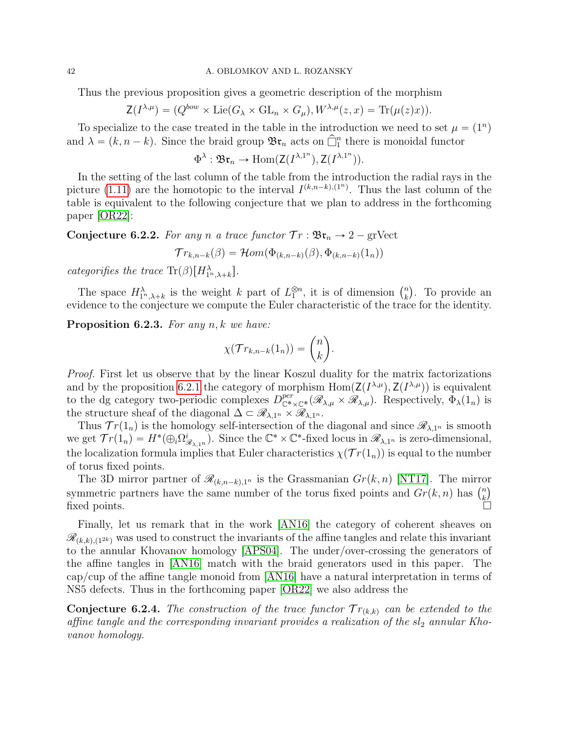Thus the previous proposition gives a geometric description of the morphism

$$\mathsf{Z}(I^{\lambda,\mu}) = (Q^{bow} \times \mathrm{Lie}(G_\lambda \times \mathrm{GL}_n \times G_\mu), W^{\lambda,\mu}(z,x) = \mathrm{Tr}(\mu(z)x)).$$

To specialize to the case treated in the table in the introduction we need to set $\mu = (1^n)$ and $\lambda = (k, n-k)$. Since the braid group $\mathfrak{Br}_n$ acts on $\widehat{\square}_1^n$ there is monoidal functor

$$\Phi^\lambda : \mathfrak{Br}_n \to \mathrm{Hom}(\mathsf{Z}(I^{\lambda,1^n}), \mathsf{Z}(I^{\lambda,1^n})).$$

In the setting of the last column of the table from the introduction the radial rays in the picture (1.11) are the homotopic to the interval $I^{(k,n-k),(1^n)}$. Thus the last column of the table is equivalent to the following conjecture that we plan to address in the forthcoming paper [OR22]:

**Conjecture 6.2.2.** *For any $n$ a trace functor $\mathcal{T}r : \mathfrak{Br}_n \to 2-\mathrm{grVect}$*

$$\mathcal{T}r_{k,n-k}(\beta) = \mathcal{H}om(\Phi_{(k,n-k)}(\beta), \Phi_{(k,n-k)}(1_n))$$

*categorifies the trace $\mathrm{Tr}(\beta)[H^\lambda_{1^n,\lambda+k}]$.*

The space $H^\lambda_{1^n,\lambda+k}$ is the weight $k$ part of $L_1^{\otimes n}$, it is of dimension $\binom{n}{k}$. To provide an evidence to the conjecture we compute the Euler characteristic of the trace for the identity.

**Proposition 6.2.3.** *For any $n, k$ we have:*

$$\chi(\mathcal{T}r_{k,n-k}(1_n)) = \binom{n}{k}.$$

*Proof.* First let us observe that by the linear Koszul duality for the matrix factorizations and by the proposition 6.2.1 the category of morphism $\mathrm{Hom}(\mathsf{Z}(I^{\lambda,\mu}), \mathsf{Z}(I^{\lambda,\mu}))$ is equivalent to the dg category two-periodic complexes $D^{per}_{\mathbb{C}^*\times\mathbb{C}^*}(\mathscr{R}_{\lambda,\mu} \times \mathscr{R}_{\lambda,\mu})$. Respectively, $\Phi_\lambda(1_n)$ is the structure sheaf of the diagonal $\Delta \subset \mathscr{R}_{\lambda,1^n} \times \mathscr{R}_{\lambda,1^n}$.

Thus $\mathcal{T}r(1_n)$ is the homology self-intersection of the diagonal and since $\mathscr{R}_{\lambda,1^n}$ is smooth we get $\mathcal{T}r(1_n) = H^*(\oplus_i \Omega^i_{\mathscr{R}_{\lambda,1^n}})$. Since the $\mathbb{C}^* \times \mathbb{C}^*$-fixed locus in $\mathscr{R}_{\lambda,1^n}$ is zero-dimensional, the localization formula implies that Euler characteristics $\chi(\mathcal{T}r(1_n))$ is equal to the number of torus fixed points.

The 3D mirror partner of $\mathscr{R}_{(k,n-k),1^n}$ is the Grassmanian $Gr(k,n)$ [NT17]. The mirror symmetric partners have the same number of the torus fixed points and $Gr(k,n)$ has $\binom{n}{k}$ fixed points. $\square$

Finally, let us remark that in the work [AN16] the category of coherent sheaves on $\mathscr{R}_{(k,k),(1^{2k})}$ was used to construct the invariants of the affine tangles and relate this invariant to the annular Khovanov homology [APS04]. The under/over-crossing the generators of the affine tangles in [AN16] match with the braid generators used in this paper. The cap/cup of the affine tangle monoid from [AN16] have a natural interpretation in terms of NS5 defects. Thus in the forthcoming paper [OR22] we also address the

**Conjecture 6.2.4.** *The construction of the trace functor $\mathcal{T}r_{(k,k)}$ can be extended to the affine tangle and the corresponding invariant provides a realization of the $sl_2$ annular Khovanov homology.*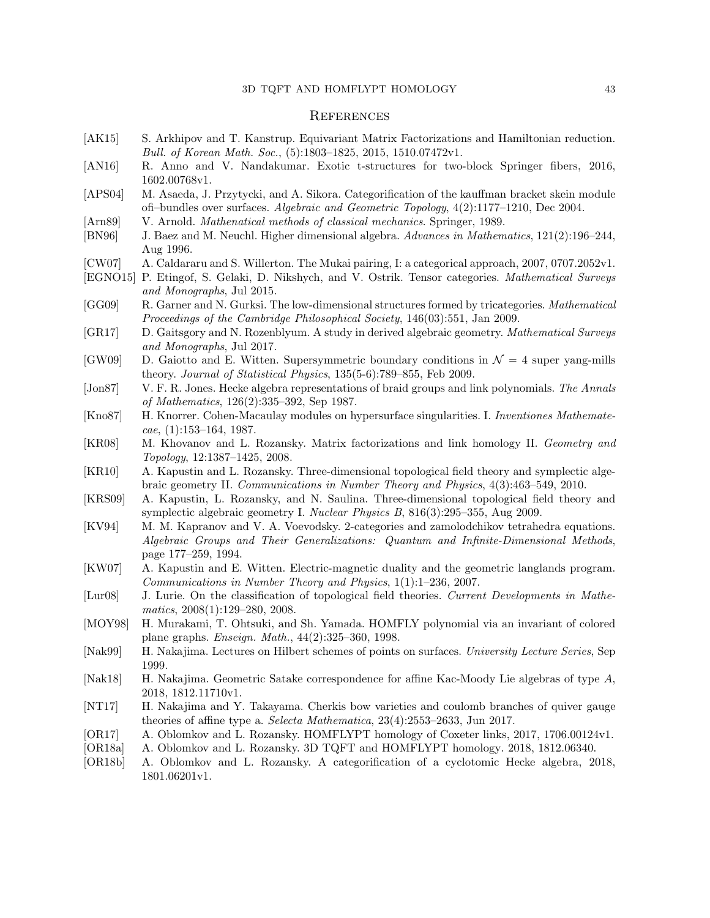## References

- [AK15] S. Arkhipov and T. Kanstrup. Equivariant Matrix Factorizations and Hamiltonian reduction. *Bull. of Korean Math. Soc.*, (5):1803–1825, 2015, 1510.07472v1.
- [AN16] R. Anno and V. Nandakumar. Exotic t-structures for two-block Springer fibers, 2016, 1602.00768v1.
- [APS04] M. Asaeda, J. Przytycki, and A. Sikora. Categorification of the kauffman bracket skein module ofi–bundles over surfaces. *Algebraic and Geometric Topology*, 4(2):1177–1210, Dec 2004.
- [Arn89] V. Arnold. *Mathenatical methods of classical mechanics*. Springer, 1989.
- [BN96] J. Baez and M. Neuchl. Higher dimensional algebra. *Advances in Mathematics*, 121(2):196–244, Aug 1996.
- [CW07] A. Caldararu and S. Willerton. The Mukai pairing, I: a categorical approach, 2007, 0707.2052v1.
- [EGNO15] P. Etingof, S. Gelaki, D. Nikshych, and V. Ostrik. Tensor categories. *Mathematical Surveys and Monographs*, Jul 2015.
- [GG09] R. Garner and N. Gurksi. The low-dimensional structures formed by tricategories. *Mathematical Proceedings of the Cambridge Philosophical Society*, 146(03):551, Jan 2009.
- [GR17] D. Gaitsgory and N. Rozenblyum. A study in derived algebraic geometry. *Mathematical Surveys and Monographs*, Jul 2017.
- [GW09] D. Gaiotto and E. Witten. Supersymmetric boundary conditions in $\mathcal{N} = 4$ super yang-mills theory. *Journal of Statistical Physics*, 135(5-6):789–855, Feb 2009.
- [Jon87] V. F. R. Jones. Hecke algebra representations of braid groups and link polynomials. *The Annals of Mathematics*, 126(2):335–392, Sep 1987.
- [Kno87] H. Knorrer. Cohen-Macaulay modules on hypersurface singularities. I. *Inventiones Mathematecae*, (1):153–164, 1987.
- [KR08] M. Khovanov and L. Rozansky. Matrix factorizations and link homology II. *Geometry and Topology*, 12:1387–1425, 2008.
- [KR10] A. Kapustin and L. Rozansky. Three-dimensional topological field theory and symplectic algebraic geometry II. *Communications in Number Theory and Physics*, 4(3):463–549, 2010.
- [KRS09] A. Kapustin, L. Rozansky, and N. Saulina. Three-dimensional topological field theory and symplectic algebraic geometry I. *Nuclear Physics B*, 816(3):295–355, Aug 2009.
- [KV94] M. M. Kapranov and V. A. Voevodsky. 2-categories and zamolodchikov tetrahedra equations. *Algebraic Groups and Their Generalizations: Quantum and Infinite-Dimensional Methods*, page 177–259, 1994.
- [KW07] A. Kapustin and E. Witten. Electric-magnetic duality and the geometric langlands program. *Communications in Number Theory and Physics*, 1(1):1–236, 2007.
- [Lur08] J. Lurie. On the classification of topological field theories. *Current Developments in Mathematics*, 2008(1):129–280, 2008.
- [MOY98] H. Murakami, T. Ohtsuki, and Sh. Yamada. HOMFLY polynomial via an invariant of colored plane graphs. *Enseign. Math.*, 44(2):325–360, 1998.
- [Nak99] H. Nakajima. Lectures on Hilbert schemes of points on surfaces. *University Lecture Series*, Sep 1999.
- [Nak18] H. Nakajima. Geometric Satake correspondence for affine Kac-Moody Lie algebras of type $A$, 2018, 1812.11710v1.
- [NT17] H. Nakajima and Y. Takayama. Cherkis bow varieties and coulomb branches of quiver gauge theories of affine type a. *Selecta Mathematica*, 23(4):2553–2633, Jun 2017.
- [OR17] A. Oblomkov and L. Rozansky. HOMFLYPT homology of Coxeter links, 2017, 1706.00124v1.
- [OR18a] A. Oblomkov and L. Rozansky. 3D TQFT and HOMFLYPT homology. 2018, 1812.06340.
- [OR18b] A. Oblomkov and L. Rozansky. A categorification of a cyclotomic Hecke algebra, 2018, 1801.06201v1.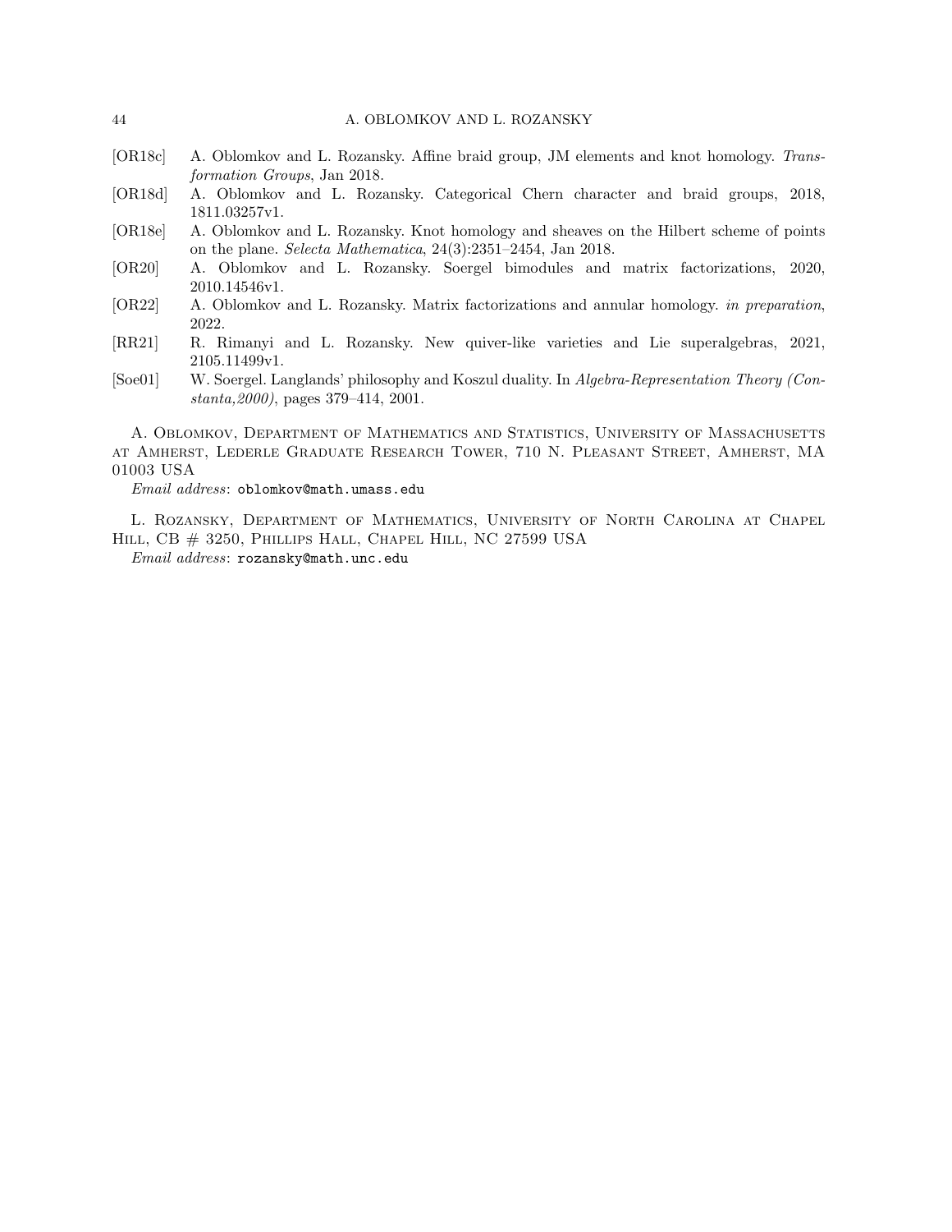[OR18c] A. Oblomkov and L. Rozansky. Affine braid group, JM elements and knot homology. *Transformation Groups*, Jan 2018.

[OR18d] A. Oblomkov and L. Rozansky. Categorical Chern character and braid groups, 2018, 1811.03257v1.

[OR18e] A. Oblomkov and L. Rozansky. Knot homology and sheaves on the Hilbert scheme of points on the plane. *Selecta Mathematica*, 24(3):2351–2454, Jan 2018.

[OR20] A. Oblomkov and L. Rozansky. Soergel bimodules and matrix factorizations, 2020, 2010.14546v1.

[OR22] A. Oblomkov and L. Rozansky. Matrix factorizations and annular homology. *in preparation*, 2022.

[RR21] R. Rimanyi and L. Rozansky. New quiver-like varieties and Lie superalgebras, 2021, 2105.11499v1.

[Soe01] W. Soergel. Langlands' philosophy and Koszul duality. In *Algebra-Representation Theory (Constanta,2000)*, pages 379–414, 2001.

A. Oblomkov, Department of Mathematics and Statistics, University of Massachusetts at Amherst, Lederle Graduate Research Tower, 710 N. Pleasant Street, Amherst, MA 01003 USA

*Email address*: `oblomkov@math.umass.edu`

L. Rozansky, Department of Mathematics, University of North Carolina at Chapel Hill, CB # 3250, Phillips Hall, Chapel Hill, NC 27599 USA

*Email address*: `rozansky@math.unc.edu`